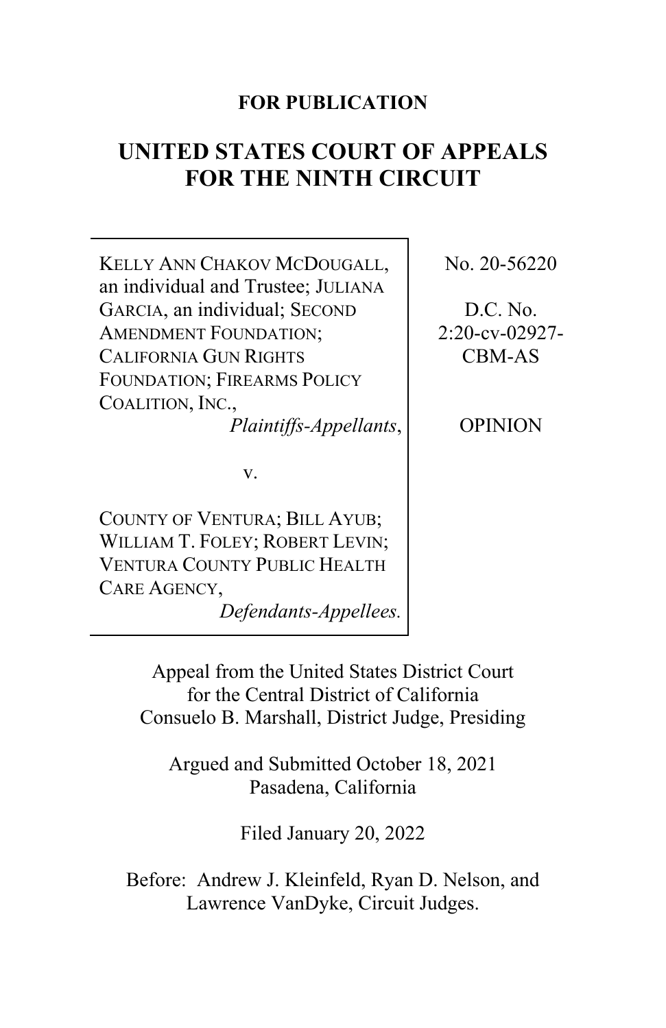**FOR PUBLICATION**

# UNITED STATES COURT OF APPEALS FOR THE NINTH CIRCUIT

| | |
|---|---|
| KELLY ANN CHAKOV MCDOUGALL, an individual and Trustee; JULIANA GARCIA, an individual; SECOND AMENDMENT FOUNDATION; CALIFORNIA GUN RIGHTS FOUNDATION; FIREARMS POLICY COALITION, INC., *Plaintiffs-Appellants*, | No. 20-56220 |
| v. | D.C. No. 2:20-cv-02927-CBM-AS |
| COUNTY OF VENTURA; BILL AYUB; WILLIAM T. FOLEY; ROBERT LEVIN; VENTURA COUNTY PUBLIC HEALTH CARE AGENCY, *Defendants-Appellees.* | OPINION |

Appeal from the United States District Court for the Central District of California
Consuelo B. Marshall, District Judge, Presiding

Argued and Submitted October 18, 2021
Pasadena, California

Filed January 20, 2022

Before: Andrew J. Kleinfeld, Ryan D. Nelson, and Lawrence VanDyke, Circuit Judges.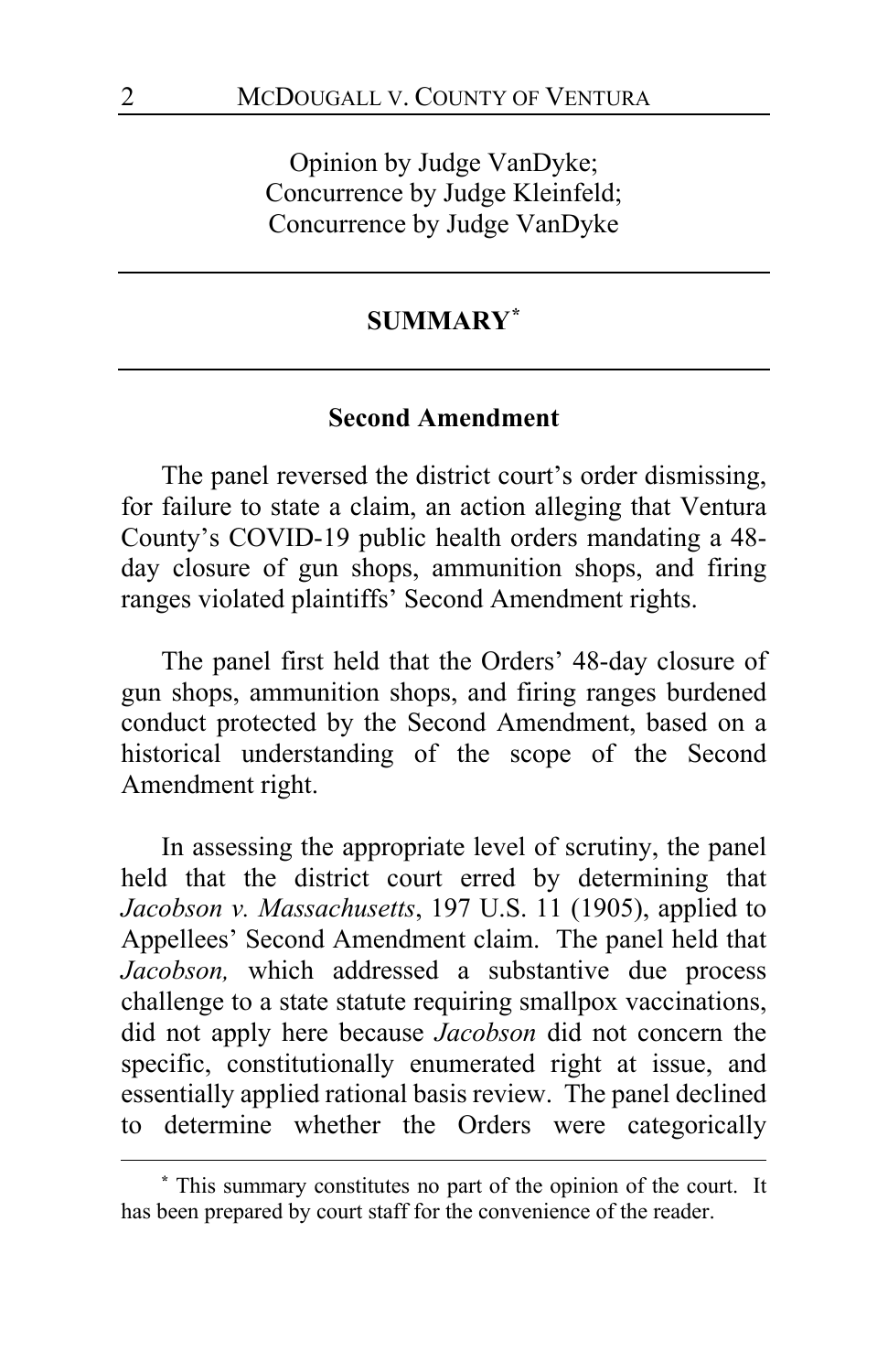Opinion by Judge VanDyke;
Concurrence by Judge Kleinfeld;
Concurrence by Judge VanDyke

## SUMMARY[*]

### Second Amendment

The panel reversed the district court's order dismissing, for failure to state a claim, an action alleging that Ventura County's COVID-19 public health orders mandating a 48-day closure of gun shops, ammunition shops, and firing ranges violated plaintiffs' Second Amendment rights.

The panel first held that the Orders' 48-day closure of gun shops, ammunition shops, and firing ranges burdened conduct protected by the Second Amendment, based on a historical understanding of the scope of the Second Amendment right.

In assessing the appropriate level of scrutiny, the panel held that the district court erred by determining that *Jacobson v. Massachusetts*, 197 U.S. 11 (1905), applied to Appellees' Second Amendment claim. The panel held that *Jacobson,* which addressed a substantive due process challenge to a state statute requiring smallpox vaccinations, did not apply here because *Jacobson* did not concern the specific, constitutionally enumerated right at issue, and essentially applied rational basis review. The panel declined to determine whether the Orders were categorically

[*] This summary constitutes no part of the opinion of the court. It has been prepared by court staff for the convenience of the reader.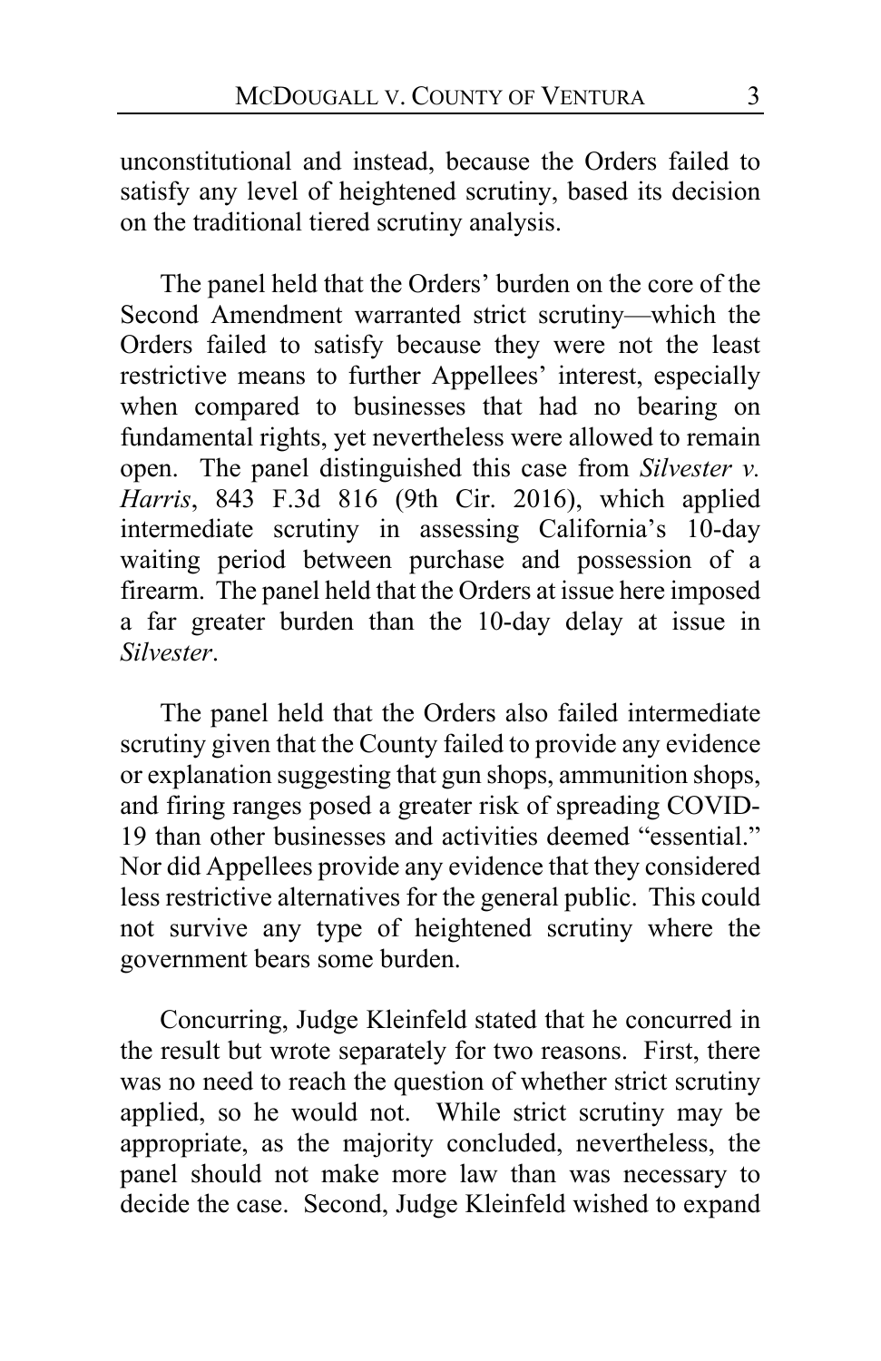unconstitutional and instead, because the Orders failed to satisfy any level of heightened scrutiny, based its decision on the traditional tiered scrutiny analysis.

The panel held that the Orders' burden on the core of the Second Amendment warranted strict scrutiny—which the Orders failed to satisfy because they were not the least restrictive means to further Appellees' interest, especially when compared to businesses that had no bearing on fundamental rights, yet nevertheless were allowed to remain open. The panel distinguished this case from *Silvester v. Harris*, 843 F.3d 816 (9th Cir. 2016), which applied intermediate scrutiny in assessing California's 10-day waiting period between purchase and possession of a firearm. The panel held that the Orders at issue here imposed a far greater burden than the 10-day delay at issue in *Silvester*.

The panel held that the Orders also failed intermediate scrutiny given that the County failed to provide any evidence or explanation suggesting that gun shops, ammunition shops, and firing ranges posed a greater risk of spreading COVID-19 than other businesses and activities deemed "essential." Nor did Appellees provide any evidence that they considered less restrictive alternatives for the general public. This could not survive any type of heightened scrutiny where the government bears some burden.

Concurring, Judge Kleinfeld stated that he concurred in the result but wrote separately for two reasons. First, there was no need to reach the question of whether strict scrutiny applied, so he would not. While strict scrutiny may be appropriate, as the majority concluded, nevertheless, the panel should not make more law than was necessary to decide the case. Second, Judge Kleinfeld wished to expand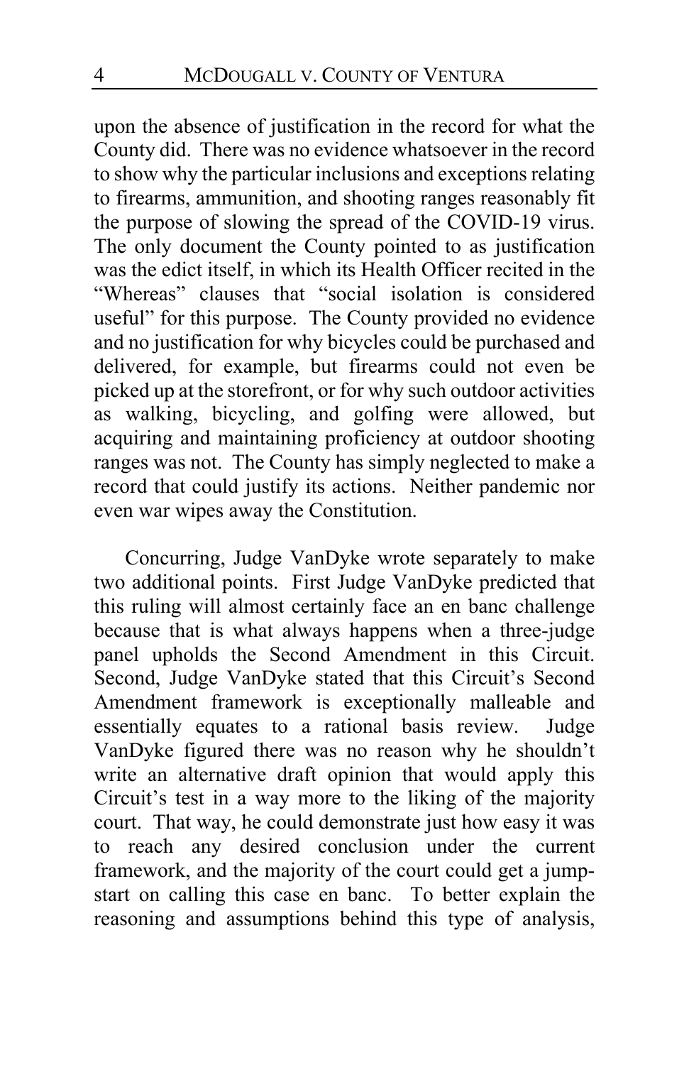upon the absence of justification in the record for what the County did. There was no evidence whatsoever in the record to show why the particular inclusions and exceptions relating to firearms, ammunition, and shooting ranges reasonably fit the purpose of slowing the spread of the COVID-19 virus. The only document the County pointed to as justification was the edict itself, in which its Health Officer recited in the "Whereas" clauses that "social isolation is considered useful" for this purpose. The County provided no evidence and no justification for why bicycles could be purchased and delivered, for example, but firearms could not even be picked up at the storefront, or for why such outdoor activities as walking, bicycling, and golfing were allowed, but acquiring and maintaining proficiency at outdoor shooting ranges was not. The County has simply neglected to make a record that could justify its actions. Neither pandemic nor even war wipes away the Constitution.

Concurring, Judge VanDyke wrote separately to make two additional points. First Judge VanDyke predicted that this ruling will almost certainly face an en banc challenge because that is what always happens when a three-judge panel upholds the Second Amendment in this Circuit. Second, Judge VanDyke stated that this Circuit's Second Amendment framework is exceptionally malleable and essentially equates to a rational basis review. Judge VanDyke figured there was no reason why he shouldn't write an alternative draft opinion that would apply this Circuit's test in a way more to the liking of the majority court. That way, he could demonstrate just how easy it was to reach any desired conclusion under the current framework, and the majority of the court could get a jump-start on calling this case en banc. To better explain the reasoning and assumptions behind this type of analysis,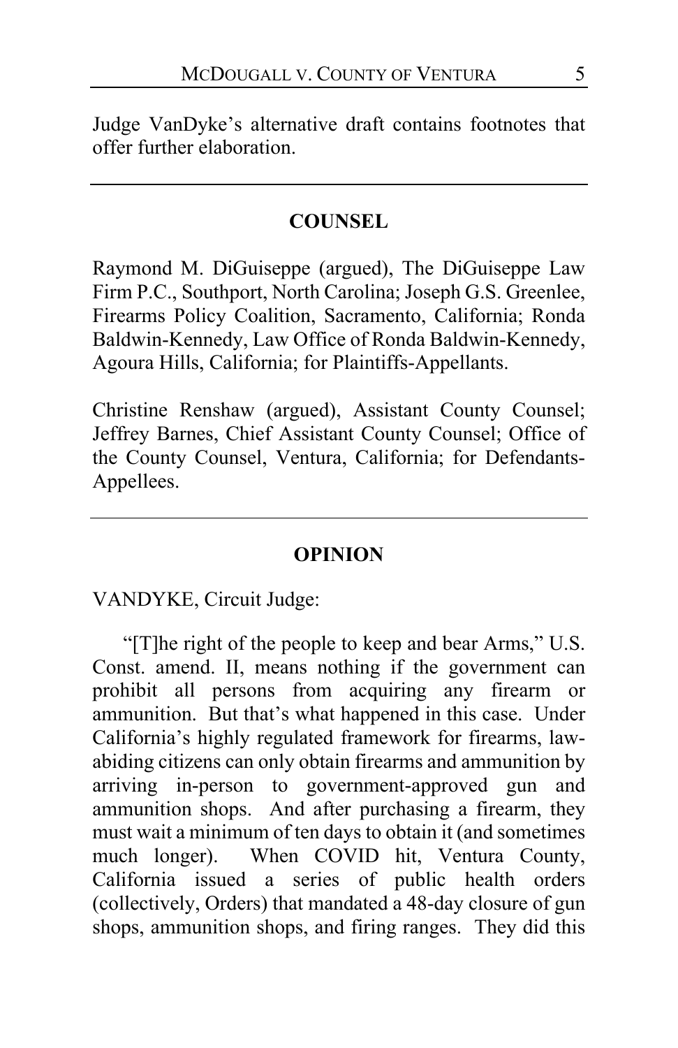Judge VanDyke's alternative draft contains footnotes that offer further elaboration.

---

## COUNSEL

Raymond M. DiGuiseppe (argued), The DiGuiseppe Law Firm P.C., Southport, North Carolina; Joseph G.S. Greenlee, Firearms Policy Coalition, Sacramento, California; Ronda Baldwin-Kennedy, Law Office of Ronda Baldwin-Kennedy, Agoura Hills, California; for Plaintiffs-Appellants.

Christine Renshaw (argued), Assistant County Counsel; Jeffrey Barnes, Chief Assistant County Counsel; Office of the County Counsel, Ventura, California; for Defendants-Appellees.

---

## OPINION

VANDYKE, Circuit Judge:

"[T]he right of the people to keep and bear Arms," U.S. Const. amend. II, means nothing if the government can prohibit all persons from acquiring any firearm or ammunition. But that's what happened in this case. Under California's highly regulated framework for firearms, law-abiding citizens can only obtain firearms and ammunition by arriving in-person to government-approved gun and ammunition shops. And after purchasing a firearm, they must wait a minimum of ten days to obtain it (and sometimes much longer). When COVID hit, Ventura County, California issued a series of public health orders (collectively, Orders) that mandated a 48-day closure of gun shops, ammunition shops, and firing ranges. They did this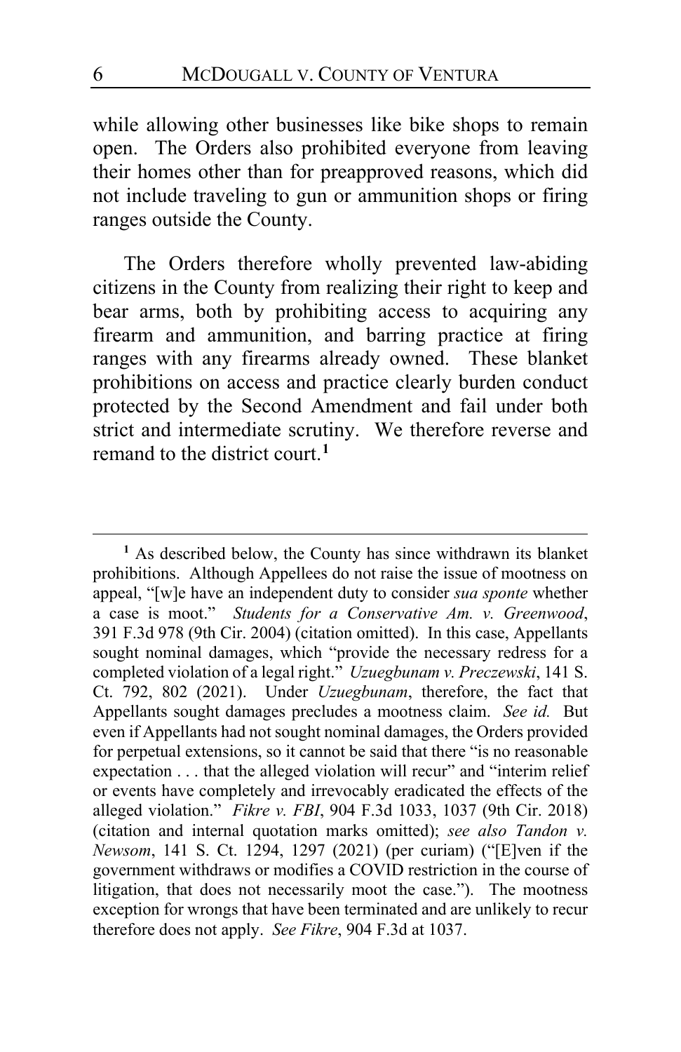while allowing other businesses like bike shops to remain open. The Orders also prohibited everyone from leaving their homes other than for preapproved reasons, which did not include traveling to gun or ammunition shops or firing ranges outside the County.

The Orders therefore wholly prevented law-abiding citizens in the County from realizing their right to keep and bear arms, both by prohibiting access to acquiring any firearm and ammunition, and barring practice at firing ranges with any firearms already owned. These blanket prohibitions on access and practice clearly burden conduct protected by the Second Amendment and fail under both strict and intermediate scrutiny. We therefore reverse and remand to the district court.[1]

---

[1] As described below, the County has since withdrawn its blanket prohibitions. Although Appellees do not raise the issue of mootness on appeal, "[w]e have an independent duty to consider *sua sponte* whether a case is moot." *Students for a Conservative Am. v. Greenwood*, 391 F.3d 978 (9th Cir. 2004) (citation omitted). In this case, Appellants sought nominal damages, which "provide the necessary redress for a completed violation of a legal right." *Uzuegbunam v. Preczewski*, 141 S. Ct. 792, 802 (2021). Under *Uzuegbunam*, therefore, the fact that Appellants sought damages precludes a mootness claim. *See id.* But even if Appellants had not sought nominal damages, the Orders provided for perpetual extensions, so it cannot be said that there "is no reasonable expectation . . . that the alleged violation will recur" and "interim relief or events have completely and irrevocably eradicated the effects of the alleged violation." *Fikre v. FBI*, 904 F.3d 1033, 1037 (9th Cir. 2018) (citation and internal quotation marks omitted); *see also Tandon v. Newsom*, 141 S. Ct. 1294, 1297 (2021) (per curiam) ("[E]ven if the government withdraws or modifies a COVID restriction in the course of litigation, that does not necessarily moot the case."). The mootness exception for wrongs that have been terminated and are unlikely to recur therefore does not apply. *See Fikre*, 904 F.3d at 1037.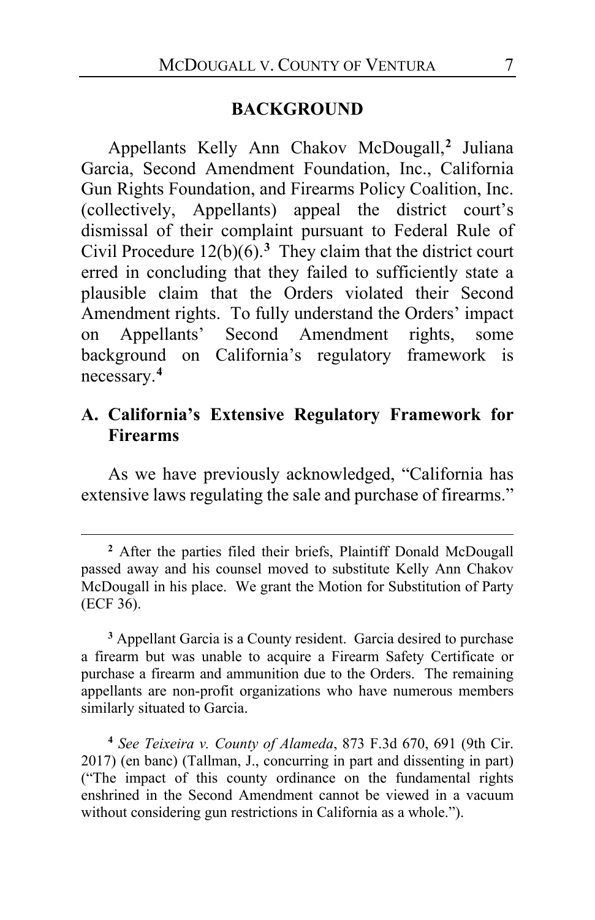## BACKGROUND

Appellants Kelly Ann Chakov McDougall,[2] Juliana Garcia, Second Amendment Foundation, Inc., California Gun Rights Foundation, and Firearms Policy Coalition, Inc. (collectively, Appellants) appeal the district court's dismissal of their complaint pursuant to Federal Rule of Civil Procedure 12(b)(6).[3] They claim that the district court erred in concluding that they failed to sufficiently state a plausible claim that the Orders violated their Second Amendment rights. To fully understand the Orders' impact on Appellants' Second Amendment rights, some background on California's regulatory framework is necessary.[4]

### A. California's Extensive Regulatory Framework for Firearms

As we have previously acknowledged, "California has extensive laws regulating the sale and purchase of firearms."

---

[2] After the parties filed their briefs, Plaintiff Donald McDougall passed away and his counsel moved to substitute Kelly Ann Chakov McDougall in his place. We grant the Motion for Substitution of Party (ECF 36).

[3] Appellant Garcia is a County resident. Garcia desired to purchase a firearm but was unable to acquire a Firearm Safety Certificate or purchase a firearm and ammunition due to the Orders. The remaining appellants are non-profit organizations who have numerous members similarly situated to Garcia.

[4] *See Teixeira v. County of Alameda*, 873 F.3d 670, 691 (9th Cir. 2017) (en banc) (Tallman, J., concurring in part and dissenting in part) ("The impact of this county ordinance on the fundamental rights enshrined in the Second Amendment cannot be viewed in a vacuum without considering gun restrictions in California as a whole.").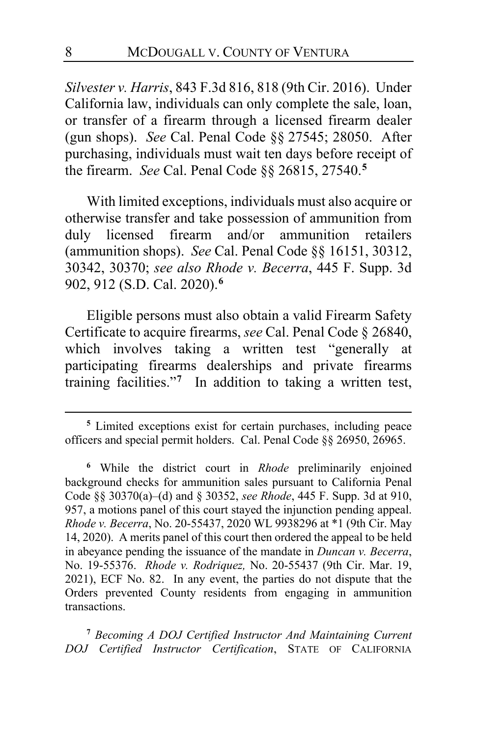*Silvester v. Harris*, 843 F.3d 816, 818 (9th Cir. 2016). Under California law, individuals can only complete the sale, loan, or transfer of a firearm through a licensed firearm dealer (gun shops). *See* Cal. Penal Code §§ 27545; 28050. After purchasing, individuals must wait ten days before receipt of the firearm. *See* Cal. Penal Code §§ 26815, 27540.[5]

With limited exceptions, individuals must also acquire or otherwise transfer and take possession of ammunition from duly licensed firearm and/or ammunition retailers (ammunition shops). *See* Cal. Penal Code §§ 16151, 30312, 30342, 30370; *see also Rhode v. Becerra*, 445 F. Supp. 3d 902, 912 (S.D. Cal. 2020).[6]

Eligible persons must also obtain a valid Firearm Safety Certificate to acquire firearms, *see* Cal. Penal Code § 26840, which involves taking a written test "generally at participating firearms dealerships and private firearms training facilities."[7] In addition to taking a written test,

---

[5] Limited exceptions exist for certain purchases, including peace officers and special permit holders. Cal. Penal Code §§ 26950, 26965.

[6] While the district court in *Rhode* preliminarily enjoined background checks for ammunition sales pursuant to California Penal Code §§ 30370(a)–(d) and § 30352, *see Rhode*, 445 F. Supp. 3d at 910, 957, a motions panel of this court stayed the injunction pending appeal. *Rhode v. Becerra*, No. 20-55437, 2020 WL 9938296 at *1 (9th Cir. May 14, 2020). A merits panel of this court then ordered the appeal to be held in abeyance pending the issuance of the mandate in *Duncan v. Becerra*, No. 19-55376. *Rhode v. Rodriquez,* No. 20-55437 (9th Cir. Mar. 19, 2021), ECF No. 82. In any event, the parties do not dispute that the Orders prevented County residents from engaging in ammunition transactions.

[7] *Becoming A DOJ Certified Instructor And Maintaining Current DOJ Certified Instructor Certification*, STATE OF CALIFORNIA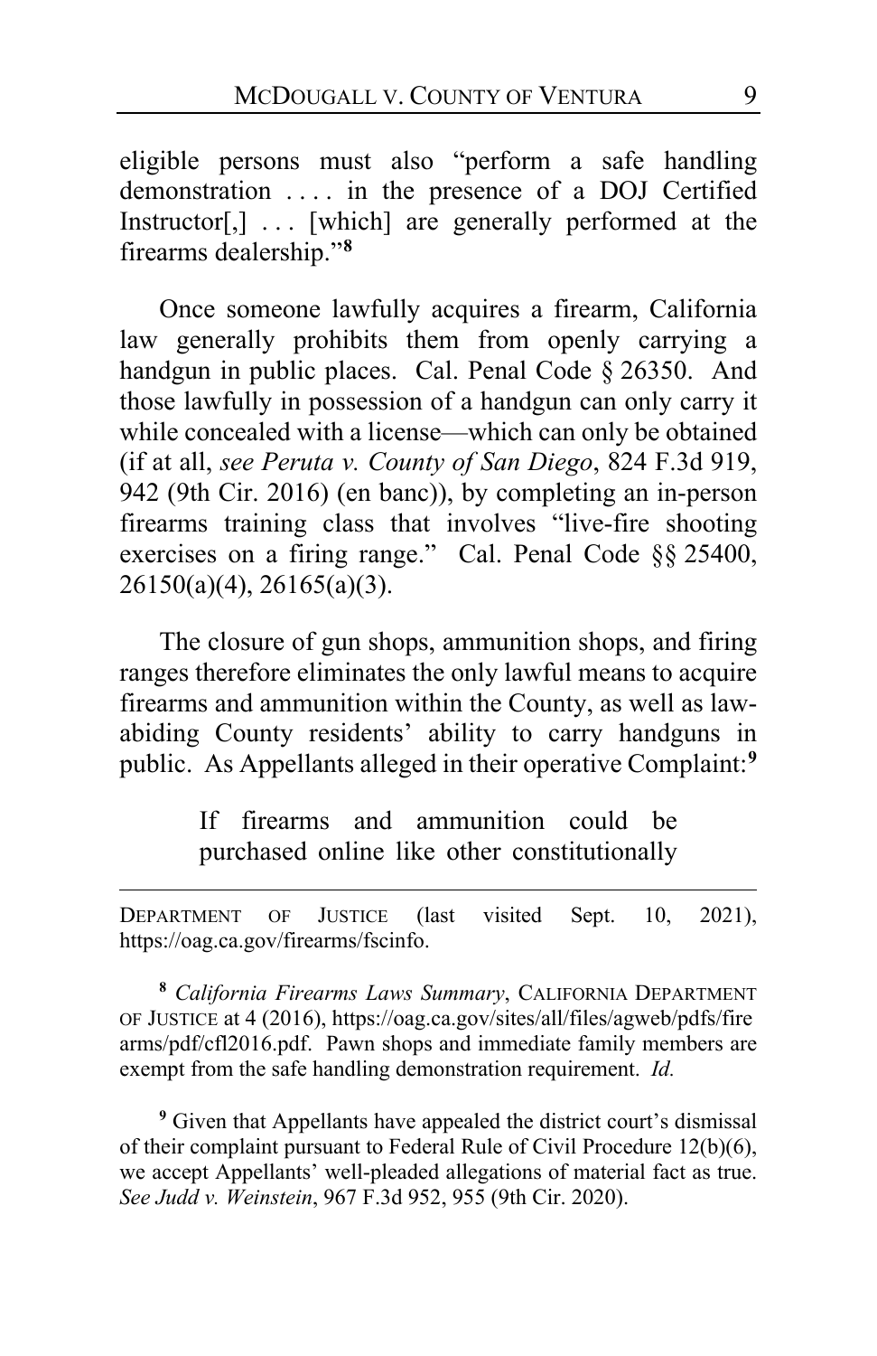eligible persons must also "perform a safe handling demonstration . . . . in the presence of a DOJ Certified Instructor[,] . . . [which] are generally performed at the firearms dealership."[8]

Once someone lawfully acquires a firearm, California law generally prohibits them from openly carrying a handgun in public places. Cal. Penal Code § 26350. And those lawfully in possession of a handgun can only carry it while concealed with a license—which can only be obtained (if at all, *see Peruta v. County of San Diego*, 824 F.3d 919, 942 (9th Cir. 2016) (en banc)), by completing an in-person firearms training class that involves "live-fire shooting exercises on a firing range." Cal. Penal Code §§ 25400, 26150(a)(4), 26165(a)(3).

The closure of gun shops, ammunition shops, and firing ranges therefore eliminates the only lawful means to acquire firearms and ammunition within the County, as well as law-abiding County residents' ability to carry handguns in public. As Appellants alleged in their operative Complaint:[9]

> If firearms and ammunition could be purchased online like other constitutionally

---

DEPARTMENT OF JUSTICE (last visited Sept. 10, 2021), https://oag.ca.gov/firearms/fscinfo.

[8] *California Firearms Laws Summary*, CALIFORNIA DEPARTMENT OF JUSTICE at 4 (2016), https://oag.ca.gov/sites/all/files/agweb/pdfs/firearms/pdf/cfl2016.pdf. Pawn shops and immediate family members are exempt from the safe handling demonstration requirement. *Id.*

[9] Given that Appellants have appealed the district court's dismissal of their complaint pursuant to Federal Rule of Civil Procedure 12(b)(6), we accept Appellants' well-pleaded allegations of material fact as true. *See Judd v. Weinstein*, 967 F.3d 952, 955 (9th Cir. 2020).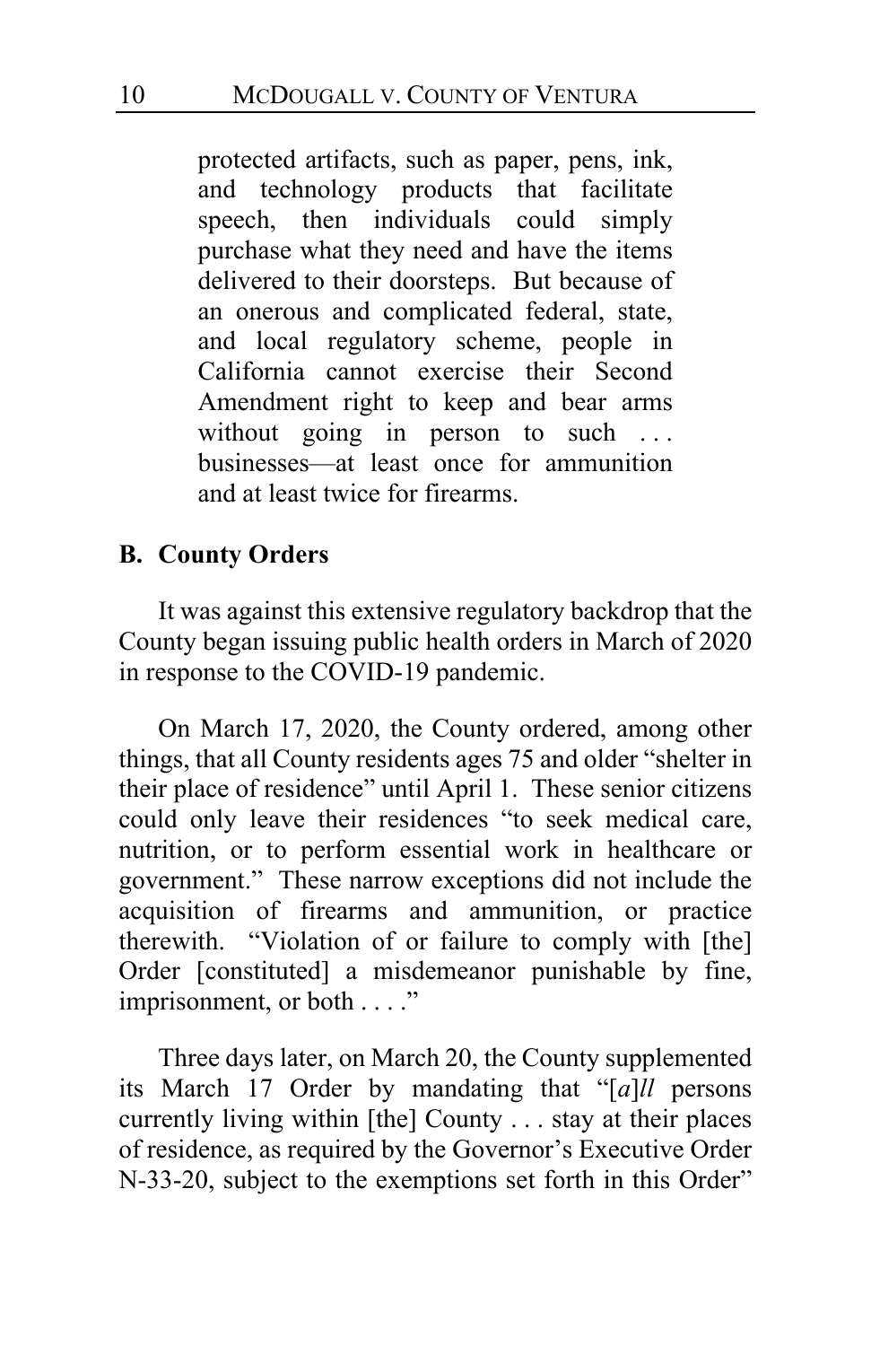> protected artifacts, such as paper, pens, ink, and technology products that facilitate speech, then individuals could simply purchase what they need and have the items delivered to their doorsteps. But because of an onerous and complicated federal, state, and local regulatory scheme, people in California cannot exercise their Second Amendment right to keep and bear arms without going in person to such . . . businesses—at least once for ammunition and at least twice for firearms.

### B. County Orders

It was against this extensive regulatory backdrop that the County began issuing public health orders in March of 2020 in response to the COVID-19 pandemic.

On March 17, 2020, the County ordered, among other things, that all County residents ages 75 and older "shelter in their place of residence" until April 1. These senior citizens could only leave their residences "to seek medical care, nutrition, or to perform essential work in healthcare or government." These narrow exceptions did not include the acquisition of firearms and ammunition, or practice therewith. "Violation of or failure to comply with [the] Order [constituted] a misdemeanor punishable by fine, imprisonment, or both . . . ."

Three days later, on March 20, the County supplemented its March 17 Order by mandating that "[*a*]*ll* persons currently living within [the] County . . . stay at their places of residence, as required by the Governor's Executive Order N-33-20, subject to the exemptions set forth in this Order"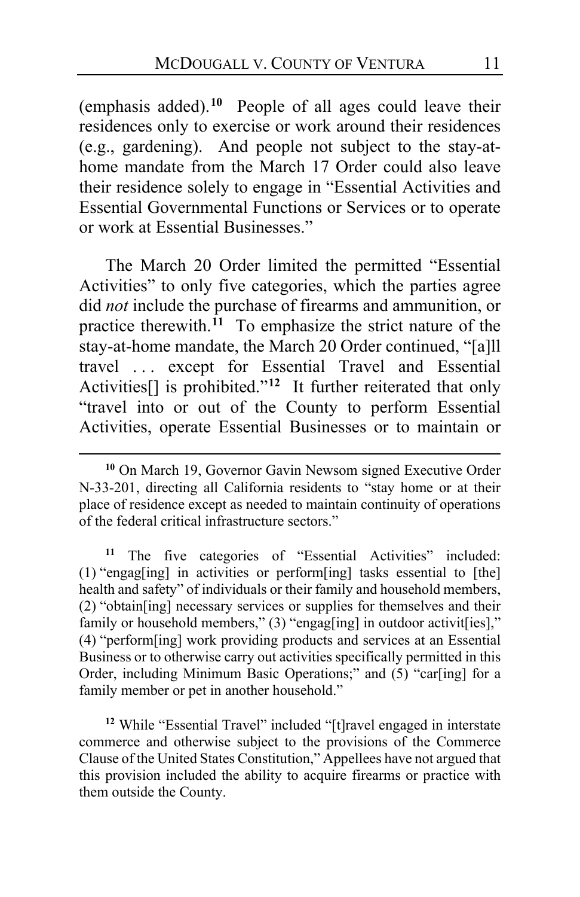(emphasis added).[10] People of all ages could leave their residences only to exercise or work around their residences (e.g., gardening). And people not subject to the stay-at-home mandate from the March 17 Order could also leave their residence solely to engage in "Essential Activities and Essential Governmental Functions or Services or to operate or work at Essential Businesses."

The March 20 Order limited the permitted "Essential Activities" to only five categories, which the parties agree did *not* include the purchase of firearms and ammunition, or practice therewith.[11] To emphasize the strict nature of the stay-at-home mandate, the March 20 Order continued, "[a]ll travel . . . except for Essential Travel and Essential Activities[] is prohibited."[12] It further reiterated that only "travel into or out of the County to perform Essential Activities, operate Essential Businesses or to maintain or

---

[10] On March 19, Governor Gavin Newsom signed Executive Order N-33-201, directing all California residents to "stay home or at their place of residence except as needed to maintain continuity of operations of the federal critical infrastructure sectors."

[11] The five categories of "Essential Activities" included: (1) "engag[ing] in activities or perform[ing] tasks essential to [the] health and safety" of individuals or their family and household members, (2) "obtain[ing] necessary services or supplies for themselves and their family or household members," (3) "engag[ing] in outdoor activit[ies]," (4) "perform[ing] work providing products and services at an Essential Business or to otherwise carry out activities specifically permitted in this Order, including Minimum Basic Operations;" and (5) "car[ing] for a family member or pet in another household."

[12] While "Essential Travel" included "[t]ravel engaged in interstate commerce and otherwise subject to the provisions of the Commerce Clause of the United States Constitution," Appellees have not argued that this provision included the ability to acquire firearms or practice with them outside the County.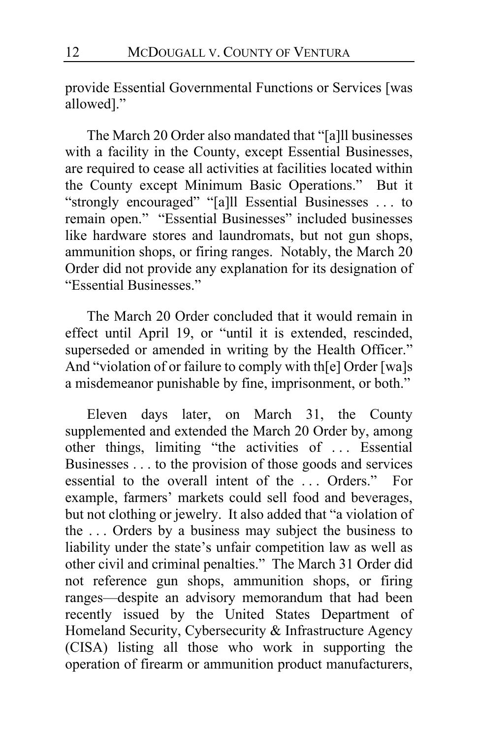provide Essential Governmental Functions or Services [was allowed]."

The March 20 Order also mandated that "[a]ll businesses with a facility in the County, except Essential Businesses, are required to cease all activities at facilities located within the County except Minimum Basic Operations." But it "strongly encouraged" "[a]ll Essential Businesses . . . to remain open." "Essential Businesses" included businesses like hardware stores and laundromats, but not gun shops, ammunition shops, or firing ranges. Notably, the March 20 Order did not provide any explanation for its designation of "Essential Businesses."

The March 20 Order concluded that it would remain in effect until April 19, or "until it is extended, rescinded, superseded or amended in writing by the Health Officer." And "violation of or failure to comply with th[e] Order [wa]s a misdemeanor punishable by fine, imprisonment, or both."

Eleven days later, on March 31, the County supplemented and extended the March 20 Order by, among other things, limiting "the activities of . . . Essential Businesses . . . to the provision of those goods and services essential to the overall intent of the . . . Orders." For example, farmers' markets could sell food and beverages, but not clothing or jewelry. It also added that "a violation of the . . . Orders by a business may subject the business to liability under the state's unfair competition law as well as other civil and criminal penalties." The March 31 Order did not reference gun shops, ammunition shops, or firing ranges—despite an advisory memorandum that had been recently issued by the United States Department of Homeland Security, Cybersecurity & Infrastructure Agency (CISA) listing all those who work in supporting the operation of firearm or ammunition product manufacturers,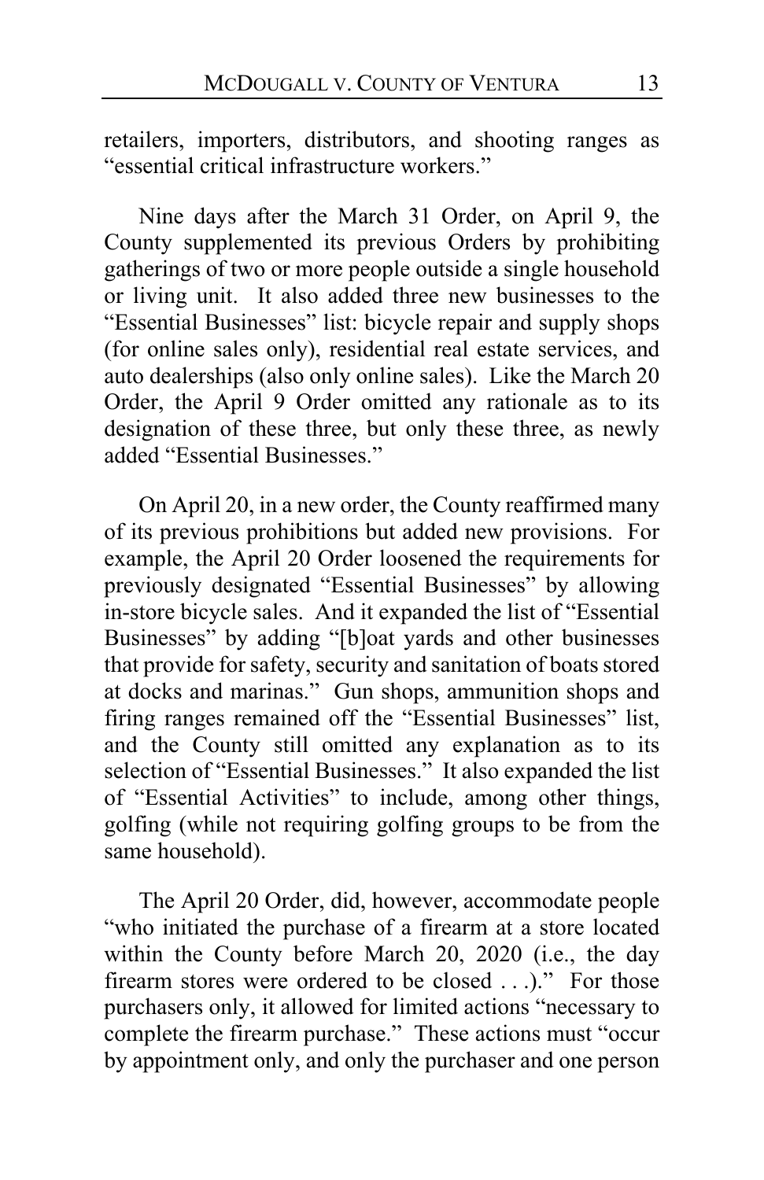retailers, importers, distributors, and shooting ranges as "essential critical infrastructure workers."

Nine days after the March 31 Order, on April 9, the County supplemented its previous Orders by prohibiting gatherings of two or more people outside a single household or living unit. It also added three new businesses to the "Essential Businesses" list: bicycle repair and supply shops (for online sales only), residential real estate services, and auto dealerships (also only online sales). Like the March 20 Order, the April 9 Order omitted any rationale as to its designation of these three, but only these three, as newly added "Essential Businesses."

On April 20, in a new order, the County reaffirmed many of its previous prohibitions but added new provisions. For example, the April 20 Order loosened the requirements for previously designated "Essential Businesses" by allowing in-store bicycle sales. And it expanded the list of "Essential Businesses" by adding "[b]oat yards and other businesses that provide for safety, security and sanitation of boats stored at docks and marinas." Gun shops, ammunition shops and firing ranges remained off the "Essential Businesses" list, and the County still omitted any explanation as to its selection of "Essential Businesses." It also expanded the list of "Essential Activities" to include, among other things, golfing (while not requiring golfing groups to be from the same household).

The April 20 Order, did, however, accommodate people "who initiated the purchase of a firearm at a store located within the County before March 20, 2020 (i.e., the day firearm stores were ordered to be closed . . .)." For those purchasers only, it allowed for limited actions "necessary to complete the firearm purchase." These actions must "occur by appointment only, and only the purchaser and one person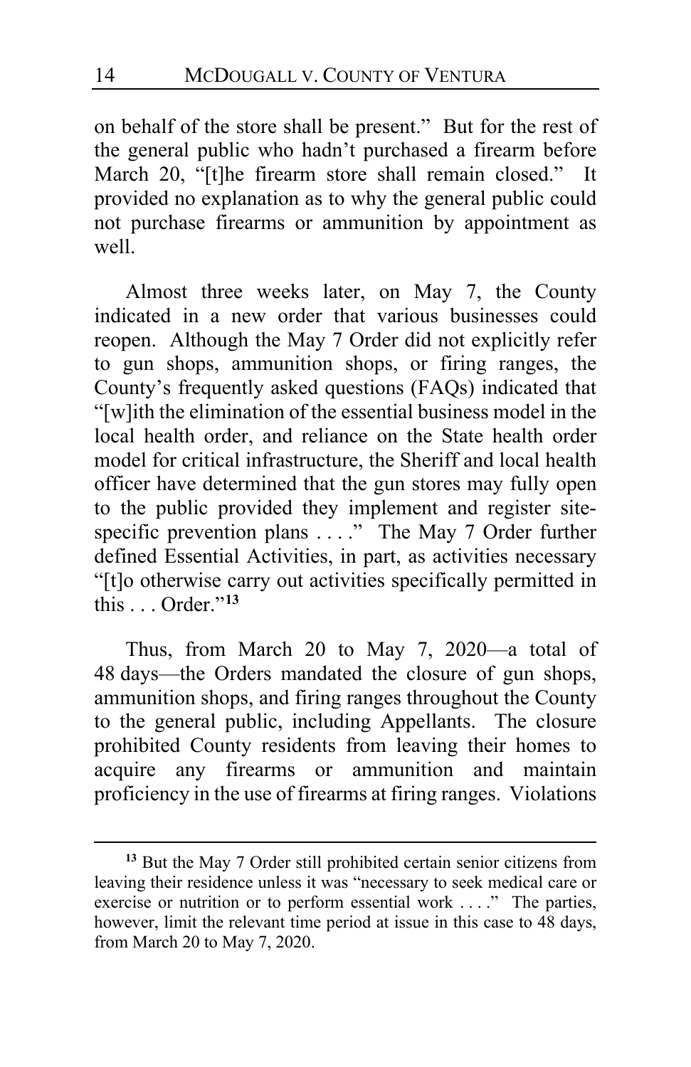on behalf of the store shall be present." But for the rest of the general public who hadn't purchased a firearm before March 20, "[t]he firearm store shall remain closed." It provided no explanation as to why the general public could not purchase firearms or ammunition by appointment as well.

Almost three weeks later, on May 7, the County indicated in a new order that various businesses could reopen. Although the May 7 Order did not explicitly refer to gun shops, ammunition shops, or firing ranges, the County's frequently asked questions (FAQs) indicated that "[w]ith the elimination of the essential business model in the local health order, and reliance on the State health order model for critical infrastructure, the Sheriff and local health officer have determined that the gun stores may fully open to the public provided they implement and register site-specific prevention plans . . . ." The May 7 Order further defined Essential Activities, in part, as activities necessary "[t]o otherwise carry out activities specifically permitted in this . . . Order."[13]

Thus, from March 20 to May 7, 2020—a total of 48 days—the Orders mandated the closure of gun shops, ammunition shops, and firing ranges throughout the County to the general public, including Appellants. The closure prohibited County residents from leaving their homes to acquire any firearms or ammunition and maintain proficiency in the use of firearms at firing ranges. Violations

---

[13] But the May 7 Order still prohibited certain senior citizens from leaving their residence unless it was "necessary to seek medical care or exercise or nutrition or to perform essential work . . . ." The parties, however, limit the relevant time period at issue in this case to 48 days, from March 20 to May 7, 2020.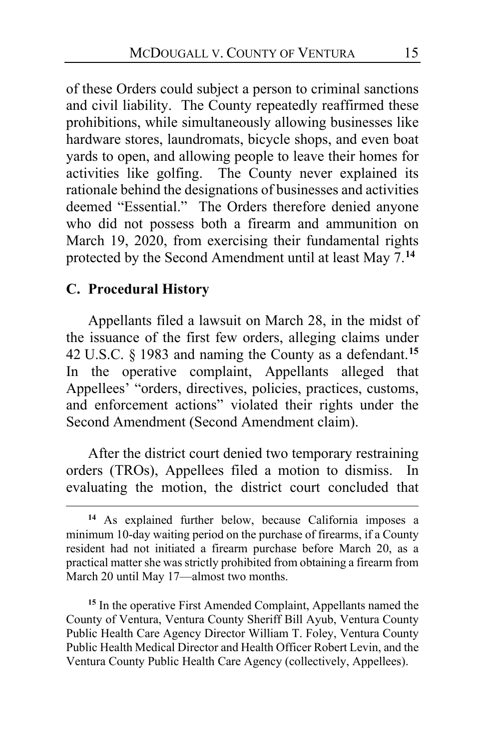of these Orders could subject a person to criminal sanctions and civil liability. The County repeatedly reaffirmed these prohibitions, while simultaneously allowing businesses like hardware stores, laundromats, bicycle shops, and even boat yards to open, and allowing people to leave their homes for activities like golfing. The County never explained its rationale behind the designations of businesses and activities deemed "Essential." The Orders therefore denied anyone who did not possess both a firearm and ammunition on March 19, 2020, from exercising their fundamental rights protected by the Second Amendment until at least May 7.[14]

### C. Procedural History

Appellants filed a lawsuit on March 28, in the midst of the issuance of the first few orders, alleging claims under 42 U.S.C. § 1983 and naming the County as a defendant.[15] In the operative complaint, Appellants alleged that Appellees' "orders, directives, policies, practices, customs, and enforcement actions" violated their rights under the Second Amendment (Second Amendment claim).

After the district court denied two temporary restraining orders (TROs), Appellees filed a motion to dismiss. In evaluating the motion, the district court concluded that

---

[14] As explained further below, because California imposes a minimum 10-day waiting period on the purchase of firearms, if a County resident had not initiated a firearm purchase before March 20, as a practical matter she was strictly prohibited from obtaining a firearm from March 20 until May 17—almost two months.

[15] In the operative First Amended Complaint, Appellants named the County of Ventura, Ventura County Sheriff Bill Ayub, Ventura County Public Health Care Agency Director William T. Foley, Ventura County Public Health Medical Director and Health Officer Robert Levin, and the Ventura County Public Health Care Agency (collectively, Appellees).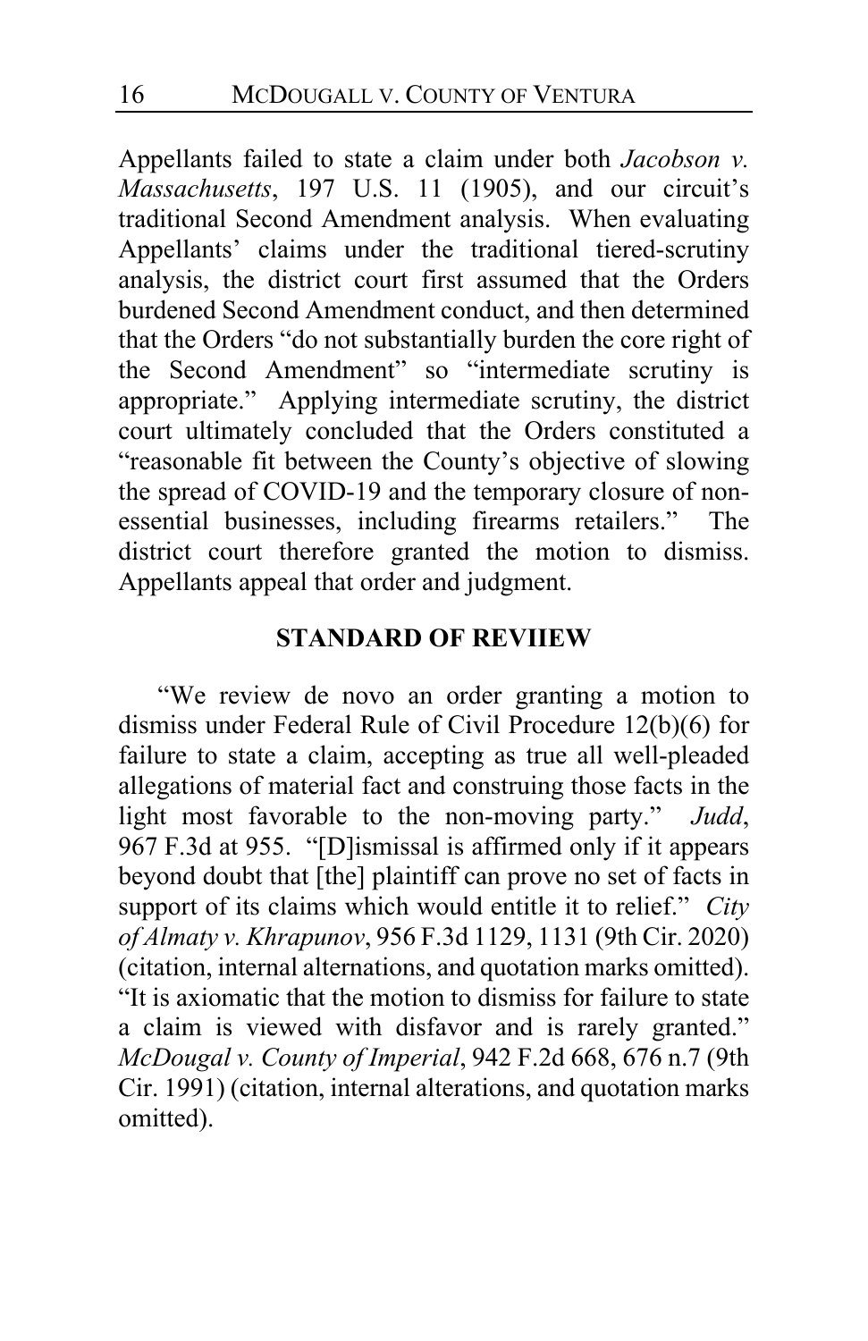Appellants failed to state a claim under both *Jacobson v. Massachusetts*, 197 U.S. 11 (1905), and our circuit's traditional Second Amendment analysis. When evaluating Appellants' claims under the traditional tiered-scrutiny analysis, the district court first assumed that the Orders burdened Second Amendment conduct, and then determined that the Orders "do not substantially burden the core right of the Second Amendment" so "intermediate scrutiny is appropriate." Applying intermediate scrutiny, the district court ultimately concluded that the Orders constituted a "reasonable fit between the County's objective of slowing the spread of COVID-19 and the temporary closure of non-essential businesses, including firearms retailers." The district court therefore granted the motion to dismiss. Appellants appeal that order and judgment.

## STANDARD OF REVIIEW

"We review de novo an order granting a motion to dismiss under Federal Rule of Civil Procedure 12(b)(6) for failure to state a claim, accepting as true all well-pleaded allegations of material fact and construing those facts in the light most favorable to the non-moving party." *Judd*, 967 F.3d at 955. "[D]ismissal is affirmed only if it appears beyond doubt that [the] plaintiff can prove no set of facts in support of its claims which would entitle it to relief." *City of Almaty v. Khrapunov*, 956 F.3d 1129, 1131 (9th Cir. 2020) (citation, internal alternations, and quotation marks omitted). "It is axiomatic that the motion to dismiss for failure to state a claim is viewed with disfavor and is rarely granted." *McDougal v. County of Imperial*, 942 F.2d 668, 676 n.7 (9th Cir. 1991) (citation, internal alterations, and quotation marks omitted).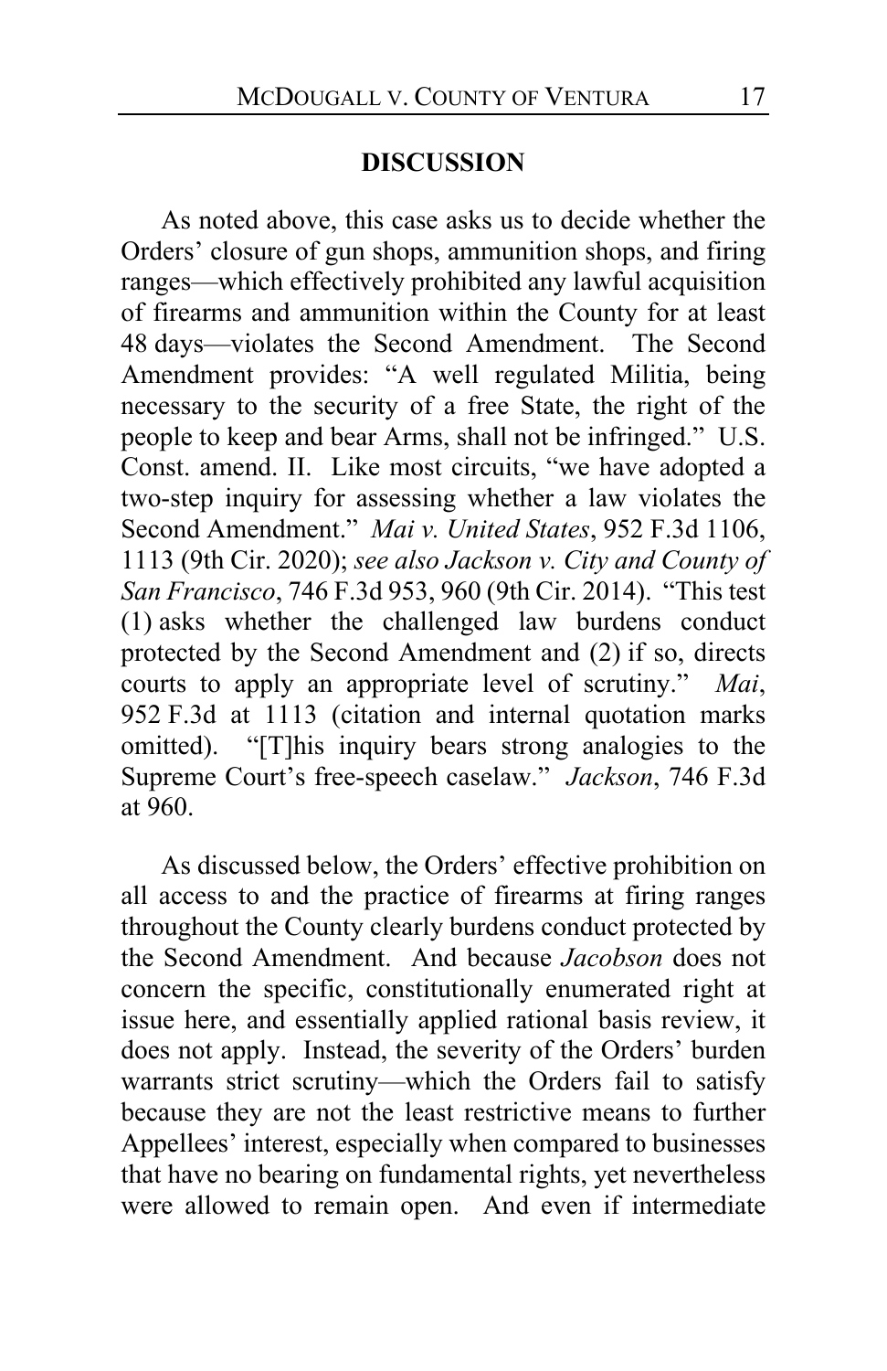## DISCUSSION

As noted above, this case asks us to decide whether the Orders' closure of gun shops, ammunition shops, and firing ranges—which effectively prohibited any lawful acquisition of firearms and ammunition within the County for at least 48 days—violates the Second Amendment. The Second Amendment provides: "A well regulated Militia, being necessary to the security of a free State, the right of the people to keep and bear Arms, shall not be infringed." U.S. Const. amend. II. Like most circuits, "we have adopted a two-step inquiry for assessing whether a law violates the Second Amendment." *Mai v. United States*, 952 F.3d 1106, 1113 (9th Cir. 2020); *see also Jackson v. City and County of San Francisco*, 746 F.3d 953, 960 (9th Cir. 2014). "This test (1) asks whether the challenged law burdens conduct protected by the Second Amendment and (2) if so, directs courts to apply an appropriate level of scrutiny." *Mai*, 952 F.3d at 1113 (citation and internal quotation marks omitted). "[T]his inquiry bears strong analogies to the Supreme Court's free-speech caselaw." *Jackson*, 746 F.3d at 960.

As discussed below, the Orders' effective prohibition on all access to and the practice of firearms at firing ranges throughout the County clearly burdens conduct protected by the Second Amendment. And because *Jacobson* does not concern the specific, constitutionally enumerated right at issue here, and essentially applied rational basis review, it does not apply. Instead, the severity of the Orders' burden warrants strict scrutiny—which the Orders fail to satisfy because they are not the least restrictive means to further Appellees' interest, especially when compared to businesses that have no bearing on fundamental rights, yet nevertheless were allowed to remain open. And even if intermediate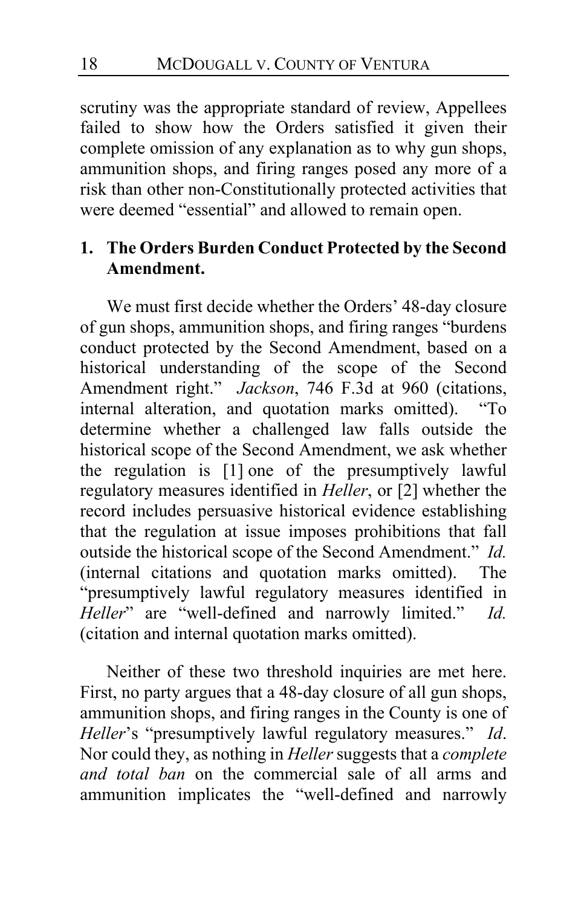scrutiny was the appropriate standard of review, Appellees failed to show how the Orders satisfied it given their complete omission of any explanation as to why gun shops, ammunition shops, and firing ranges posed any more of a risk than other non-Constitutionally protected activities that were deemed "essential" and allowed to remain open.

### 1. The Orders Burden Conduct Protected by the Second Amendment.

We must first decide whether the Orders' 48-day closure of gun shops, ammunition shops, and firing ranges "burdens conduct protected by the Second Amendment, based on a historical understanding of the scope of the Second Amendment right." *Jackson*, 746 F.3d at 960 (citations, internal alteration, and quotation marks omitted). "To determine whether a challenged law falls outside the historical scope of the Second Amendment, we ask whether the regulation is [1] one of the presumptively lawful regulatory measures identified in *Heller*, or [2] whether the record includes persuasive historical evidence establishing that the regulation at issue imposes prohibitions that fall outside the historical scope of the Second Amendment." *Id.* (internal citations and quotation marks omitted). The "presumptively lawful regulatory measures identified in *Heller*" are "well-defined and narrowly limited." *Id.* (citation and internal quotation marks omitted).

Neither of these two threshold inquiries are met here. First, no party argues that a 48-day closure of all gun shops, ammunition shops, and firing ranges in the County is one of *Heller*'s "presumptively lawful regulatory measures." *Id*. Nor could they, as nothing in *Heller* suggests that a *complete and total ban* on the commercial sale of all arms and ammunition implicates the "well-defined and narrowly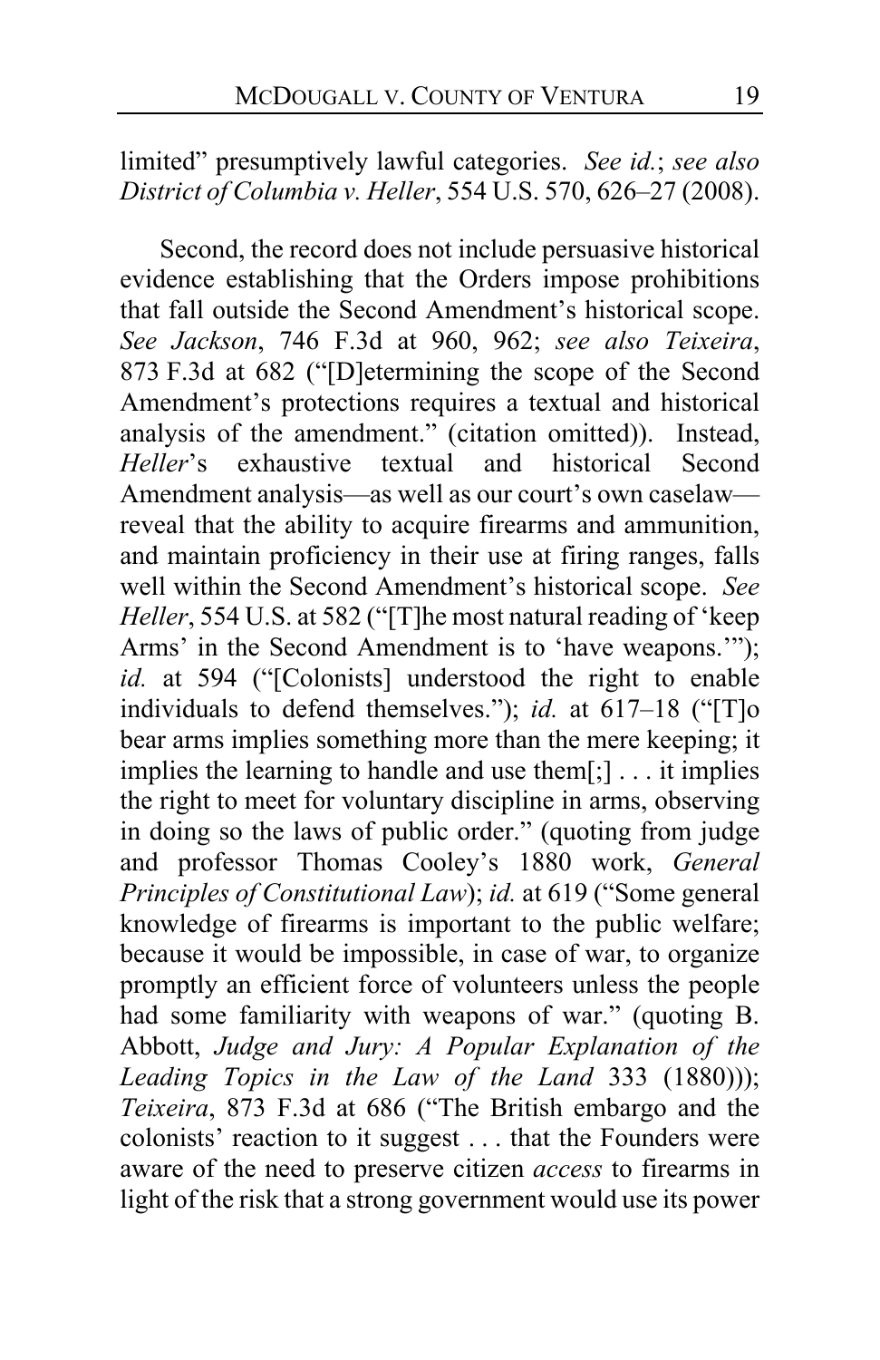limited" presumptively lawful categories. *See id.*; *see also District of Columbia v. Heller*, 554 U.S. 570, 626–27 (2008).

Second, the record does not include persuasive historical evidence establishing that the Orders impose prohibitions that fall outside the Second Amendment's historical scope. *See Jackson*, 746 F.3d at 960, 962; *see also Teixeira*, 873 F.3d at 682 ("[D]etermining the scope of the Second Amendment's protections requires a textual and historical analysis of the amendment." (citation omitted)). Instead, *Heller*'s exhaustive textual and historical Second Amendment analysis—as well as our court's own caselaw—reveal that the ability to acquire firearms and ammunition, and maintain proficiency in their use at firing ranges, falls well within the Second Amendment's historical scope. *See Heller*, 554 U.S. at 582 ("[T]he most natural reading of 'keep Arms' in the Second Amendment is to 'have weapons.'"); *id.* at 594 ("[Colonists] understood the right to enable individuals to defend themselves."); *id.* at 617–18 ("[T]o bear arms implies something more than the mere keeping; it implies the learning to handle and use them[;] . . . it implies the right to meet for voluntary discipline in arms, observing in doing so the laws of public order." (quoting from judge and professor Thomas Cooley's 1880 work, *General Principles of Constitutional Law*); *id.* at 619 ("Some general knowledge of firearms is important to the public welfare; because it would be impossible, in case of war, to organize promptly an efficient force of volunteers unless the people had some familiarity with weapons of war." (quoting B. Abbott, *Judge and Jury: A Popular Explanation of the Leading Topics in the Law of the Land* 333 (1880))); *Teixeira*, 873 F.3d at 686 ("The British embargo and the colonists' reaction to it suggest . . . that the Founders were aware of the need to preserve citizen *access* to firearms in light of the risk that a strong government would use its power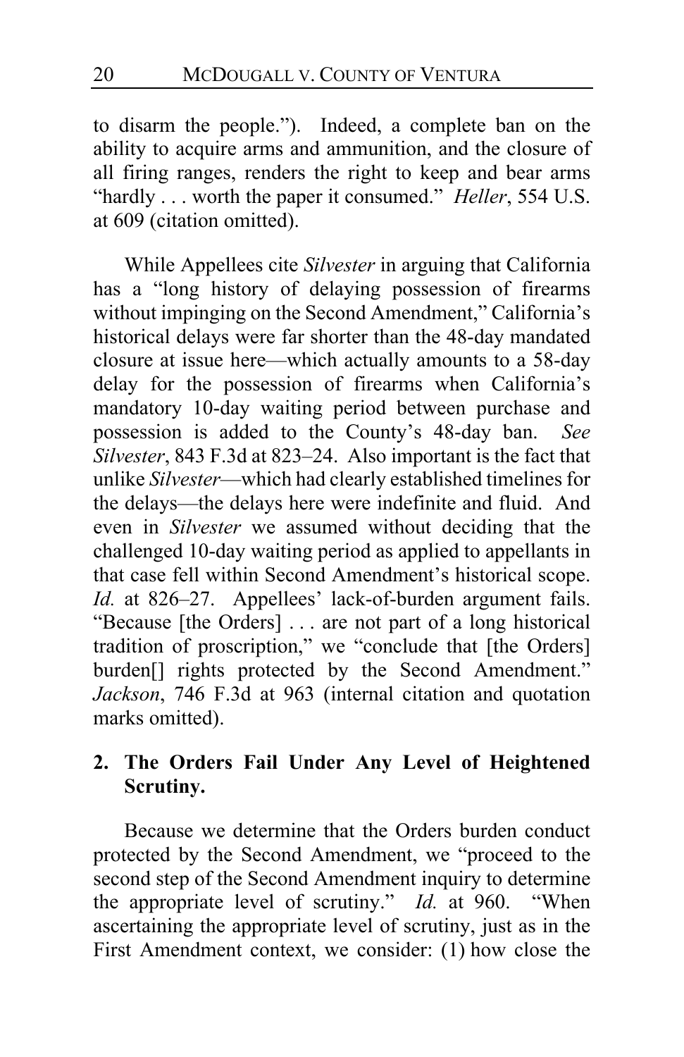to disarm the people."). Indeed, a complete ban on the ability to acquire arms and ammunition, and the closure of all firing ranges, renders the right to keep and bear arms "hardly . . . worth the paper it consumed." *Heller*, 554 U.S. at 609 (citation omitted).

While Appellees cite *Silvester* in arguing that California has a "long history of delaying possession of firearms without impinging on the Second Amendment," California's historical delays were far shorter than the 48-day mandated closure at issue here—which actually amounts to a 58-day delay for the possession of firearms when California's mandatory 10-day waiting period between purchase and possession is added to the County's 48-day ban. *See Silvester*, 843 F.3d at 823–24. Also important is the fact that unlike *Silvester*—which had clearly established timelines for the delays—the delays here were indefinite and fluid. And even in *Silvester* we assumed without deciding that the challenged 10-day waiting period as applied to appellants in that case fell within Second Amendment's historical scope. *Id.* at 826–27. Appellees' lack-of-burden argument fails. "Because [the Orders] . . . are not part of a long historical tradition of proscription," we "conclude that [the Orders] burden[] rights protected by the Second Amendment." *Jackson*, 746 F.3d at 963 (internal citation and quotation marks omitted).

**2. The Orders Fail Under Any Level of Heightened Scrutiny.**

Because we determine that the Orders burden conduct protected by the Second Amendment, we "proceed to the second step of the Second Amendment inquiry to determine the appropriate level of scrutiny." *Id.* at 960. "When ascertaining the appropriate level of scrutiny, just as in the First Amendment context, we consider: (1) how close the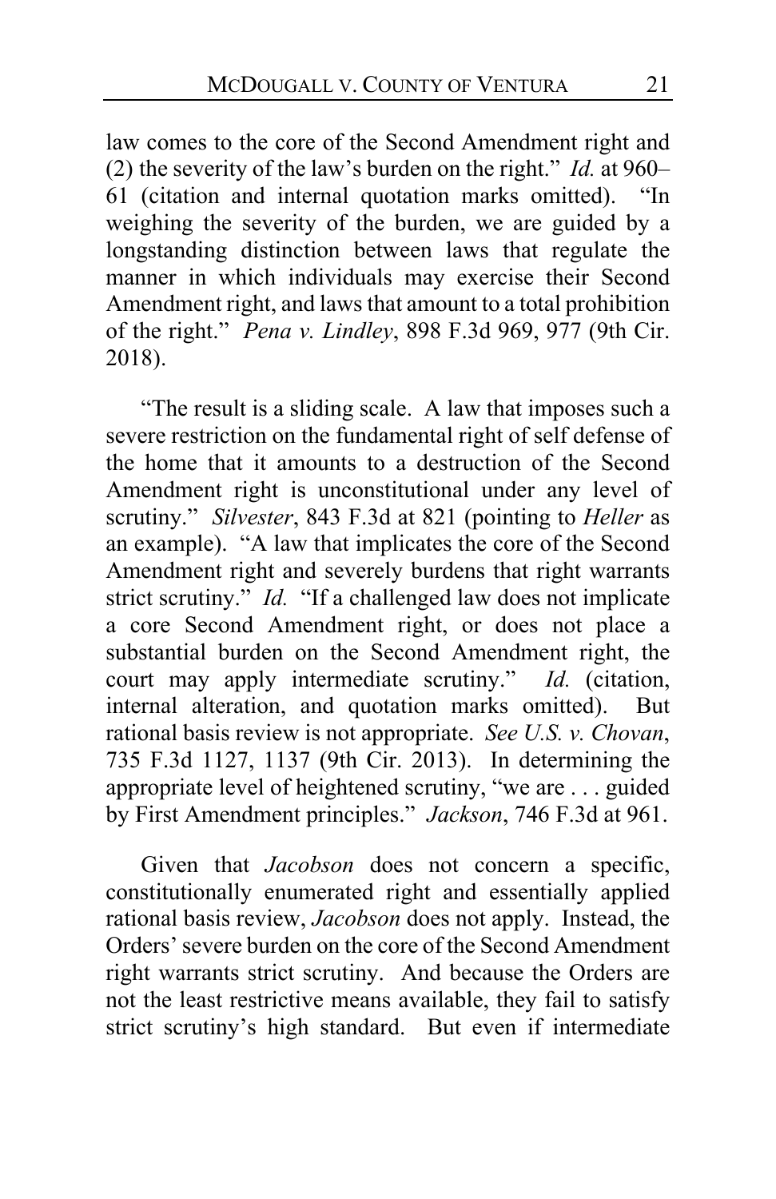law comes to the core of the Second Amendment right and (2) the severity of the law's burden on the right." *Id.* at 960–61 (citation and internal quotation marks omitted). "In weighing the severity of the burden, we are guided by a longstanding distinction between laws that regulate the manner in which individuals may exercise their Second Amendment right, and laws that amount to a total prohibition of the right." *Pena v. Lindley*, 898 F.3d 969, 977 (9th Cir. 2018).

"The result is a sliding scale. A law that imposes such a severe restriction on the fundamental right of self defense of the home that it amounts to a destruction of the Second Amendment right is unconstitutional under any level of scrutiny." *Silvester*, 843 F.3d at 821 (pointing to *Heller* as an example). "A law that implicates the core of the Second Amendment right and severely burdens that right warrants strict scrutiny." *Id.* "If a challenged law does not implicate a core Second Amendment right, or does not place a substantial burden on the Second Amendment right, the court may apply intermediate scrutiny." *Id.* (citation, internal alteration, and quotation marks omitted). But rational basis review is not appropriate. *See U.S. v. Chovan*, 735 F.3d 1127, 1137 (9th Cir. 2013). In determining the appropriate level of heightened scrutiny, "we are . . . guided by First Amendment principles." *Jackson*, 746 F.3d at 961.

Given that *Jacobson* does not concern a specific, constitutionally enumerated right and essentially applied rational basis review, *Jacobson* does not apply. Instead, the Orders' severe burden on the core of the Second Amendment right warrants strict scrutiny. And because the Orders are not the least restrictive means available, they fail to satisfy strict scrutiny's high standard. But even if intermediate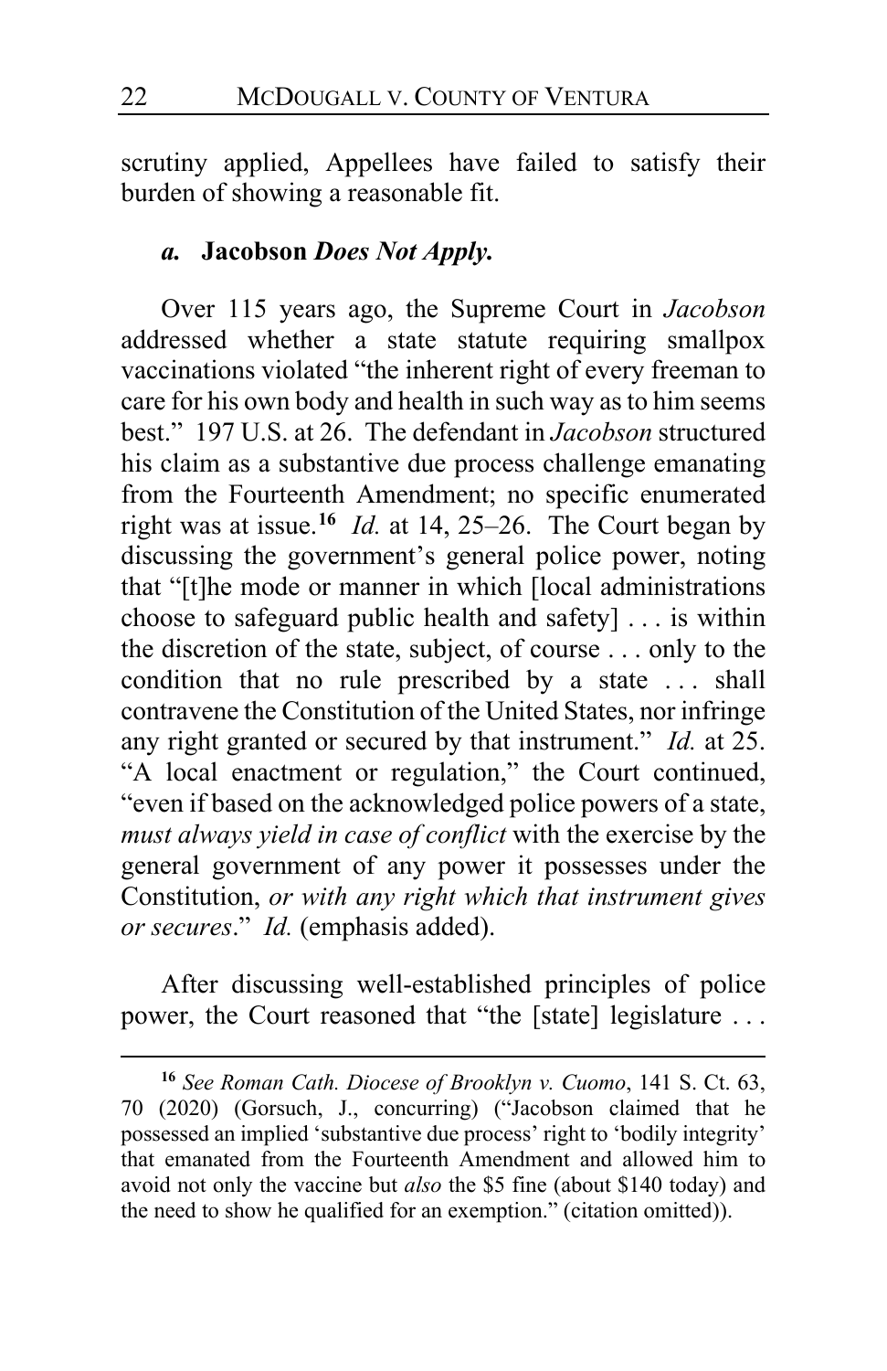scrutiny applied, Appellees have failed to satisfy their burden of showing a reasonable fit.

#### *a.* **Jacobson** *Does Not Apply.*

Over 115 years ago, the Supreme Court in *Jacobson* addressed whether a state statute requiring smallpox vaccinations violated "the inherent right of every freeman to care for his own body and health in such way as to him seems best." 197 U.S. at 26. The defendant in *Jacobson* structured his claim as a substantive due process challenge emanating from the Fourteenth Amendment; no specific enumerated right was at issue.[16] *Id.* at 14, 25–26. The Court began by discussing the government's general police power, noting that "[t]he mode or manner in which [local administrations choose to safeguard public health and safety] . . . is within the discretion of the state, subject, of course . . . only to the condition that no rule prescribed by a state . . . shall contravene the Constitution of the United States, nor infringe any right granted or secured by that instrument." *Id.* at 25. "A local enactment or regulation," the Court continued, "even if based on the acknowledged police powers of a state, *must always yield in case of conflict* with the exercise by the general government of any power it possesses under the Constitution, *or with any right which that instrument gives or secures*." *Id.* (emphasis added).

After discussing well-established principles of police power, the Court reasoned that "the [state] legislature . . .

---

[16] *See Roman Cath. Diocese of Brooklyn v. Cuomo*, 141 S. Ct. 63, 70 (2020) (Gorsuch, J., concurring) ("Jacobson claimed that he possessed an implied 'substantive due process' right to 'bodily integrity' that emanated from the Fourteenth Amendment and allowed him to avoid not only the vaccine but *also* the $5 fine (about $140 today) and the need to show he qualified for an exemption." (citation omitted)).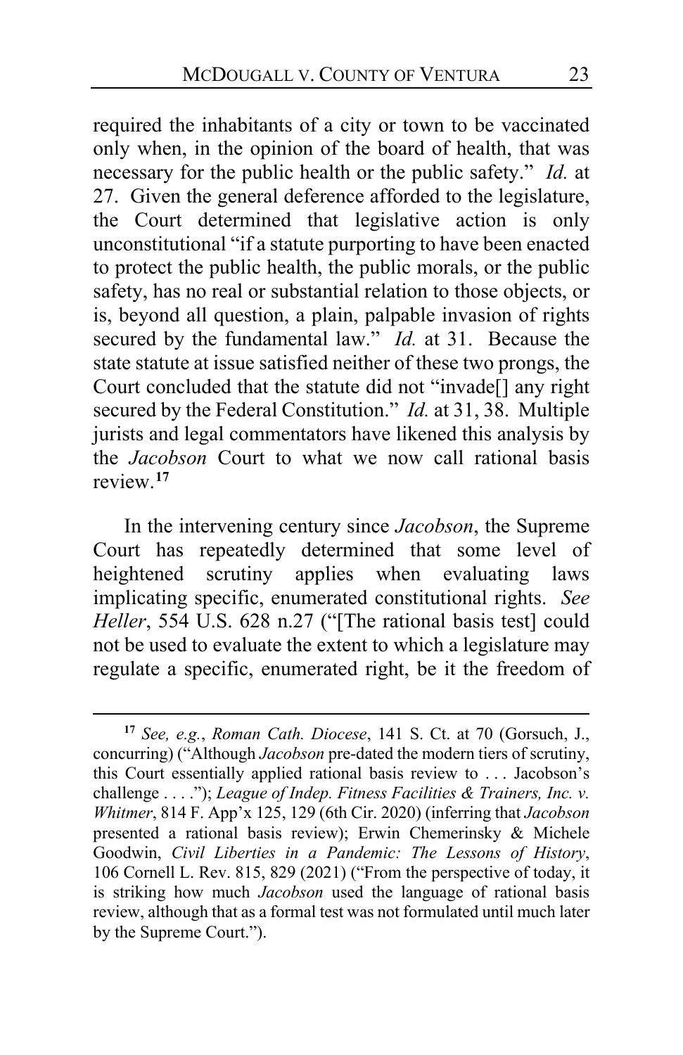required the inhabitants of a city or town to be vaccinated only when, in the opinion of the board of health, that was necessary for the public health or the public safety." *Id.* at 27. Given the general deference afforded to the legislature, the Court determined that legislative action is only unconstitutional "if a statute purporting to have been enacted to protect the public health, the public morals, or the public safety, has no real or substantial relation to those objects, or is, beyond all question, a plain, palpable invasion of rights secured by the fundamental law." *Id.* at 31. Because the state statute at issue satisfied neither of these two prongs, the Court concluded that the statute did not "invade[] any right secured by the Federal Constitution." *Id.* at 31, 38. Multiple jurists and legal commentators have likened this analysis by the *Jacobson* Court to what we now call rational basis review.[17]

In the intervening century since *Jacobson*, the Supreme Court has repeatedly determined that some level of heightened scrutiny applies when evaluating laws implicating specific, enumerated constitutional rights. *See Heller*, 554 U.S. 628 n.27 ("[The rational basis test] could not be used to evaluate the extent to which a legislature may regulate a specific, enumerated right, be it the freedom of

---

[17] *See, e.g.*, *Roman Cath. Diocese*, 141 S. Ct. at 70 (Gorsuch, J., concurring) ("Although *Jacobson* pre-dated the modern tiers of scrutiny, this Court essentially applied rational basis review to . . . Jacobson's challenge . . . ."); *League of Indep. Fitness Facilities & Trainers, Inc. v. Whitmer*, 814 F. App'x 125, 129 (6th Cir. 2020) (inferring that *Jacobson* presented a rational basis review); Erwin Chemerinsky & Michele Goodwin, *Civil Liberties in a Pandemic: The Lessons of History*, 106 Cornell L. Rev. 815, 829 (2021) ("From the perspective of today, it is striking how much *Jacobson* used the language of rational basis review, although that as a formal test was not formulated until much later by the Supreme Court.").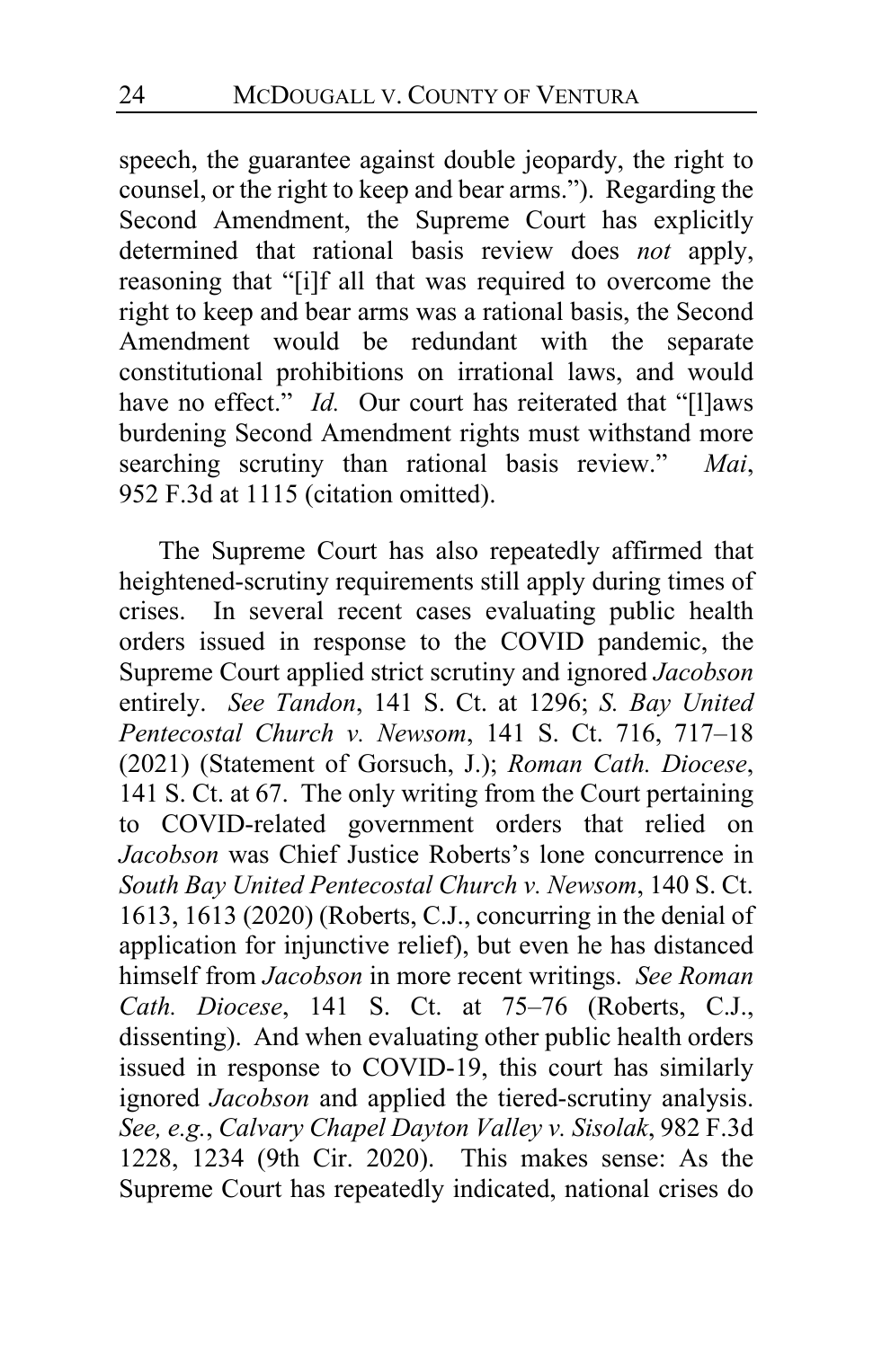speech, the guarantee against double jeopardy, the right to counsel, or the right to keep and bear arms."). Regarding the Second Amendment, the Supreme Court has explicitly determined that rational basis review does *not* apply, reasoning that "[i]f all that was required to overcome the right to keep and bear arms was a rational basis, the Second Amendment would be redundant with the separate constitutional prohibitions on irrational laws, and would have no effect." *Id.* Our court has reiterated that "[l]aws burdening Second Amendment rights must withstand more searching scrutiny than rational basis review." *Mai*, 952 F.3d at 1115 (citation omitted).

The Supreme Court has also repeatedly affirmed that heightened-scrutiny requirements still apply during times of crises. In several recent cases evaluating public health orders issued in response to the COVID pandemic, the Supreme Court applied strict scrutiny and ignored *Jacobson* entirely. *See Tandon*, 141 S. Ct. at 1296; *S. Bay United Pentecostal Church v. Newsom*, 141 S. Ct. 716, 717–18 (2021) (Statement of Gorsuch, J.); *Roman Cath. Diocese*, 141 S. Ct. at 67. The only writing from the Court pertaining to COVID-related government orders that relied on *Jacobson* was Chief Justice Roberts's lone concurrence in *South Bay United Pentecostal Church v. Newsom*, 140 S. Ct. 1613, 1613 (2020) (Roberts, C.J., concurring in the denial of application for injunctive relief), but even he has distanced himself from *Jacobson* in more recent writings. *See Roman Cath. Diocese*, 141 S. Ct. at 75–76 (Roberts, C.J., dissenting). And when evaluating other public health orders issued in response to COVID-19, this court has similarly ignored *Jacobson* and applied the tiered-scrutiny analysis. *See, e.g.*, *Calvary Chapel Dayton Valley v. Sisolak*, 982 F.3d 1228, 1234 (9th Cir. 2020). This makes sense: As the Supreme Court has repeatedly indicated, national crises do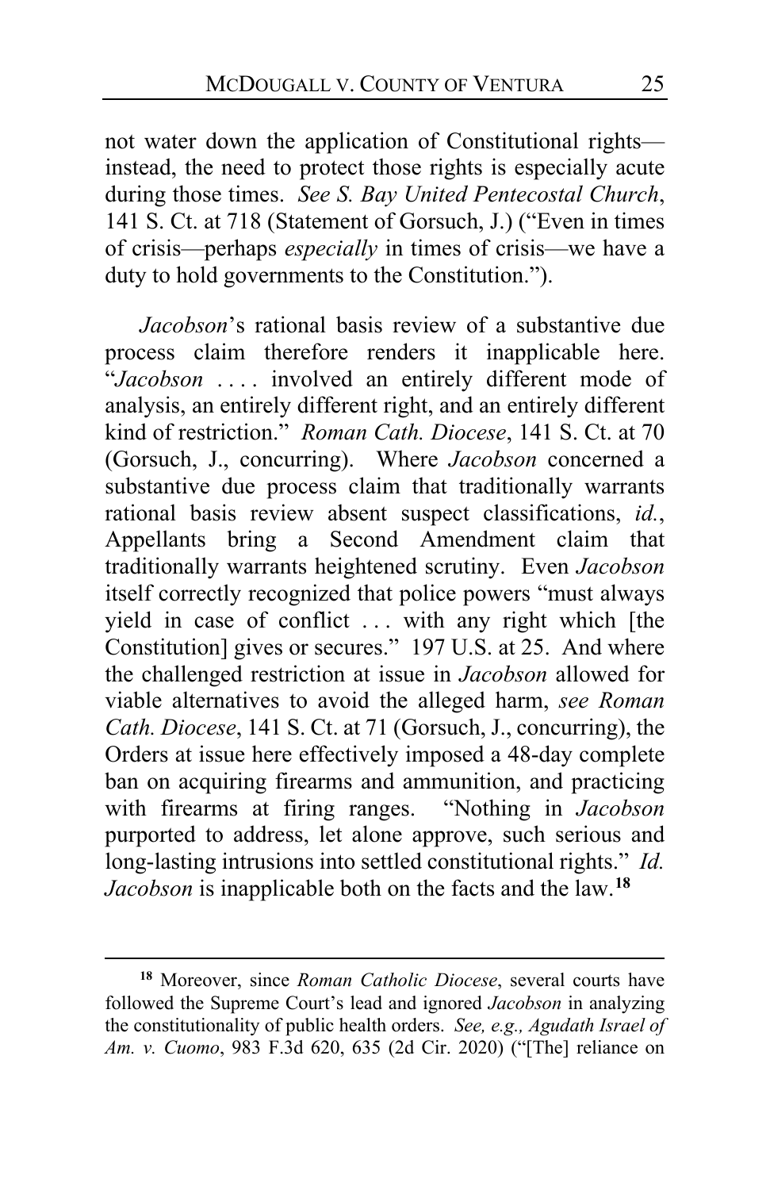not water down the application of Constitutional rights—instead, the need to protect those rights is especially acute during those times. *See S. Bay United Pentecostal Church*, 141 S. Ct. at 718 (Statement of Gorsuch, J.) ("Even in times of crisis—perhaps *especially* in times of crisis—we have a duty to hold governments to the Constitution.").

*Jacobson*'s rational basis review of a substantive due process claim therefore renders it inapplicable here. "*Jacobson* . . . . involved an entirely different mode of analysis, an entirely different right, and an entirely different kind of restriction." *Roman Cath. Diocese*, 141 S. Ct. at 70 (Gorsuch, J., concurring). Where *Jacobson* concerned a substantive due process claim that traditionally warrants rational basis review absent suspect classifications, *id.*, Appellants bring a Second Amendment claim that traditionally warrants heightened scrutiny. Even *Jacobson* itself correctly recognized that police powers "must always yield in case of conflict . . . with any right which [the Constitution] gives or secures." 197 U.S. at 25. And where the challenged restriction at issue in *Jacobson* allowed for viable alternatives to avoid the alleged harm, *see Roman Cath. Diocese*, 141 S. Ct. at 71 (Gorsuch, J., concurring), the Orders at issue here effectively imposed a 48-day complete ban on acquiring firearms and ammunition, and practicing with firearms at firing ranges. "Nothing in *Jacobson* purported to address, let alone approve, such serious and long-lasting intrusions into settled constitutional rights." *Id. Jacobson* is inapplicable both on the facts and the law.[18]

[18] Moreover, since *Roman Catholic Diocese*, several courts have followed the Supreme Court's lead and ignored *Jacobson* in analyzing the constitutionality of public health orders. *See, e.g., Agudath Israel of Am. v. Cuomo*, 983 F.3d 620, 635 (2d Cir. 2020) ("[The] reliance on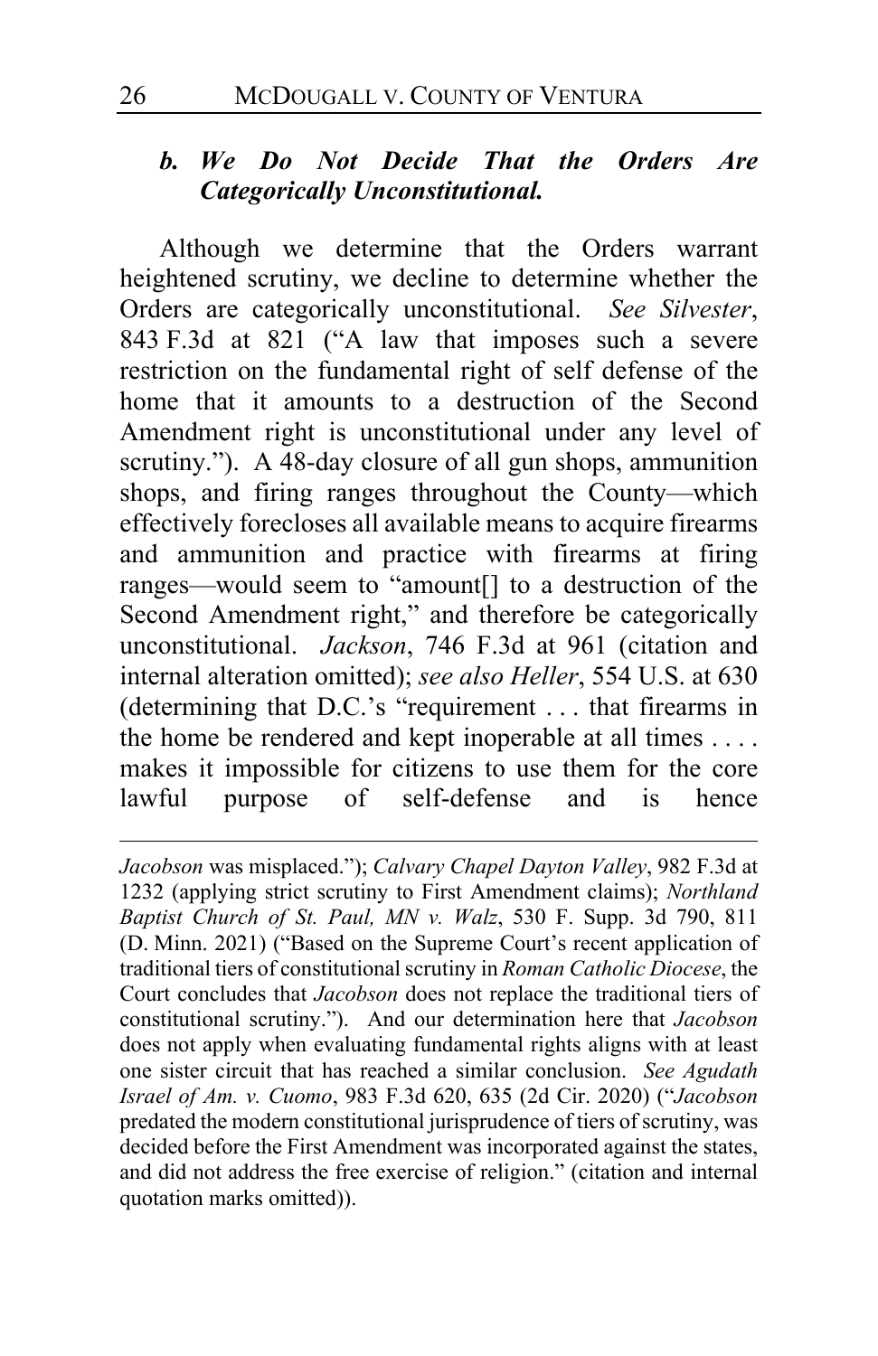### *b. We Do Not Decide That the Orders Are Categorically Unconstitutional.*

Although we determine that the Orders warrant heightened scrutiny, we decline to determine whether the Orders are categorically unconstitutional. *See Silvester*, 843 F.3d at 821 ("A law that imposes such a severe restriction on the fundamental right of self defense of the home that it amounts to a destruction of the Second Amendment right is unconstitutional under any level of scrutiny."). A 48-day closure of all gun shops, ammunition shops, and firing ranges throughout the County—which effectively forecloses all available means to acquire firearms and ammunition and practice with firearms at firing ranges—would seem to "amount[] to a destruction of the Second Amendment right," and therefore be categorically unconstitutional. *Jackson*, 746 F.3d at 961 (citation and internal alteration omitted); *see also Heller*, 554 U.S. at 630 (determining that D.C.'s "requirement . . . that firearms in the home be rendered and kept inoperable at all times . . . . makes it impossible for citizens to use them for the core lawful purpose of self-defense and is hence

---

*Jacobson* was misplaced."); *Calvary Chapel Dayton Valley*, 982 F.3d at 1232 (applying strict scrutiny to First Amendment claims); *Northland Baptist Church of St. Paul, MN v. Walz*, 530 F. Supp. 3d 790, 811 (D. Minn. 2021) ("Based on the Supreme Court's recent application of traditional tiers of constitutional scrutiny in *Roman Catholic Diocese*, the Court concludes that *Jacobson* does not replace the traditional tiers of constitutional scrutiny."). And our determination here that *Jacobson* does not apply when evaluating fundamental rights aligns with at least one sister circuit that has reached a similar conclusion. *See Agudath Israel of Am. v. Cuomo*, 983 F.3d 620, 635 (2d Cir. 2020) ("*Jacobson* predated the modern constitutional jurisprudence of tiers of scrutiny, was decided before the First Amendment was incorporated against the states, and did not address the free exercise of religion." (citation and internal quotation marks omitted)).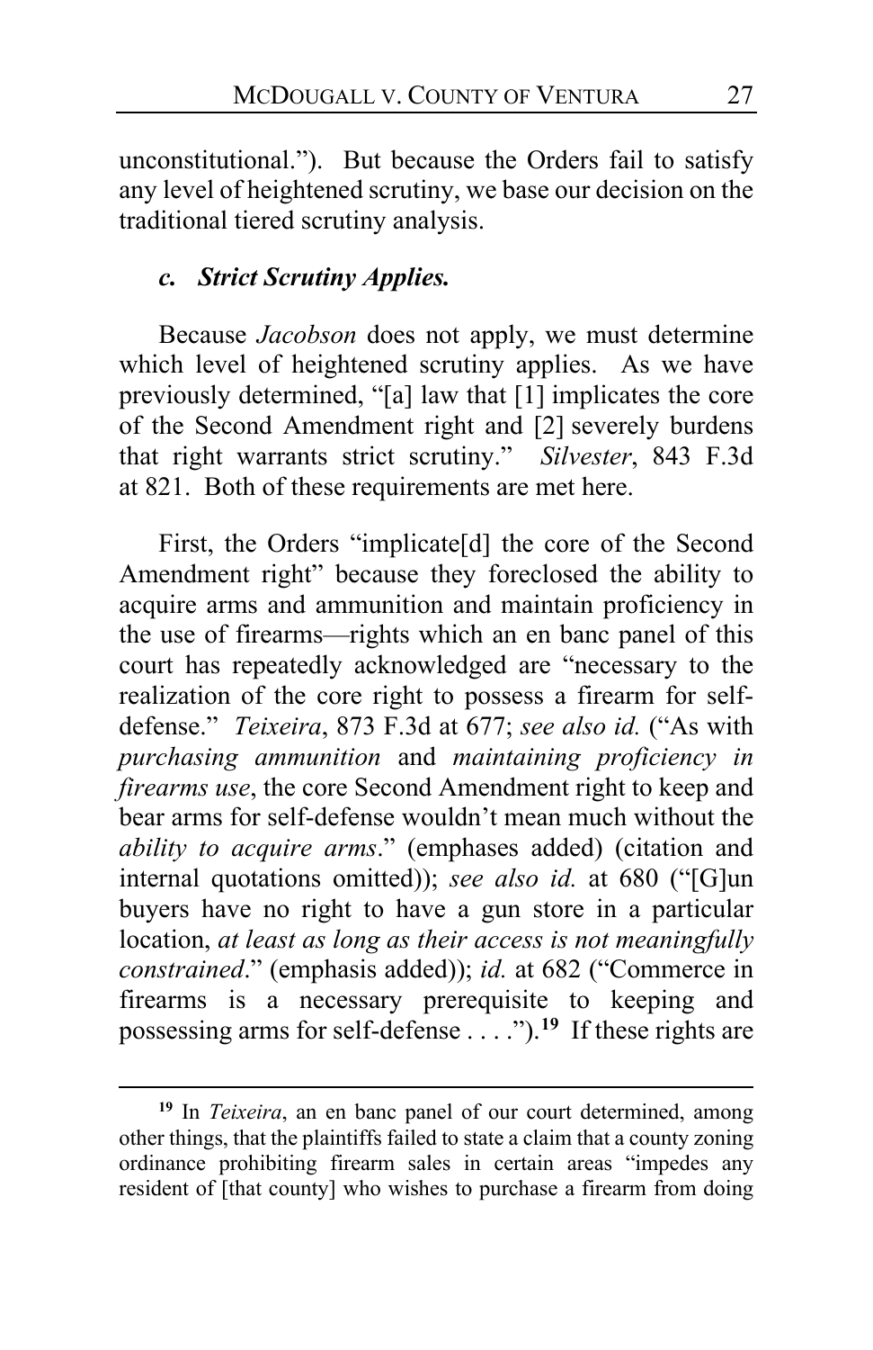unconstitutional."). But because the Orders fail to satisfy any level of heightened scrutiny, we base our decision on the traditional tiered scrutiny analysis.

### *c. Strict Scrutiny Applies.*

Because *Jacobson* does not apply, we must determine which level of heightened scrutiny applies. As we have previously determined, "[a] law that [1] implicates the core of the Second Amendment right and [2] severely burdens that right warrants strict scrutiny." *Silvester*, 843 F.3d at 821. Both of these requirements are met here.

First, the Orders "implicate[d] the core of the Second Amendment right" because they foreclosed the ability to acquire arms and ammunition and maintain proficiency in the use of firearms—rights which an en banc panel of this court has repeatedly acknowledged are "necessary to the realization of the core right to possess a firearm for self-defense." *Teixeira*, 873 F.3d at 677; *see also id.* ("As with *purchasing ammunition* and *maintaining proficiency in firearms use*, the core Second Amendment right to keep and bear arms for self-defense wouldn't mean much without the *ability to acquire arms*." (emphases added) (citation and internal quotations omitted)); *see also id.* at 680 ("[G]un buyers have no right to have a gun store in a particular location, *at least as long as their access is not meaningfully constrained*." (emphasis added)); *id.* at 682 ("Commerce in firearms is a necessary prerequisite to keeping and possessing arms for self-defense . . . .").[19] If these rights are

[19] In *Teixeira*, an en banc panel of our court determined, among other things, that the plaintiffs failed to state a claim that a county zoning ordinance prohibiting firearm sales in certain areas "impedes any resident of [that county] who wishes to purchase a firearm from doing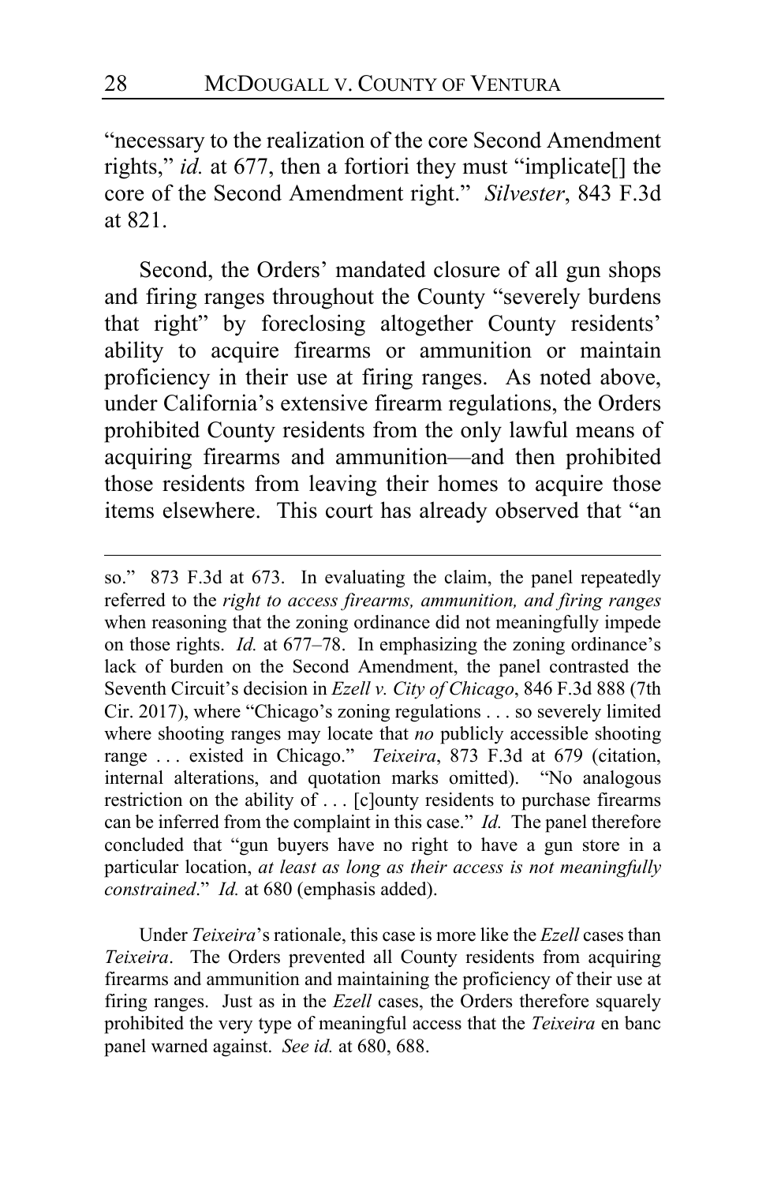"necessary to the realization of the core Second Amendment rights," *id.* at 677, then a fortiori they must "implicate[] the core of the Second Amendment right." *Silvester*, 843 F.3d at 821.

Second, the Orders' mandated closure of all gun shops and firing ranges throughout the County "severely burdens that right" by foreclosing altogether County residents' ability to acquire firearms or ammunition or maintain proficiency in their use at firing ranges. As noted above, under California's extensive firearm regulations, the Orders prohibited County residents from the only lawful means of acquiring firearms and ammunition—and then prohibited those residents from leaving their homes to acquire those items elsewhere. This court has already observed that "an

---

so." 873 F.3d at 673. In evaluating the claim, the panel repeatedly referred to the *right to access firearms, ammunition, and firing ranges* when reasoning that the zoning ordinance did not meaningfully impede on those rights. *Id.* at 677–78. In emphasizing the zoning ordinance's lack of burden on the Second Amendment, the panel contrasted the Seventh Circuit's decision in *Ezell v. City of Chicago*, 846 F.3d 888 (7th Cir. 2017), where "Chicago's zoning regulations . . . so severely limited where shooting ranges may locate that *no* publicly accessible shooting range . . . existed in Chicago." *Teixeira*, 873 F.3d at 679 (citation, internal alterations, and quotation marks omitted). "No analogous restriction on the ability of . . . [c]ounty residents to purchase firearms can be inferred from the complaint in this case." *Id.* The panel therefore concluded that "gun buyers have no right to have a gun store in a particular location, *at least as long as their access is not meaningfully constrained*." *Id.* at 680 (emphasis added).

Under *Teixeira*'s rationale, this case is more like the *Ezell* cases than *Teixeira*. The Orders prevented all County residents from acquiring firearms and ammunition and maintaining the proficiency of their use at firing ranges. Just as in the *Ezell* cases, the Orders therefore squarely prohibited the very type of meaningful access that the *Teixeira* en banc panel warned against. *See id.* at 680, 688.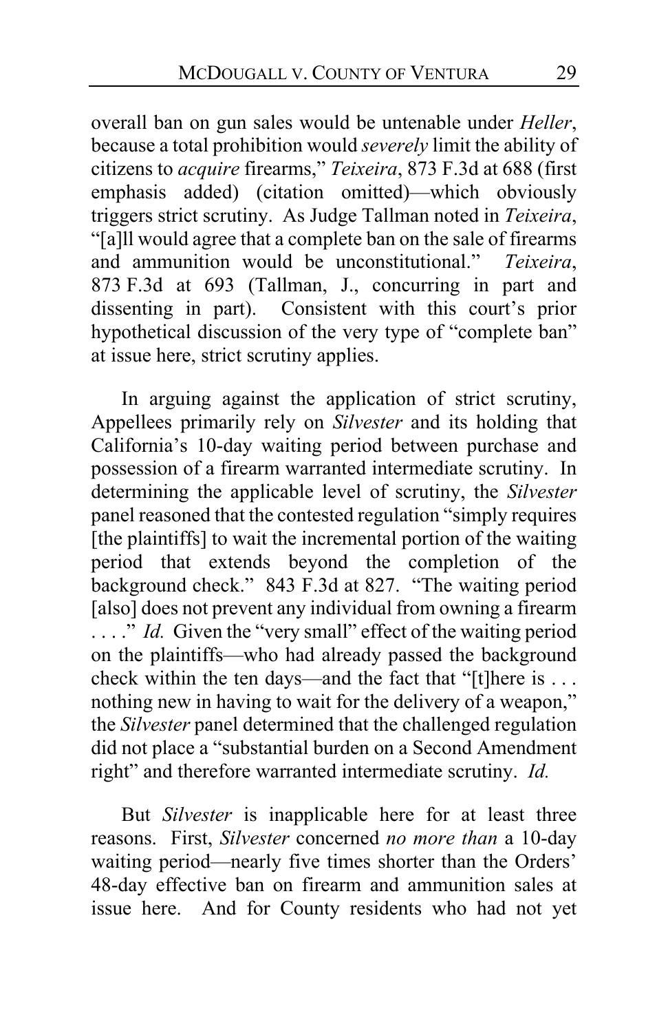overall ban on gun sales would be untenable under *Heller*, because a total prohibition would *severely* limit the ability of citizens to *acquire* firearms," *Teixeira*, 873 F.3d at 688 (first emphasis added) (citation omitted)—which obviously triggers strict scrutiny. As Judge Tallman noted in *Teixeira*, "[a]ll would agree that a complete ban on the sale of firearms and ammunition would be unconstitutional." *Teixeira*, 873 F.3d at 693 (Tallman, J., concurring in part and dissenting in part). Consistent with this court's prior hypothetical discussion of the very type of "complete ban" at issue here, strict scrutiny applies.

In arguing against the application of strict scrutiny, Appellees primarily rely on *Silvester* and its holding that California's 10-day waiting period between purchase and possession of a firearm warranted intermediate scrutiny. In determining the applicable level of scrutiny, the *Silvester* panel reasoned that the contested regulation "simply requires [the plaintiffs] to wait the incremental portion of the waiting period that extends beyond the completion of the background check." 843 F.3d at 827. "The waiting period [also] does not prevent any individual from owning a firearm . . . ." *Id.* Given the "very small" effect of the waiting period on the plaintiffs—who had already passed the background check within the ten days—and the fact that "[t]here is . . . nothing new in having to wait for the delivery of a weapon," the *Silvester* panel determined that the challenged regulation did not place a "substantial burden on a Second Amendment right" and therefore warranted intermediate scrutiny. *Id.*

But *Silvester* is inapplicable here for at least three reasons. First, *Silvester* concerned *no more than* a 10-day waiting period—nearly five times shorter than the Orders' 48-day effective ban on firearm and ammunition sales at issue here. And for County residents who had not yet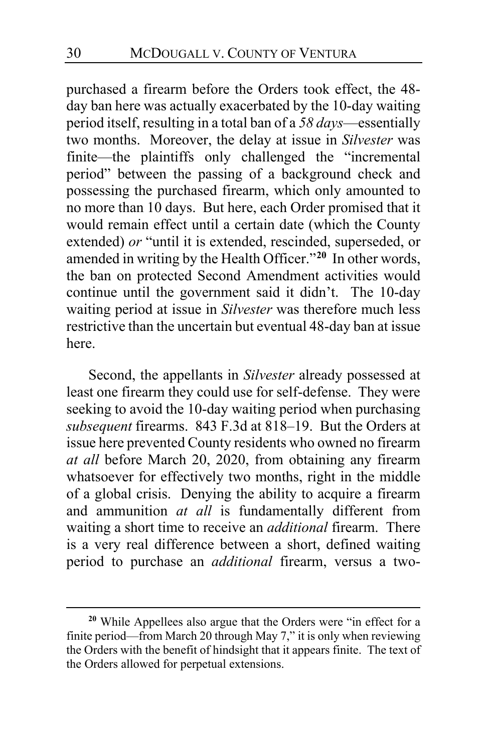purchased a firearm before the Orders took effect, the 48-day ban here was actually exacerbated by the 10-day waiting period itself, resulting in a total ban of a *58 days*—essentially two months. Moreover, the delay at issue in *Silvester* was finite—the plaintiffs only challenged the "incremental period" between the passing of a background check and possessing the purchased firearm, which only amounted to no more than 10 days. But here, each Order promised that it would remain effect until a certain date (which the County extended) *or* "until it is extended, rescinded, superseded, or amended in writing by the Health Officer."[20] In other words, the ban on protected Second Amendment activities would continue until the government said it didn't. The 10-day waiting period at issue in *Silvester* was therefore much less restrictive than the uncertain but eventual 48-day ban at issue here.

Second, the appellants in *Silvester* already possessed at least one firearm they could use for self-defense. They were seeking to avoid the 10-day waiting period when purchasing *subsequent* firearms. 843 F.3d at 818–19. But the Orders at issue here prevented County residents who owned no firearm *at all* before March 20, 2020, from obtaining any firearm whatsoever for effectively two months, right in the middle of a global crisis. Denying the ability to acquire a firearm and ammunition *at all* is fundamentally different from waiting a short time to receive an *additional* firearm. There is a very real difference between a short, defined waiting period to purchase an *additional* firearm, versus a two-

---

[20] While Appellees also argue that the Orders were "in effect for a finite period—from March 20 through May 7," it is only when reviewing the Orders with the benefit of hindsight that it appears finite. The text of the Orders allowed for perpetual extensions.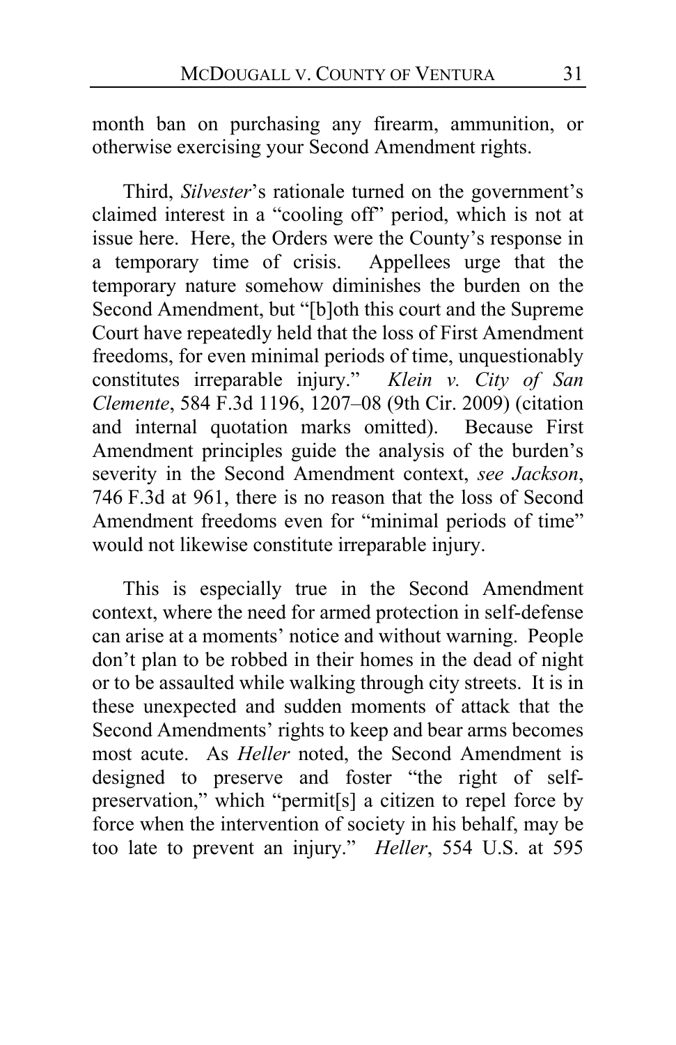month ban on purchasing any firearm, ammunition, or otherwise exercising your Second Amendment rights.

Third, *Silvester*'s rationale turned on the government's claimed interest in a "cooling off" period, which is not at issue here. Here, the Orders were the County's response in a temporary time of crisis. Appellees urge that the temporary nature somehow diminishes the burden on the Second Amendment, but "[b]oth this court and the Supreme Court have repeatedly held that the loss of First Amendment freedoms, for even minimal periods of time, unquestionably constitutes irreparable injury." *Klein v. City of San Clemente*, 584 F.3d 1196, 1207–08 (9th Cir. 2009) (citation and internal quotation marks omitted). Because First Amendment principles guide the analysis of the burden's severity in the Second Amendment context, *see Jackson*, 746 F.3d at 961, there is no reason that the loss of Second Amendment freedoms even for "minimal periods of time" would not likewise constitute irreparable injury.

This is especially true in the Second Amendment context, where the need for armed protection in self-defense can arise at a moments' notice and without warning. People don't plan to be robbed in their homes in the dead of night or to be assaulted while walking through city streets. It is in these unexpected and sudden moments of attack that the Second Amendments' rights to keep and bear arms becomes most acute. As *Heller* noted, the Second Amendment is designed to preserve and foster "the right of self-preservation," which "permit[s] a citizen to repel force by force when the intervention of society in his behalf, may be too late to prevent an injury." *Heller*, 554 U.S. at 595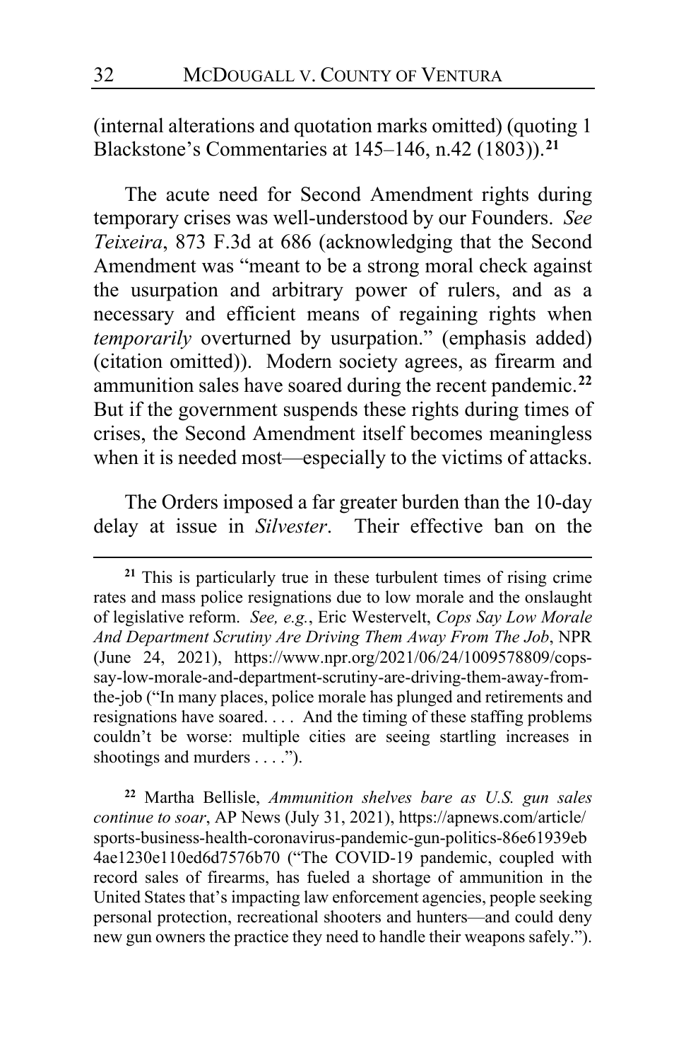(internal alterations and quotation marks omitted) (quoting 1 Blackstone's Commentaries at 145–146, n.42 (1803)).[21]

The acute need for Second Amendment rights during temporary crises was well-understood by our Founders. *See Teixeira*, 873 F.3d at 686 (acknowledging that the Second Amendment was "meant to be a strong moral check against the usurpation and arbitrary power of rulers, and as a necessary and efficient means of regaining rights when *temporarily* overturned by usurpation." (emphasis added) (citation omitted)). Modern society agrees, as firearm and ammunition sales have soared during the recent pandemic.[22] But if the government suspends these rights during times of crises, the Second Amendment itself becomes meaningless when it is needed most—especially to the victims of attacks.

The Orders imposed a far greater burden than the 10-day delay at issue in *Silvester*. Their effective ban on the

---

[21] This is particularly true in these turbulent times of rising crime rates and mass police resignations due to low morale and the onslaught of legislative reform. *See, e.g.*, Eric Westervelt, *Cops Say Low Morale And Department Scrutiny Are Driving Them Away From The Job*, NPR (June 24, 2021), https://www.npr.org/2021/06/24/1009578809/cops-say-low-morale-and-department-scrutiny-are-driving-them-away-from-the-job ("In many places, police morale has plunged and retirements and resignations have soared. . . . And the timing of these staffing problems couldn't be worse: multiple cities are seeing startling increases in shootings and murders . . . .").

[22] Martha Bellisle, *Ammunition shelves bare as U.S. gun sales continue to soar*, AP News (July 31, 2021), https://apnews.com/article/sports-business-health-coronavirus-pandemic-gun-politics-86e61939eb4ae1230e110ed6d7576b70 ("The COVID-19 pandemic, coupled with record sales of firearms, has fueled a shortage of ammunition in the United States that's impacting law enforcement agencies, people seeking personal protection, recreational shooters and hunters—and could deny new gun owners the practice they need to handle their weapons safely.").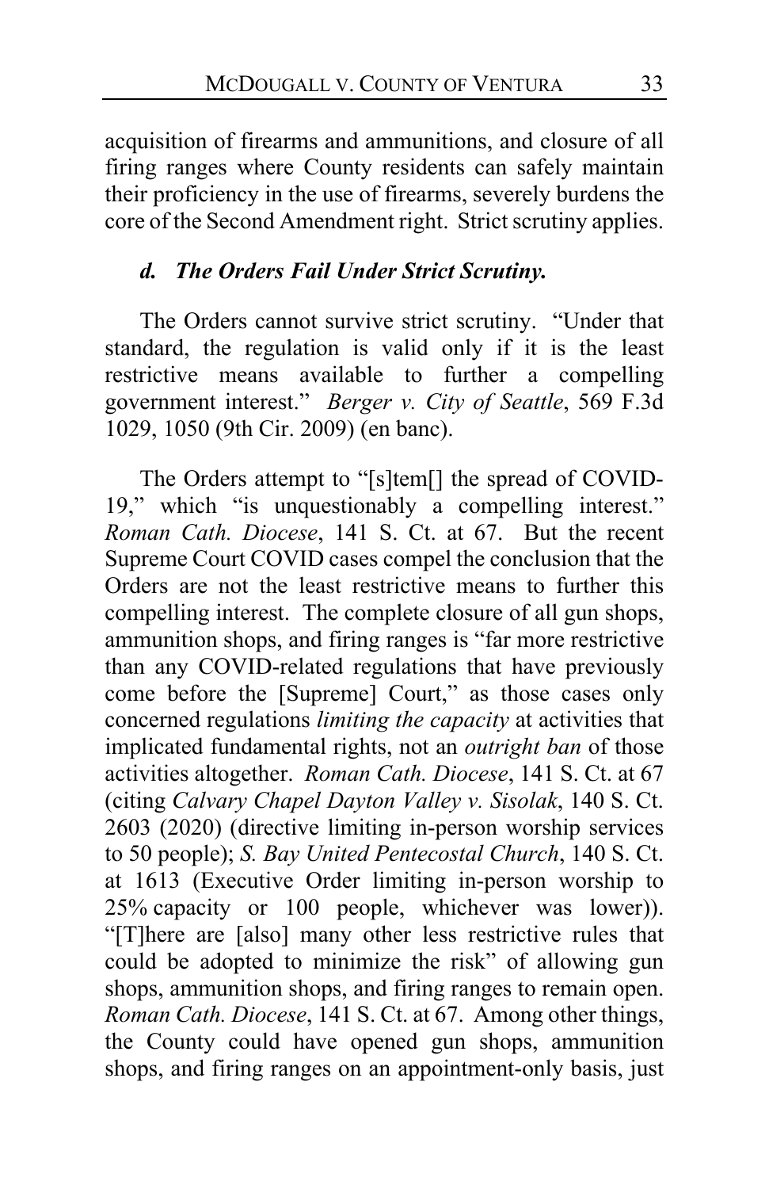acquisition of firearms and ammunitions, and closure of all firing ranges where County residents can safely maintain their proficiency in the use of firearms, severely burdens the core of the Second Amendment right. Strict scrutiny applies.

#### *d. The Orders Fail Under Strict Scrutiny.*

The Orders cannot survive strict scrutiny. "Under that standard, the regulation is valid only if it is the least restrictive means available to further a compelling government interest." *Berger v. City of Seattle*, 569 F.3d 1029, 1050 (9th Cir. 2009) (en banc).

The Orders attempt to "[s]tem[] the spread of COVID-19," which "is unquestionably a compelling interest." *Roman Cath. Diocese*, 141 S. Ct. at 67. But the recent Supreme Court COVID cases compel the conclusion that the Orders are not the least restrictive means to further this compelling interest. The complete closure of all gun shops, ammunition shops, and firing ranges is "far more restrictive than any COVID-related regulations that have previously come before the [Supreme] Court," as those cases only concerned regulations *limiting the capacity* at activities that implicated fundamental rights, not an *outright ban* of those activities altogether. *Roman Cath. Diocese*, 141 S. Ct. at 67 (citing *Calvary Chapel Dayton Valley v. Sisolak*, 140 S. Ct. 2603 (2020) (directive limiting in-person worship services to 50 people); *S. Bay United Pentecostal Church*, 140 S. Ct. at 1613 (Executive Order limiting in-person worship to 25% capacity or 100 people, whichever was lower)). "[T]here are [also] many other less restrictive rules that could be adopted to minimize the risk" of allowing gun shops, ammunition shops, and firing ranges to remain open. *Roman Cath. Diocese*, 141 S. Ct. at 67. Among other things, the County could have opened gun shops, ammunition shops, and firing ranges on an appointment-only basis, just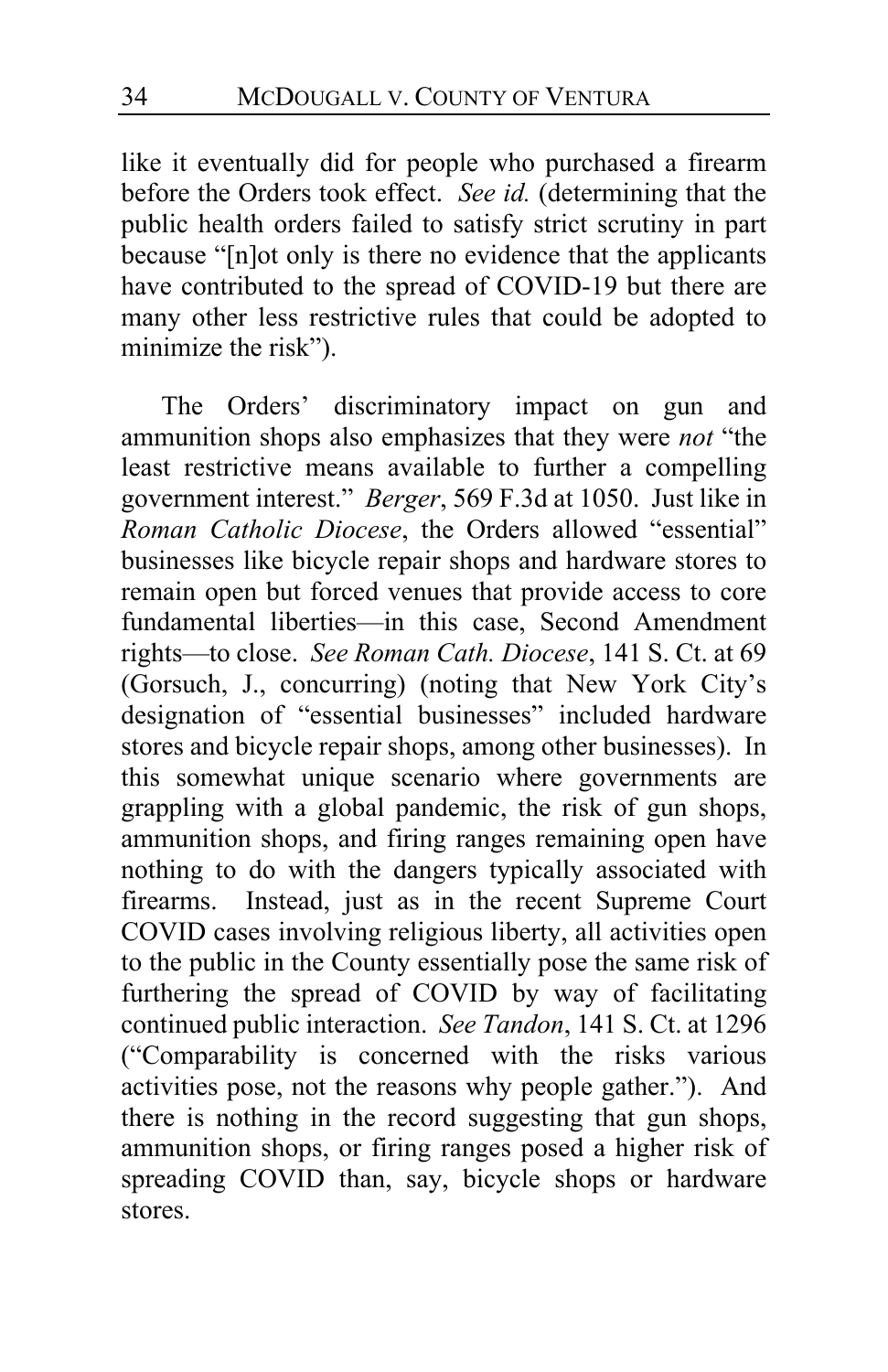like it eventually did for people who purchased a firearm before the Orders took effect. *See id.* (determining that the public health orders failed to satisfy strict scrutiny in part because "[n]ot only is there no evidence that the applicants have contributed to the spread of COVID-19 but there are many other less restrictive rules that could be adopted to minimize the risk").

The Orders' discriminatory impact on gun and ammunition shops also emphasizes that they were *not* "the least restrictive means available to further a compelling government interest." *Berger*, 569 F.3d at 1050. Just like in *Roman Catholic Diocese*, the Orders allowed "essential" businesses like bicycle repair shops and hardware stores to remain open but forced venues that provide access to core fundamental liberties—in this case, Second Amendment rights—to close. *See Roman Cath. Diocese*, 141 S. Ct. at 69 (Gorsuch, J., concurring) (noting that New York City's designation of "essential businesses" included hardware stores and bicycle repair shops, among other businesses). In this somewhat unique scenario where governments are grappling with a global pandemic, the risk of gun shops, ammunition shops, and firing ranges remaining open have nothing to do with the dangers typically associated with firearms. Instead, just as in the recent Supreme Court COVID cases involving religious liberty, all activities open to the public in the County essentially pose the same risk of furthering the spread of COVID by way of facilitating continued public interaction. *See Tandon*, 141 S. Ct. at 1296 ("Comparability is concerned with the risks various activities pose, not the reasons why people gather."). And there is nothing in the record suggesting that gun shops, ammunition shops, or firing ranges posed a higher risk of spreading COVID than, say, bicycle shops or hardware stores.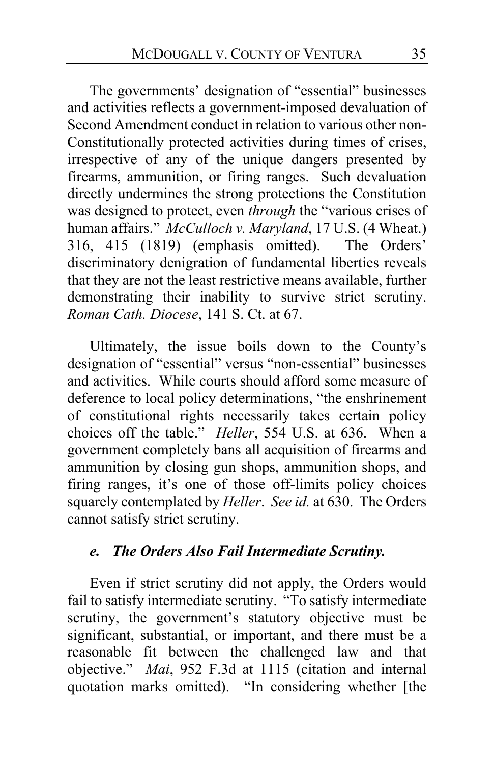The governments' designation of "essential" businesses and activities reflects a government-imposed devaluation of Second Amendment conduct in relation to various other non-Constitutionally protected activities during times of crises, irrespective of any of the unique dangers presented by firearms, ammunition, or firing ranges. Such devaluation directly undermines the strong protections the Constitution was designed to protect, even *through* the "various crises of human affairs." *McCulloch v. Maryland*, 17 U.S. (4 Wheat.) 316, 415 (1819) (emphasis omitted). The Orders' discriminatory denigration of fundamental liberties reveals that they are not the least restrictive means available, further demonstrating their inability to survive strict scrutiny. *Roman Cath. Diocese*, 141 S. Ct. at 67.

Ultimately, the issue boils down to the County's designation of "essential" versus "non-essential" businesses and activities. While courts should afford some measure of deference to local policy determinations, "the enshrinement of constitutional rights necessarily takes certain policy choices off the table." *Heller*, 554 U.S. at 636. When a government completely bans all acquisition of firearms and ammunition by closing gun shops, ammunition shops, and firing ranges, it's one of those off-limits policy choices squarely contemplated by *Heller*. *See id.* at 630. The Orders cannot satisfy strict scrutiny.

#### *e. The Orders Also Fail Intermediate Scrutiny.*

Even if strict scrutiny did not apply, the Orders would fail to satisfy intermediate scrutiny. "To satisfy intermediate scrutiny, the government's statutory objective must be significant, substantial, or important, and there must be a reasonable fit between the challenged law and that objective." *Mai*, 952 F.3d at 1115 (citation and internal quotation marks omitted). "In considering whether [the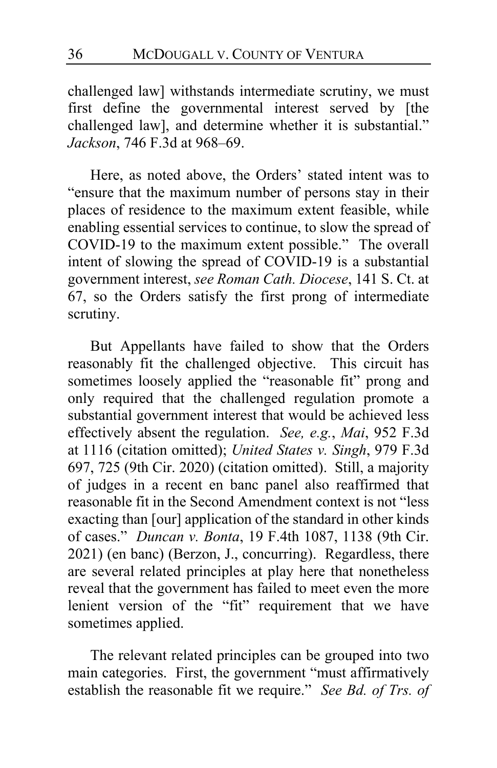challenged law] withstands intermediate scrutiny, we must first define the governmental interest served by [the challenged law], and determine whether it is substantial." *Jackson*, 746 F.3d at 968–69.

Here, as noted above, the Orders' stated intent was to "ensure that the maximum number of persons stay in their places of residence to the maximum extent feasible, while enabling essential services to continue, to slow the spread of COVID-19 to the maximum extent possible." The overall intent of slowing the spread of COVID-19 is a substantial government interest, *see Roman Cath. Diocese*, 141 S. Ct. at 67, so the Orders satisfy the first prong of intermediate scrutiny.

But Appellants have failed to show that the Orders reasonably fit the challenged objective. This circuit has sometimes loosely applied the "reasonable fit" prong and only required that the challenged regulation promote a substantial government interest that would be achieved less effectively absent the regulation. *See, e.g.*, *Mai*, 952 F.3d at 1116 (citation omitted); *United States v. Singh*, 979 F.3d 697, 725 (9th Cir. 2020) (citation omitted). Still, a majority of judges in a recent en banc panel also reaffirmed that reasonable fit in the Second Amendment context is not "less exacting than [our] application of the standard in other kinds of cases." *Duncan v. Bonta*, 19 F.4th 1087, 1138 (9th Cir. 2021) (en banc) (Berzon, J., concurring). Regardless, there are several related principles at play here that nonetheless reveal that the government has failed to meet even the more lenient version of the "fit" requirement that we have sometimes applied.

The relevant related principles can be grouped into two main categories. First, the government "must affirmatively establish the reasonable fit we require." *See Bd. of Trs. of*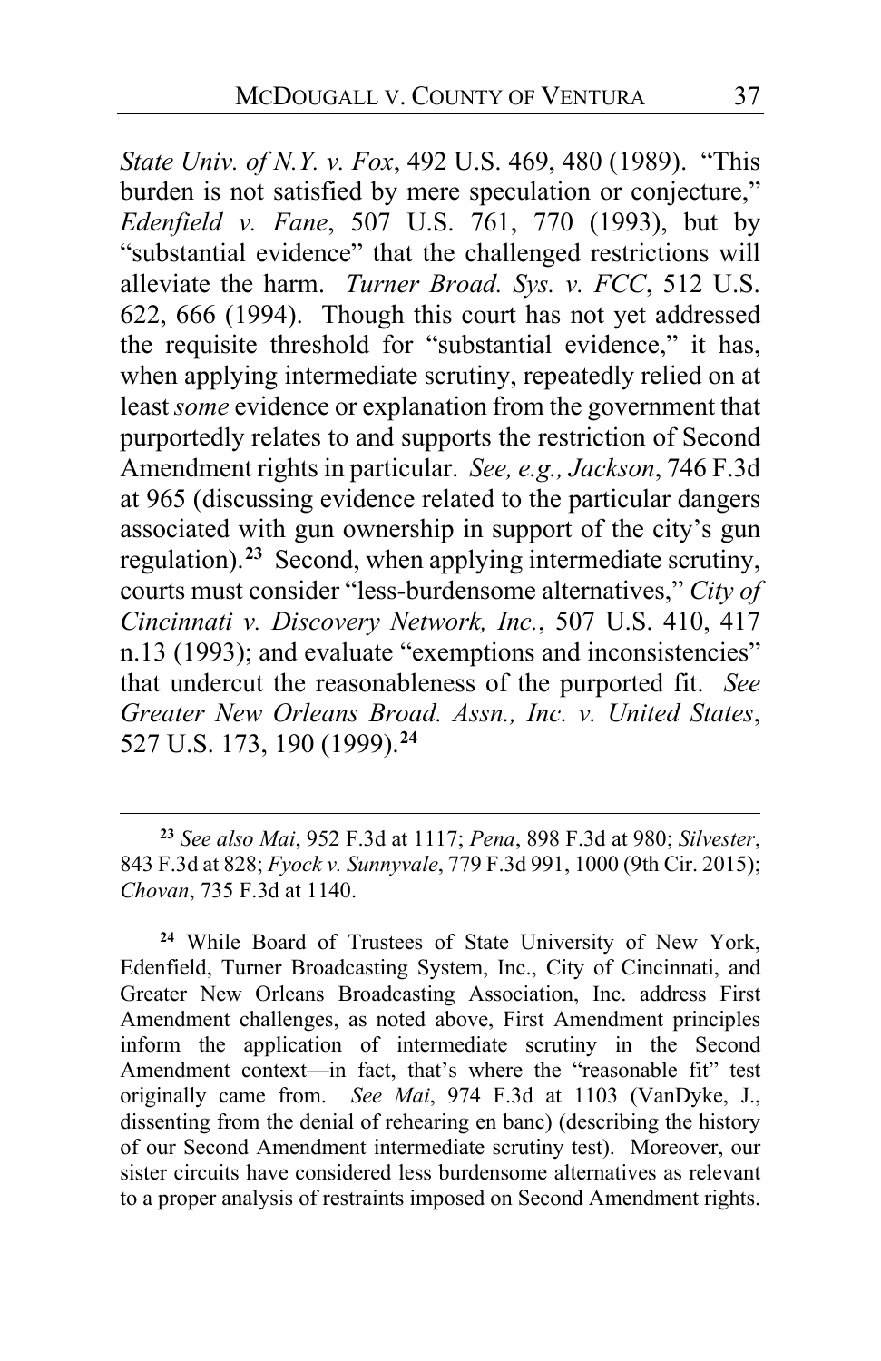*State Univ. of N.Y. v. Fox*, 492 U.S. 469, 480 (1989). "This burden is not satisfied by mere speculation or conjecture," *Edenfield v. Fane*, 507 U.S. 761, 770 (1993), but by "substantial evidence" that the challenged restrictions will alleviate the harm. *Turner Broad. Sys. v. FCC*, 512 U.S. 622, 666 (1994). Though this court has not yet addressed the requisite threshold for "substantial evidence," it has, when applying intermediate scrutiny, repeatedly relied on at least *some* evidence or explanation from the government that purportedly relates to and supports the restriction of Second Amendment rights in particular. *See, e.g., Jackson*, 746 F.3d at 965 (discussing evidence related to the particular dangers associated with gun ownership in support of the city's gun regulation).[23] Second, when applying intermediate scrutiny, courts must consider "less-burdensome alternatives," *City of Cincinnati v. Discovery Network, Inc.*, 507 U.S. 410, 417 n.13 (1993); and evaluate "exemptions and inconsistencies" that undercut the reasonableness of the purported fit. *See Greater New Orleans Broad. Assn., Inc. v. United States*, 527 U.S. 173, 190 (1999).[24]

---

[23] *See also Mai*, 952 F.3d at 1117; *Pena*, 898 F.3d at 980; *Silvester*, 843 F.3d at 828; *Fyock v. Sunnyvale*, 779 F.3d 991, 1000 (9th Cir. 2015); *Chovan*, 735 F.3d at 1140.

[24] While Board of Trustees of State University of New York, Edenfield, Turner Broadcasting System, Inc., City of Cincinnati, and Greater New Orleans Broadcasting Association, Inc. address First Amendment challenges, as noted above, First Amendment principles inform the application of intermediate scrutiny in the Second Amendment context—in fact, that's where the "reasonable fit" test originally came from. *See Mai*, 974 F.3d at 1103 (VanDyke, J., dissenting from the denial of rehearing en banc) (describing the history of our Second Amendment intermediate scrutiny test). Moreover, our sister circuits have considered less burdensome alternatives as relevant to a proper analysis of restraints imposed on Second Amendment rights.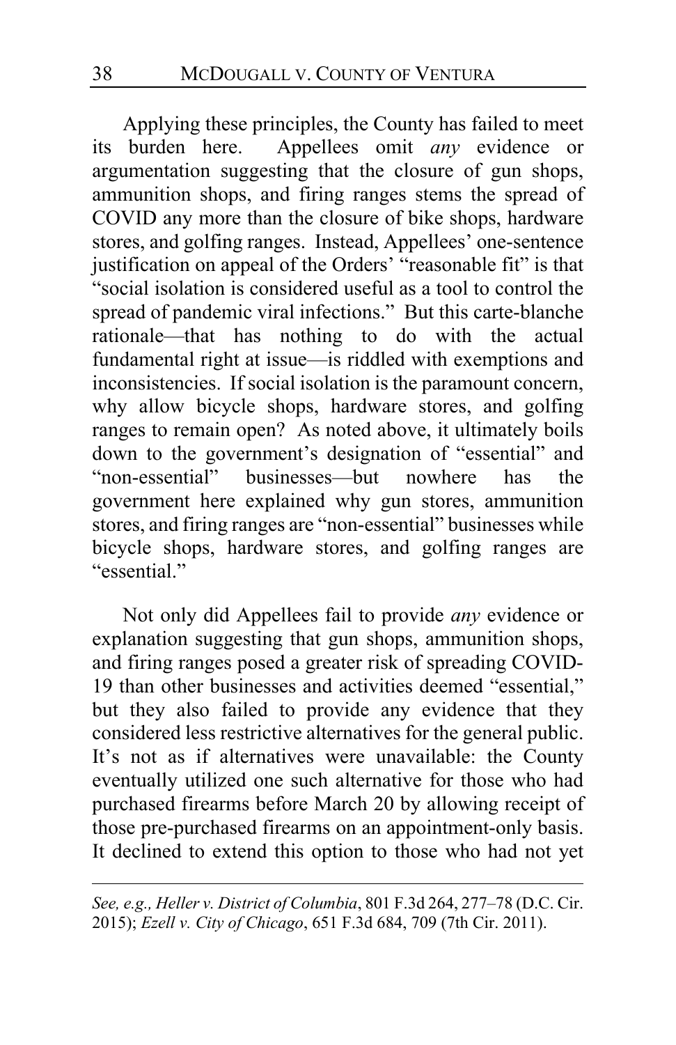Applying these principles, the County has failed to meet its burden here. Appellees omit *any* evidence or argumentation suggesting that the closure of gun shops, ammunition shops, and firing ranges stems the spread of COVID any more than the closure of bike shops, hardware stores, and golfing ranges. Instead, Appellees' one-sentence justification on appeal of the Orders' "reasonable fit" is that "social isolation is considered useful as a tool to control the spread of pandemic viral infections." But this carte-blanche rationale—that has nothing to do with the actual fundamental right at issue—is riddled with exemptions and inconsistencies. If social isolation is the paramount concern, why allow bicycle shops, hardware stores, and golfing ranges to remain open? As noted above, it ultimately boils down to the government's designation of "essential" and "non-essential" businesses—but nowhere has the government here explained why gun stores, ammunition stores, and firing ranges are "non-essential" businesses while bicycle shops, hardware stores, and golfing ranges are "essential."

Not only did Appellees fail to provide *any* evidence or explanation suggesting that gun shops, ammunition shops, and firing ranges posed a greater risk of spreading COVID-19 than other businesses and activities deemed "essential," but they also failed to provide any evidence that they considered less restrictive alternatives for the general public. It's not as if alternatives were unavailable: the County eventually utilized one such alternative for those who had purchased firearms before March 20 by allowing receipt of those pre-purchased firearms on an appointment-only basis. It declined to extend this option to those who had not yet

---

*See, e.g., Heller v. District of Columbia*, 801 F.3d 264, 277–78 (D.C. Cir. 2015); *Ezell v. City of Chicago*, 651 F.3d 684, 709 (7th Cir. 2011).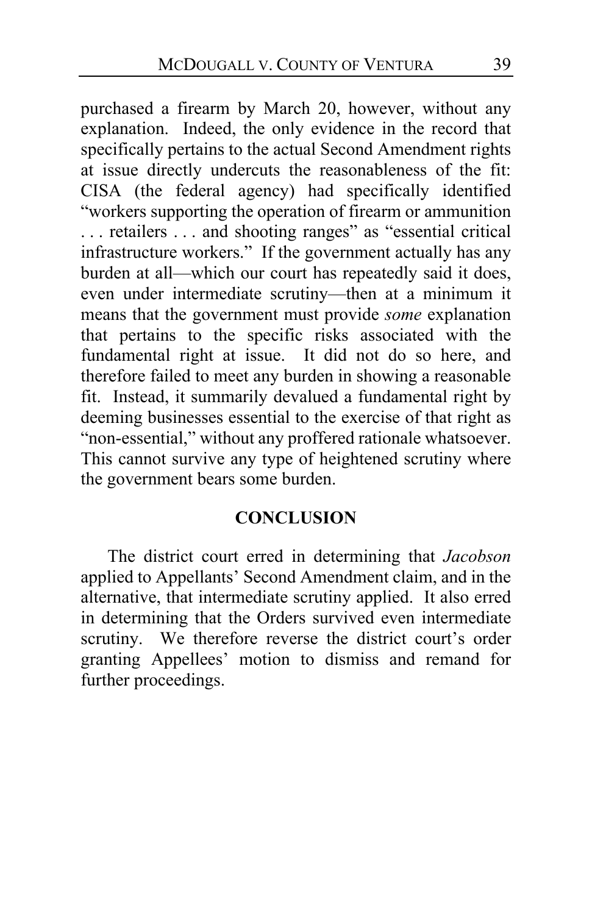purchased a firearm by March 20, however, without any explanation. Indeed, the only evidence in the record that specifically pertains to the actual Second Amendment rights at issue directly undercuts the reasonableness of the fit: CISA (the federal agency) had specifically identified "workers supporting the operation of firearm or ammunition . . . retailers . . . and shooting ranges" as "essential critical infrastructure workers." If the government actually has any burden at all—which our court has repeatedly said it does, even under intermediate scrutiny—then at a minimum it means that the government must provide *some* explanation that pertains to the specific risks associated with the fundamental right at issue. It did not do so here, and therefore failed to meet any burden in showing a reasonable fit. Instead, it summarily devalued a fundamental right by deeming businesses essential to the exercise of that right as "non-essential," without any proffered rationale whatsoever. This cannot survive any type of heightened scrutiny where the government bears some burden.

## CONCLUSION

The district court erred in determining that *Jacobson* applied to Appellants' Second Amendment claim, and in the alternative, that intermediate scrutiny applied. It also erred in determining that the Orders survived even intermediate scrutiny. We therefore reverse the district court's order granting Appellees' motion to dismiss and remand for further proceedings.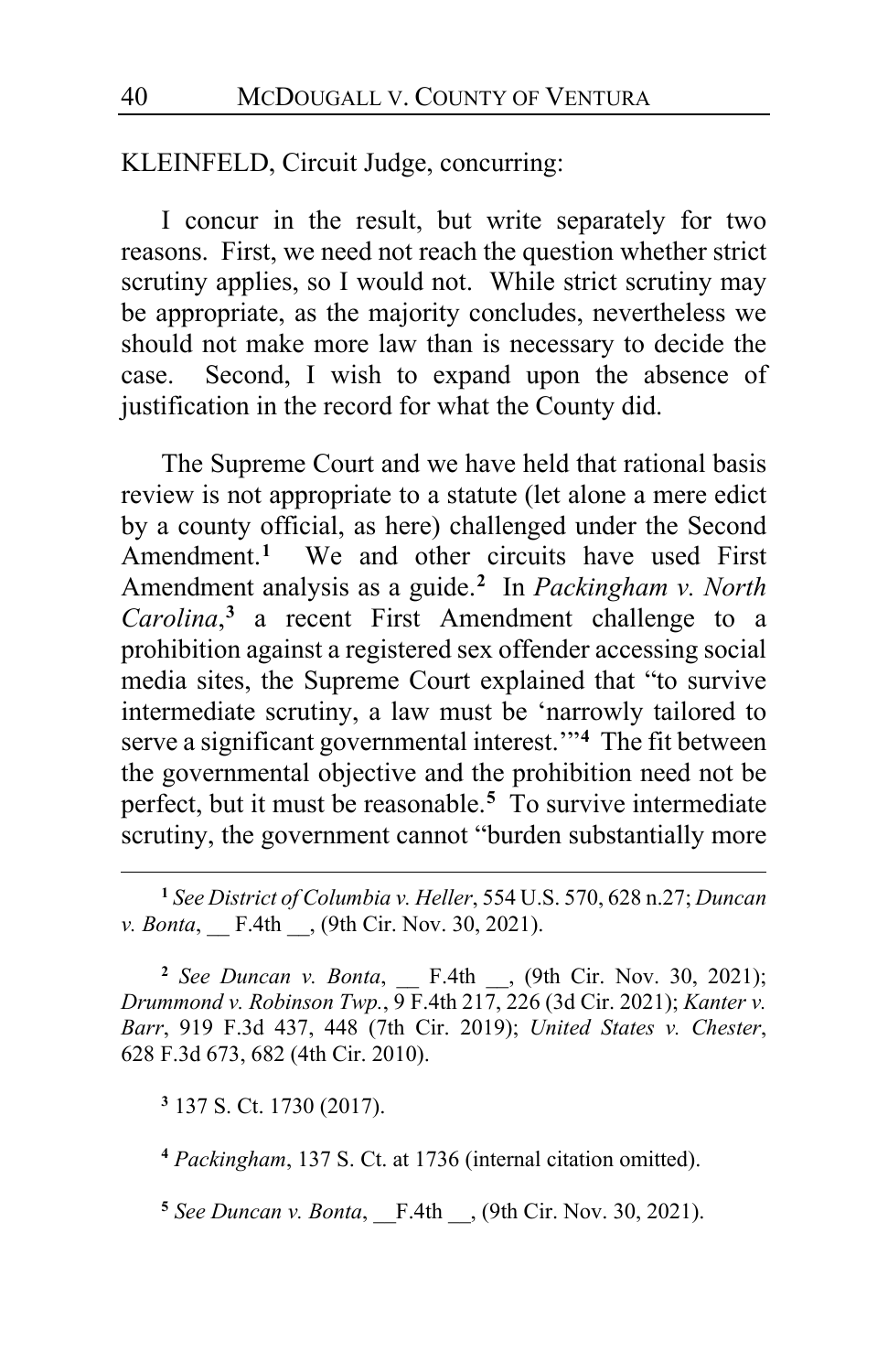KLEINFELD, Circuit Judge, concurring:

I concur in the result, but write separately for two reasons. First, we need not reach the question whether strict scrutiny applies, so I would not. While strict scrutiny may be appropriate, as the majority concludes, nevertheless we should not make more law than is necessary to decide the case. Second, I wish to expand upon the absence of justification in the record for what the County did.

The Supreme Court and we have held that rational basis review is not appropriate to a statute (let alone a mere edict by a county official, as here) challenged under the Second Amendment.[1] We and other circuits have used First Amendment analysis as a guide.[2] In *Packingham v. North Carolina*,[3] a recent First Amendment challenge to a prohibition against a registered sex offender accessing social media sites, the Supreme Court explained that "to survive intermediate scrutiny, a law must be 'narrowly tailored to serve a significant governmental interest.'"[4] The fit between the governmental objective and the prohibition need not be perfect, but it must be reasonable.[5] To survive intermediate scrutiny, the government cannot "burden substantially more

---

[1] *See District of Columbia v. Heller*, 554 U.S. 570, 628 n.27; *Duncan v. Bonta*, __ F.4th __, (9th Cir. Nov. 30, 2021).

[2] *See Duncan v. Bonta*, __ F.4th __, (9th Cir. Nov. 30, 2021); *Drummond v. Robinson Twp.*, 9 F.4th 217, 226 (3d Cir. 2021); *Kanter v. Barr*, 919 F.3d 437, 448 (7th Cir. 2019); *United States v. Chester*, 628 F.3d 673, 682 (4th Cir. 2010).

[3] 137 S. Ct. 1730 (2017).

[4] *Packingham*, 137 S. Ct. at 1736 (internal citation omitted).

[5] *See Duncan v. Bonta*, __F.4th __, (9th Cir. Nov. 30, 2021).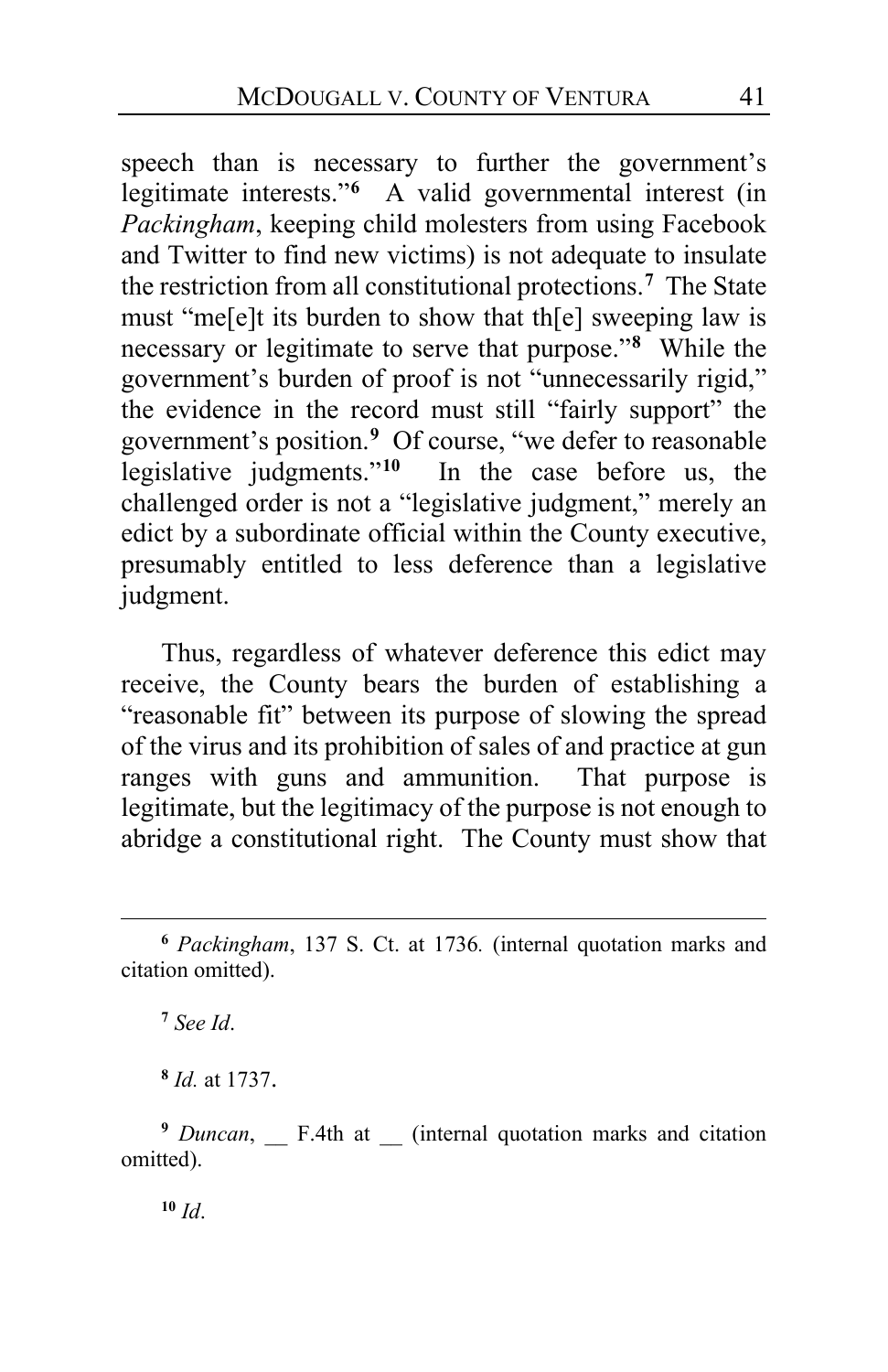speech than is necessary to further the government's legitimate interests."[6] A valid governmental interest (in *Packingham*, keeping child molesters from using Facebook and Twitter to find new victims) is not adequate to insulate the restriction from all constitutional protections.[7] The State must "me[e]t its burden to show that th[e] sweeping law is necessary or legitimate to serve that purpose."[8] While the government's burden of proof is not "unnecessarily rigid," the evidence in the record must still "fairly support" the government's position.[9] Of course, "we defer to reasonable legislative judgments."[10] In the case before us, the challenged order is not a "legislative judgment," merely an edict by a subordinate official within the County executive, presumably entitled to less deference than a legislative judgment.

Thus, regardless of whatever deference this edict may receive, the County bears the burden of establishing a "reasonable fit" between its purpose of slowing the spread of the virus and its prohibition of sales of and practice at gun ranges with guns and ammunition. That purpose is legitimate, but the legitimacy of the purpose is not enough to abridge a constitutional right. The County must show that

---

[6] *Packingham*, 137 S. Ct. at 1736. (internal quotation marks and citation omitted).

[7] *See Id*.

[8] *Id.* at 1737.

[9] *Duncan*, __ F.4th at __ (internal quotation marks and citation omitted).

[10] *Id*.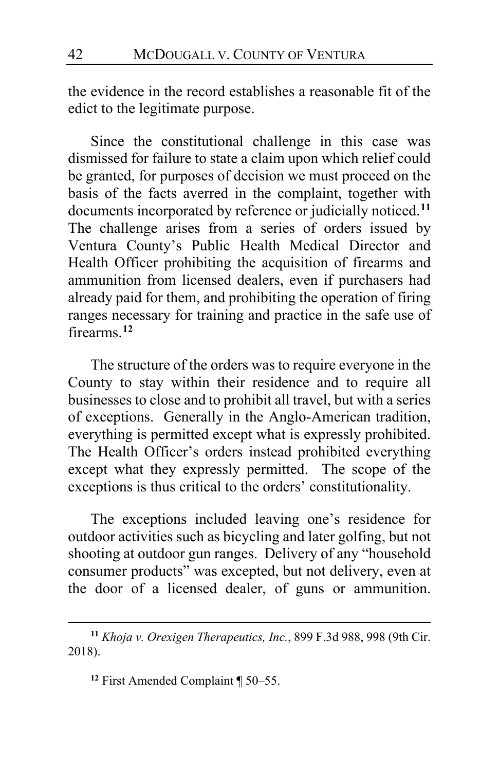the evidence in the record establishes a reasonable fit of the edict to the legitimate purpose.

Since the constitutional challenge in this case was dismissed for failure to state a claim upon which relief could be granted, for purposes of decision we must proceed on the basis of the facts averred in the complaint, together with documents incorporated by reference or judicially noticed.[11] The challenge arises from a series of orders issued by Ventura County's Public Health Medical Director and Health Officer prohibiting the acquisition of firearms and ammunition from licensed dealers, even if purchasers had already paid for them, and prohibiting the operation of firing ranges necessary for training and practice in the safe use of firearms.[12]

The structure of the orders was to require everyone in the County to stay within their residence and to require all businesses to close and to prohibit all travel, but with a series of exceptions. Generally in the Anglo-American tradition, everything is permitted except what is expressly prohibited. The Health Officer's orders instead prohibited everything except what they expressly permitted. The scope of the exceptions is thus critical to the orders' constitutionality.

The exceptions included leaving one's residence for outdoor activities such as bicycling and later golfing, but not shooting at outdoor gun ranges. Delivery of any "household consumer products" was excepted, but not delivery, even at the door of a licensed dealer, of guns or ammunition.

---

[11] *Khoja v. Orexigen Therapeutics, Inc.*, 899 F.3d 988, 998 (9th Cir. 2018).

[12] First Amended Complaint ¶ 50–55.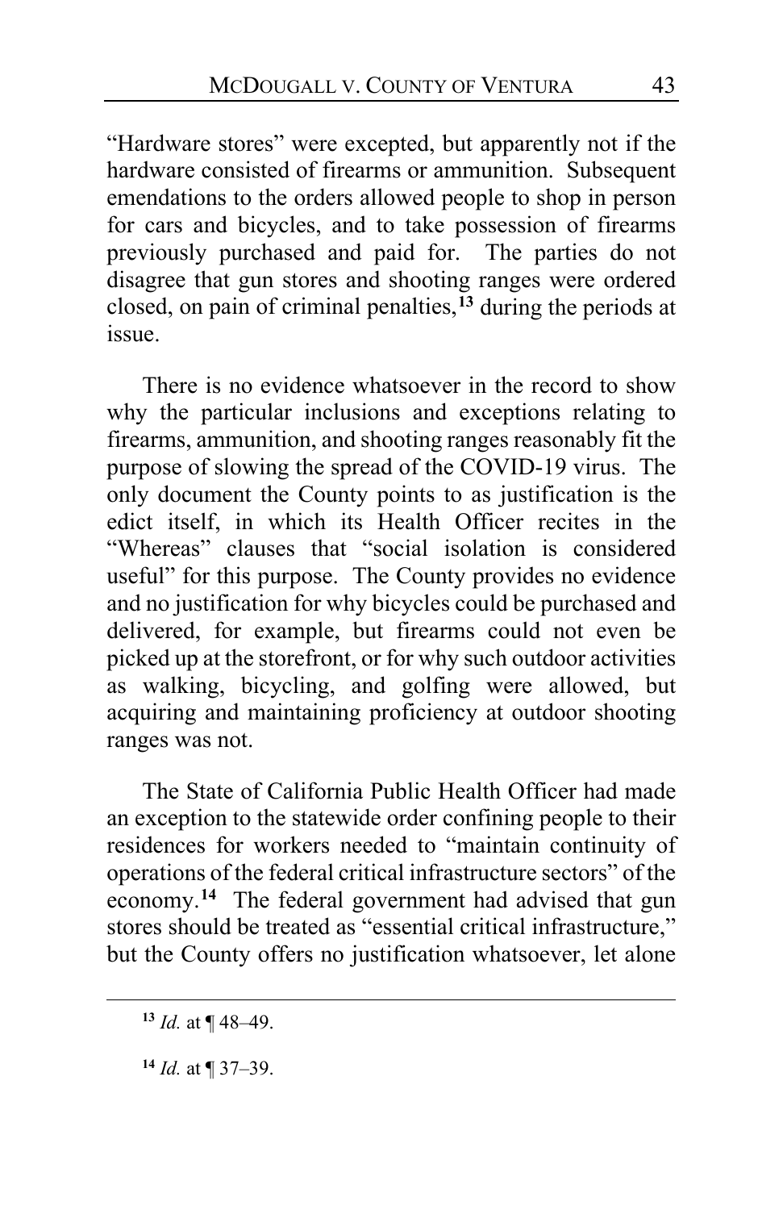"Hardware stores" were excepted, but apparently not if the hardware consisted of firearms or ammunition. Subsequent emendations to the orders allowed people to shop in person for cars and bicycles, and to take possession of firearms previously purchased and paid for. The parties do not disagree that gun stores and shooting ranges were ordered closed, on pain of criminal penalties,[13] during the periods at issue.

There is no evidence whatsoever in the record to show why the particular inclusions and exceptions relating to firearms, ammunition, and shooting ranges reasonably fit the purpose of slowing the spread of the COVID-19 virus. The only document the County points to as justification is the edict itself, in which its Health Officer recites in the "Whereas" clauses that "social isolation is considered useful" for this purpose. The County provides no evidence and no justification for why bicycles could be purchased and delivered, for example, but firearms could not even be picked up at the storefront, or for why such outdoor activities as walking, bicycling, and golfing were allowed, but acquiring and maintaining proficiency at outdoor shooting ranges was not.

The State of California Public Health Officer had made an exception to the statewide order confining people to their residences for workers needed to "maintain continuity of operations of the federal critical infrastructure sectors" of the economy.[14] The federal government had advised that gun stores should be treated as "essential critical infrastructure," but the County offers no justification whatsoever, let alone

---

[13] *Id.* at ¶ 48–49.

[14] *Id.* at ¶ 37–39.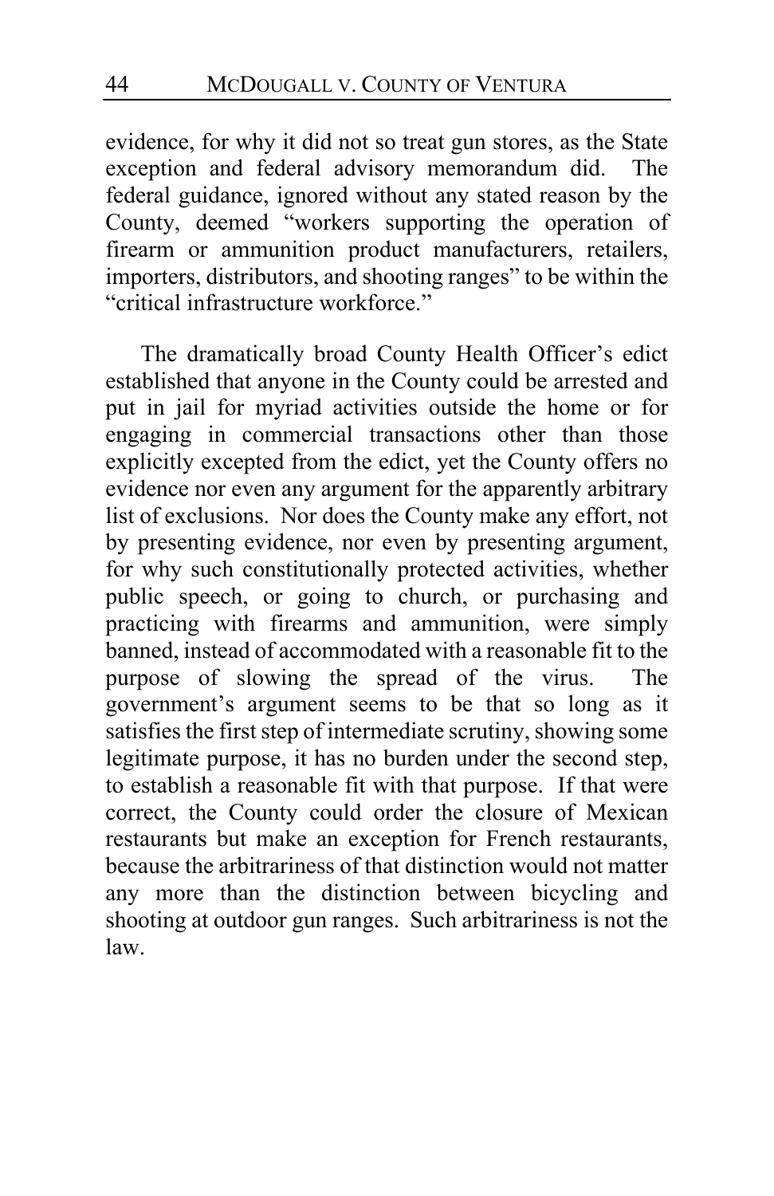evidence, for why it did not so treat gun stores, as the State exception and federal advisory memorandum did. The federal guidance, ignored without any stated reason by the County, deemed "workers supporting the operation of firearm or ammunition product manufacturers, retailers, importers, distributors, and shooting ranges" to be within the "critical infrastructure workforce."

The dramatically broad County Health Officer's edict established that anyone in the County could be arrested and put in jail for myriad activities outside the home or for engaging in commercial transactions other than those explicitly excepted from the edict, yet the County offers no evidence nor even any argument for the apparently arbitrary list of exclusions. Nor does the County make any effort, not by presenting evidence, nor even by presenting argument, for why such constitutionally protected activities, whether public speech, or going to church, or purchasing and practicing with firearms and ammunition, were simply banned, instead of accommodated with a reasonable fit to the purpose of slowing the spread of the virus. The government's argument seems to be that so long as it satisfies the first step of intermediate scrutiny, showing some legitimate purpose, it has no burden under the second step, to establish a reasonable fit with that purpose. If that were correct, the County could order the closure of Mexican restaurants but make an exception for French restaurants, because the arbitrariness of that distinction would not matter any more than the distinction between bicycling and shooting at outdoor gun ranges. Such arbitrariness is not the law.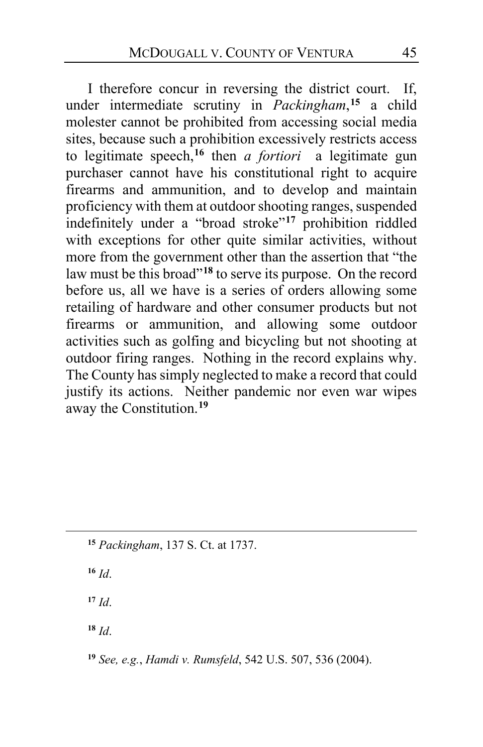I therefore concur in reversing the district court. If, under intermediate scrutiny in *Packingham*,[15] a child molester cannot be prohibited from accessing social media sites, because such a prohibition excessively restricts access to legitimate speech,[16] then *a fortiori* a legitimate gun purchaser cannot have his constitutional right to acquire firearms and ammunition, and to develop and maintain proficiency with them at outdoor shooting ranges, suspended indefinitely under a "broad stroke"[17] prohibition riddled with exceptions for other quite similar activities, without more from the government other than the assertion that "the law must be this broad"[18] to serve its purpose. On the record before us, all we have is a series of orders allowing some retailing of hardware and other consumer products but not firearms or ammunition, and allowing some outdoor activities such as golfing and bicycling but not shooting at outdoor firing ranges. Nothing in the record explains why. The County has simply neglected to make a record that could justify its actions. Neither pandemic nor even war wipes away the Constitution.[19]

---

[15] *Packingham*, 137 S. Ct. at 1737.

[16] *Id*.

[17] *Id*.

[18] *Id*.

[19] *See, e.g.*, *Hamdi v. Rumsfeld*, 542 U.S. 507, 536 (2004).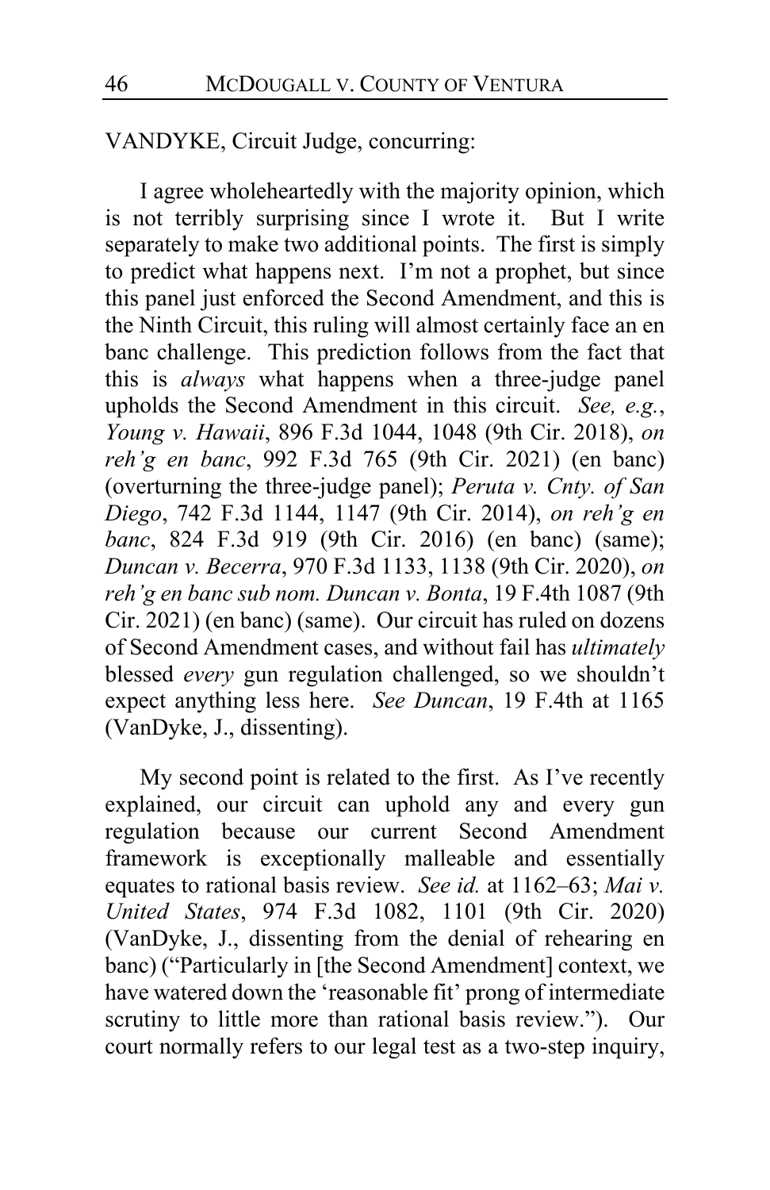VANDYKE, Circuit Judge, concurring:

I agree wholeheartedly with the majority opinion, which is not terribly surprising since I wrote it. But I write separately to make two additional points. The first is simply to predict what happens next. I'm not a prophet, but since this panel just enforced the Second Amendment, and this is the Ninth Circuit, this ruling will almost certainly face an en banc challenge. This prediction follows from the fact that this is *always* what happens when a three-judge panel upholds the Second Amendment in this circuit. *See, e.g.*, *Young v. Hawaii*, 896 F.3d 1044, 1048 (9th Cir. 2018), *on reh'g en banc*, 992 F.3d 765 (9th Cir. 2021) (en banc) (overturning the three-judge panel); *Peruta v. Cnty. of San Diego*, 742 F.3d 1144, 1147 (9th Cir. 2014), *on reh'g en banc*, 824 F.3d 919 (9th Cir. 2016) (en banc) (same); *Duncan v. Becerra*, 970 F.3d 1133, 1138 (9th Cir. 2020), *on reh'g en banc sub nom. Duncan v. Bonta*, 19 F.4th 1087 (9th Cir. 2021) (en banc) (same). Our circuit has ruled on dozens of Second Amendment cases, and without fail has *ultimately* blessed *every* gun regulation challenged, so we shouldn't expect anything less here. *See Duncan*, 19 F.4th at 1165 (VanDyke, J., dissenting).

My second point is related to the first. As I've recently explained, our circuit can uphold any and every gun regulation because our current Second Amendment framework is exceptionally malleable and essentially equates to rational basis review. *See id.* at 1162–63; *Mai v. United States*, 974 F.3d 1082, 1101 (9th Cir. 2020) (VanDyke, J., dissenting from the denial of rehearing en banc) ("Particularly in [the Second Amendment] context, we have watered down the 'reasonable fit' prong of intermediate scrutiny to little more than rational basis review."). Our court normally refers to our legal test as a two-step inquiry,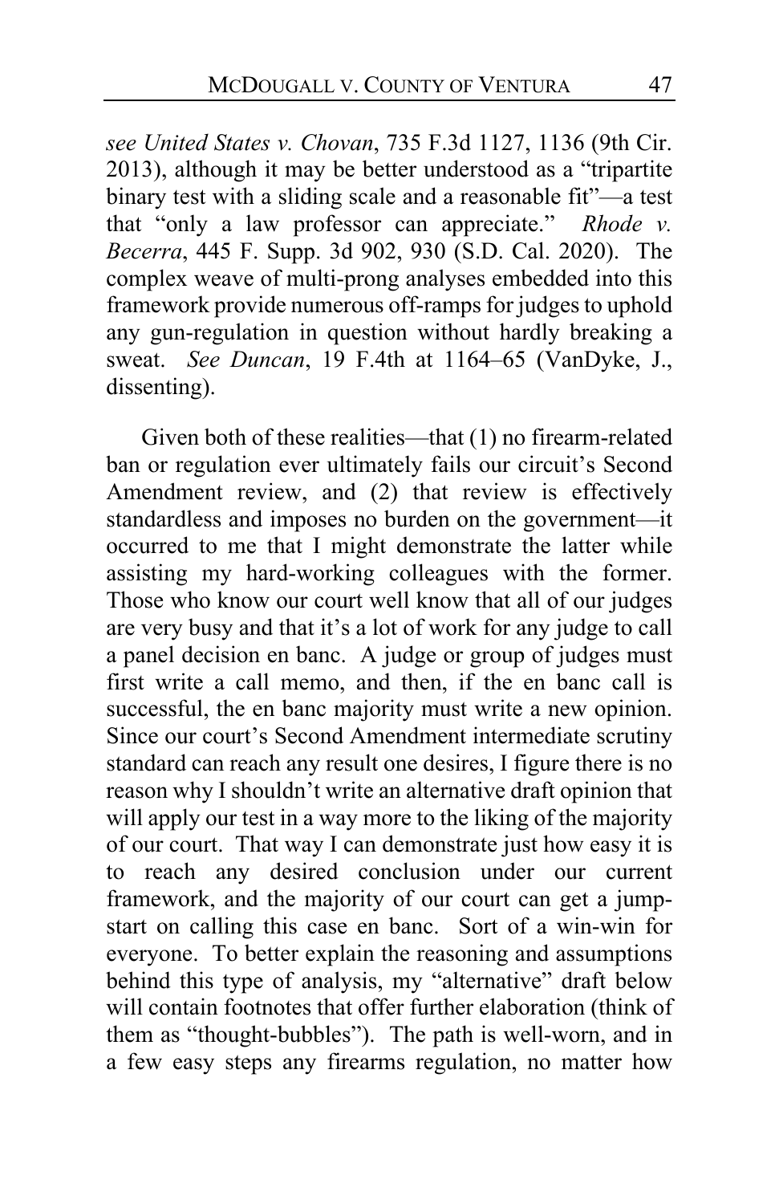*see United States v. Chovan*, 735 F.3d 1127, 1136 (9th Cir. 2013), although it may be better understood as a "tripartite binary test with a sliding scale and a reasonable fit"—a test that "only a law professor can appreciate." *Rhode v. Becerra*, 445 F. Supp. 3d 902, 930 (S.D. Cal. 2020). The complex weave of multi-prong analyses embedded into this framework provide numerous off-ramps for judges to uphold any gun-regulation in question without hardly breaking a sweat. *See Duncan*, 19 F.4th at 1164–65 (VanDyke, J., dissenting).

Given both of these realities—that (1) no firearm-related ban or regulation ever ultimately fails our circuit's Second Amendment review, and (2) that review is effectively standardless and imposes no burden on the government—it occurred to me that I might demonstrate the latter while assisting my hard-working colleagues with the former. Those who know our court well know that all of our judges are very busy and that it's a lot of work for any judge to call a panel decision en banc. A judge or group of judges must first write a call memo, and then, if the en banc call is successful, the en banc majority must write a new opinion. Since our court's Second Amendment intermediate scrutiny standard can reach any result one desires, I figure there is no reason why I shouldn't write an alternative draft opinion that will apply our test in a way more to the liking of the majority of our court. That way I can demonstrate just how easy it is to reach any desired conclusion under our current framework, and the majority of our court can get a jump-start on calling this case en banc. Sort of a win-win for everyone. To better explain the reasoning and assumptions behind this type of analysis, my "alternative" draft below will contain footnotes that offer further elaboration (think of them as "thought-bubbles"). The path is well-worn, and in a few easy steps any firearms regulation, no matter how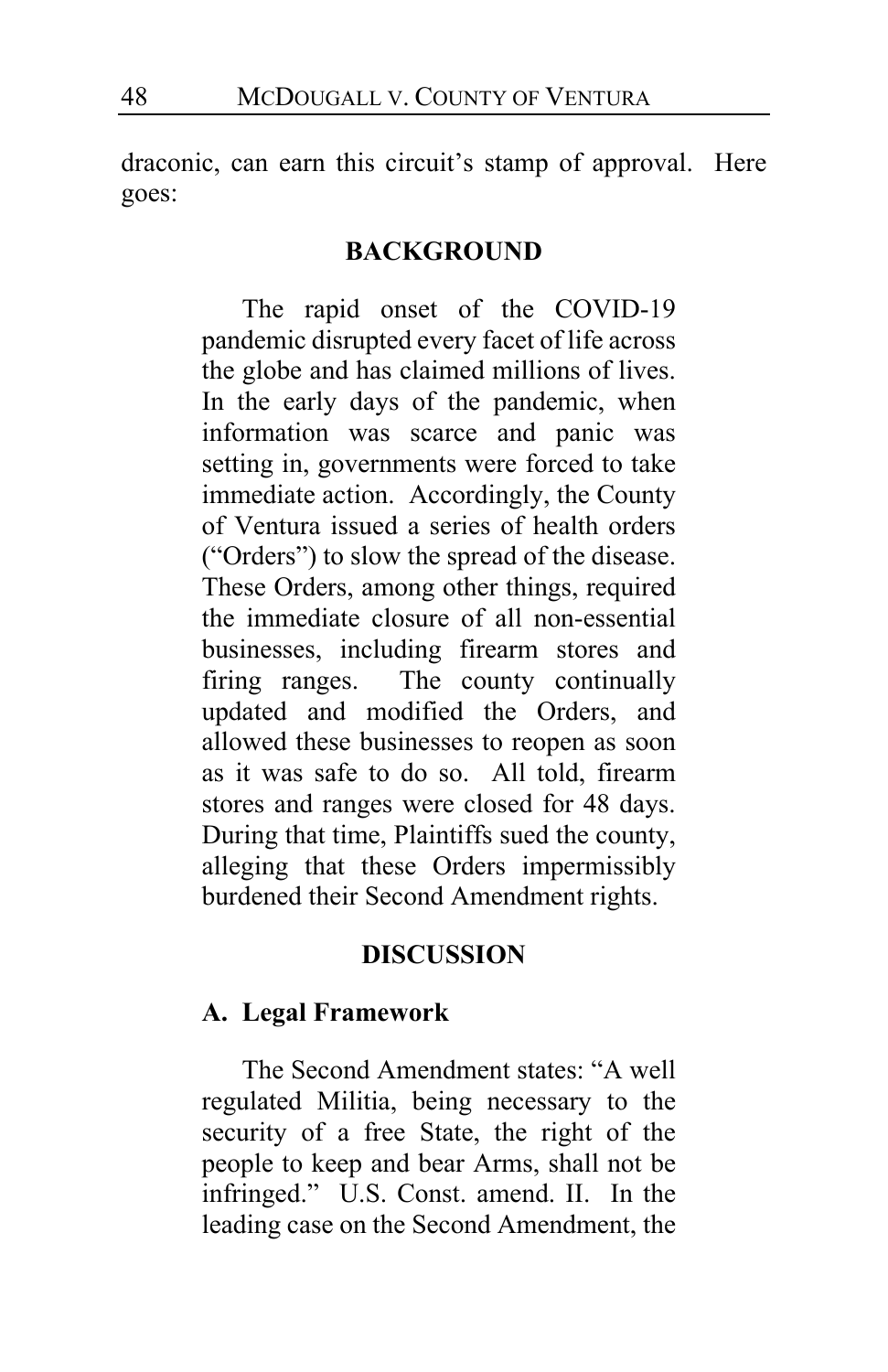draconic, can earn this circuit's stamp of approval. Here goes:

## BACKGROUND

The rapid onset of the COVID-19 pandemic disrupted every facet of life across the globe and has claimed millions of lives. In the early days of the pandemic, when information was scarce and panic was setting in, governments were forced to take immediate action. Accordingly, the County of Ventura issued a series of health orders ("Orders") to slow the spread of the disease. These Orders, among other things, required the immediate closure of all non-essential businesses, including firearm stores and firing ranges. The county continually updated and modified the Orders, and allowed these businesses to reopen as soon as it was safe to do so. All told, firearm stores and ranges were closed for 48 days. During that time, Plaintiffs sued the county, alleging that these Orders impermissibly burdened their Second Amendment rights.

## DISCUSSION

### A. Legal Framework

The Second Amendment states: "A well regulated Militia, being necessary to the security of a free State, the right of the people to keep and bear Arms, shall not be infringed." U.S. Const. amend. II. In the leading case on the Second Amendment, the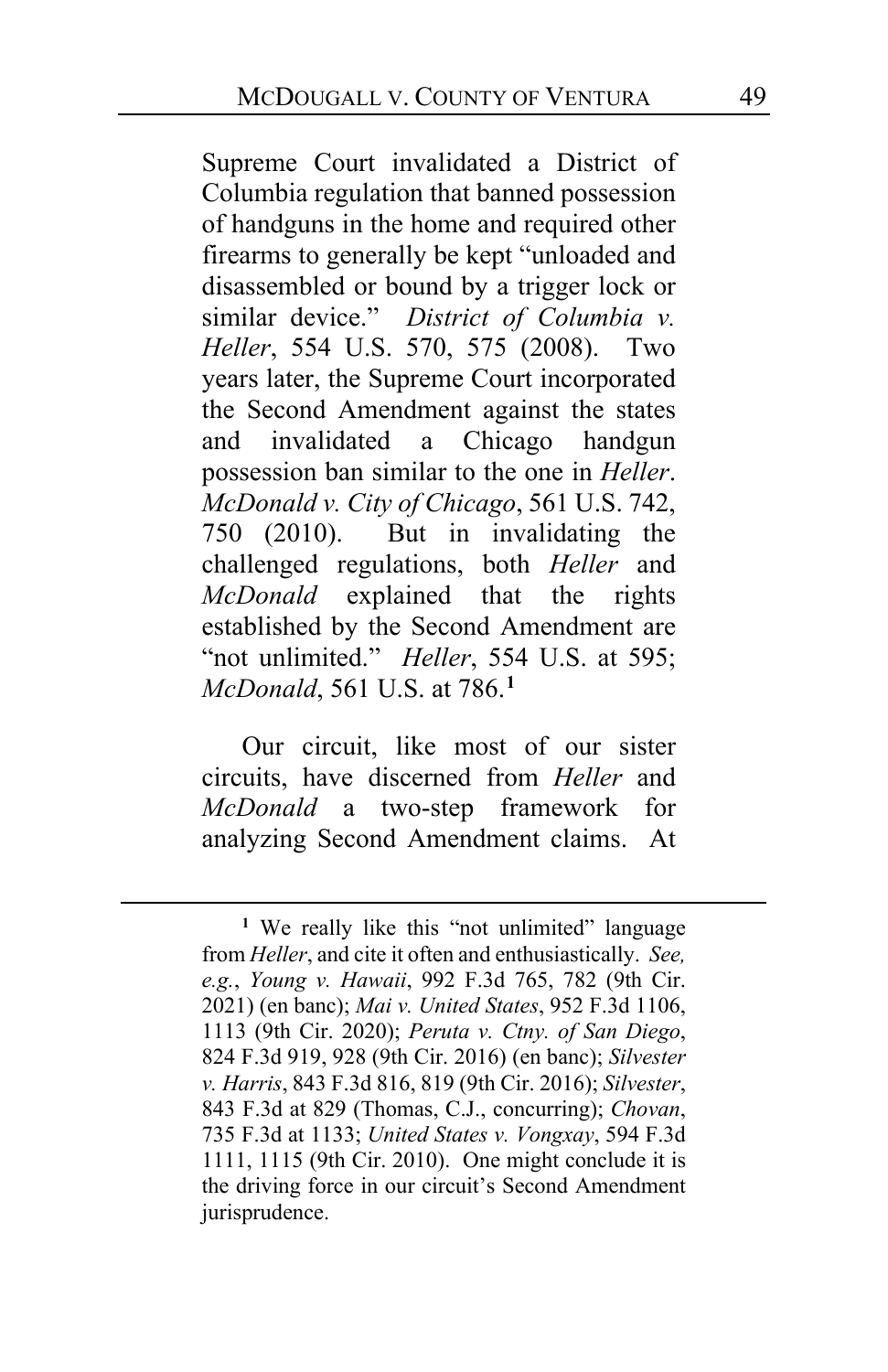Supreme Court invalidated a District of Columbia regulation that banned possession of handguns in the home and required other firearms to generally be kept "unloaded and disassembled or bound by a trigger lock or similar device." *District of Columbia v. Heller*, 554 U.S. 570, 575 (2008). Two years later, the Supreme Court incorporated the Second Amendment against the states and invalidated a Chicago handgun possession ban similar to the one in *Heller*. *McDonald v. City of Chicago*, 561 U.S. 742, 750 (2010). But in invalidating the challenged regulations, both *Heller* and *McDonald* explained that the rights established by the Second Amendment are "not unlimited." *Heller*, 554 U.S. at 595; *McDonald*, 561 U.S. at 786.[1]

Our circuit, like most of our sister circuits, have discerned from *Heller* and *McDonald* a two-step framework for analyzing Second Amendment claims. At

---

[1] We really like this "not unlimited" language from *Heller*, and cite it often and enthusiastically. *See, e.g.*, *Young v. Hawaii*, 992 F.3d 765, 782 (9th Cir. 2021) (en banc); *Mai v. United States*, 952 F.3d 1106, 1113 (9th Cir. 2020); *Peruta v. Ctny. of San Diego*, 824 F.3d 919, 928 (9th Cir. 2016) (en banc); *Silvester v. Harris*, 843 F.3d 816, 819 (9th Cir. 2016); *Silvester*, 843 F.3d at 829 (Thomas, C.J., concurring); *Chovan*, 735 F.3d at 1133; *United States v. Vongxay*, 594 F.3d 1111, 1115 (9th Cir. 2010). One might conclude it is the driving force in our circuit's Second Amendment jurisprudence.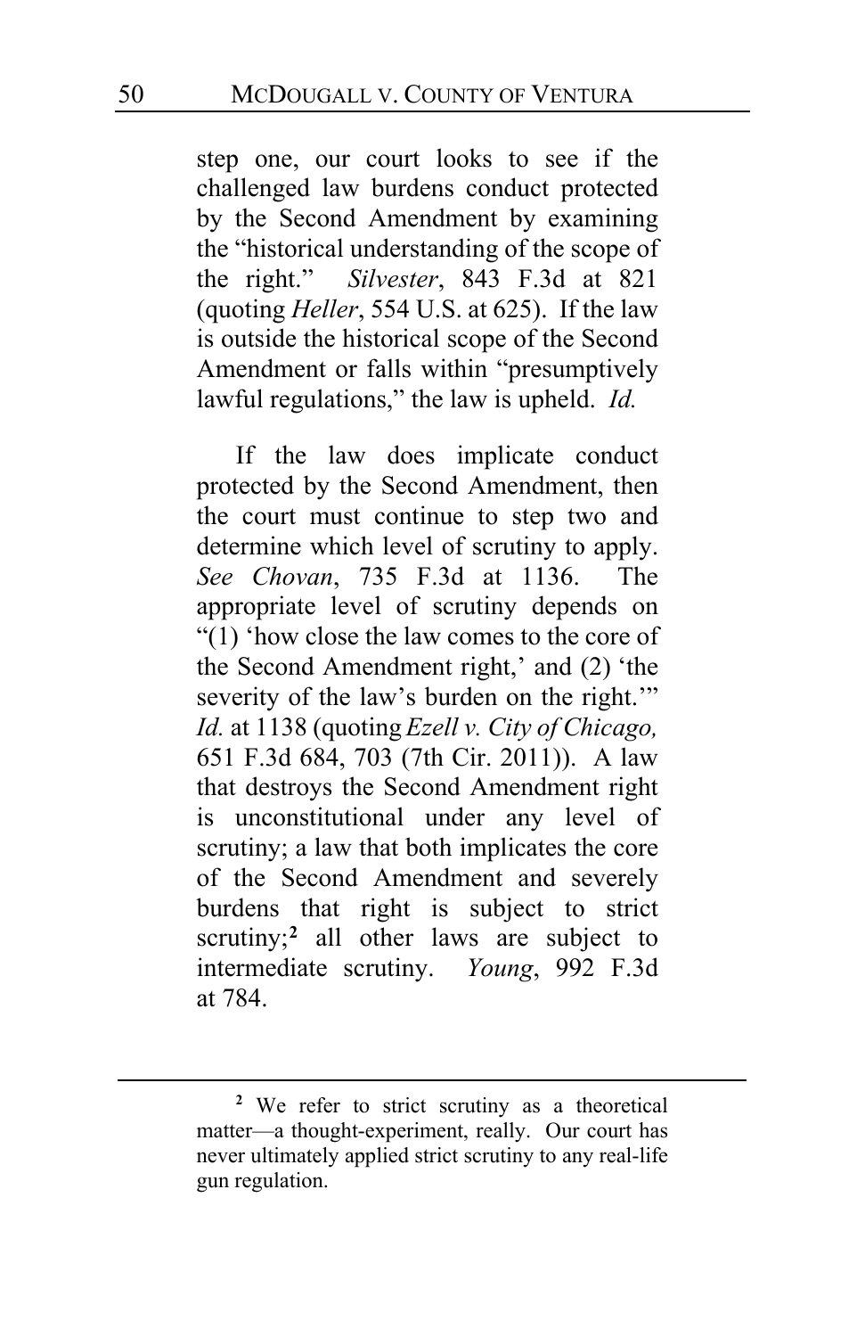step one, our court looks to see if the challenged law burdens conduct protected by the Second Amendment by examining the "historical understanding of the scope of the right." *Silvester*, 843 F.3d at 821 (quoting *Heller*, 554 U.S. at 625). If the law is outside the historical scope of the Second Amendment or falls within "presumptively lawful regulations," the law is upheld. *Id.*

If the law does implicate conduct protected by the Second Amendment, then the court must continue to step two and determine which level of scrutiny to apply. *See Chovan*, 735 F.3d at 1136. The appropriate level of scrutiny depends on "(1) 'how close the law comes to the core of the Second Amendment right,' and (2) 'the severity of the law's burden on the right.'" *Id.* at 1138 (quoting *Ezell v. City of Chicago,* 651 F.3d 684, 703 (7th Cir. 2011)). A law that destroys the Second Amendment right is unconstitutional under any level of scrutiny; a law that both implicates the core of the Second Amendment and severely burdens that right is subject to strict scrutiny;[2] all other laws are subject to intermediate scrutiny. *Young*, 992 F.3d at 784.

---

[2] We refer to strict scrutiny as a theoretical matter—a thought-experiment, really. Our court has never ultimately applied strict scrutiny to any real-life gun regulation.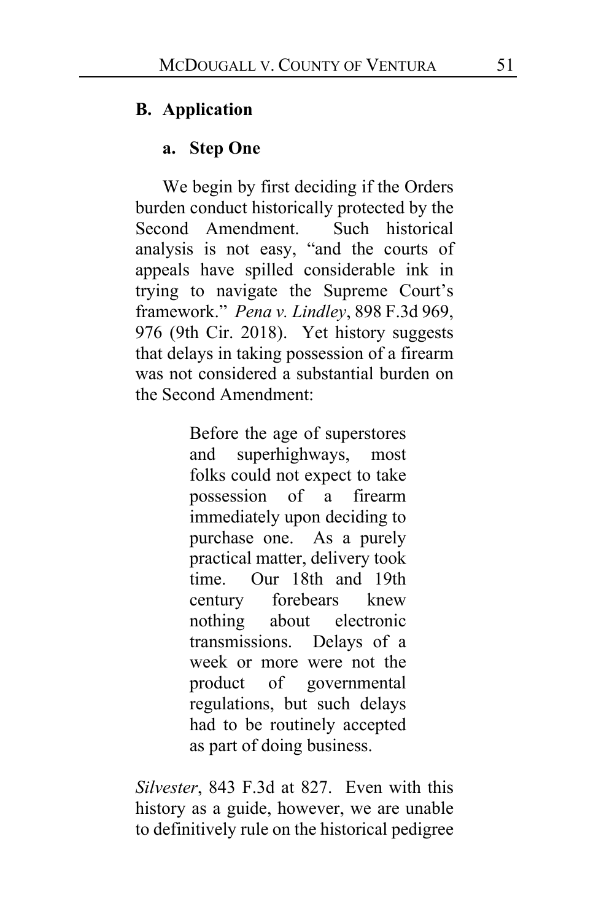### B. Application

#### a. Step One

We begin by first deciding if the Orders burden conduct historically protected by the Second Amendment. Such historical analysis is not easy, "and the courts of appeals have spilled considerable ink in trying to navigate the Supreme Court's framework." *Pena v. Lindley*, 898 F.3d 969, 976 (9th Cir. 2018). Yet history suggests that delays in taking possession of a firearm was not considered a substantial burden on the Second Amendment:

> Before the age of superstores and superhighways, most folks could not expect to take possession of a firearm immediately upon deciding to purchase one. As a purely practical matter, delivery took time. Our 18th and 19th century forebears knew nothing about electronic transmissions. Delays of a week or more were not the product of governmental regulations, but such delays had to be routinely accepted as part of doing business.

*Silvester*, 843 F.3d at 827. Even with this history as a guide, however, we are unable to definitively rule on the historical pedigree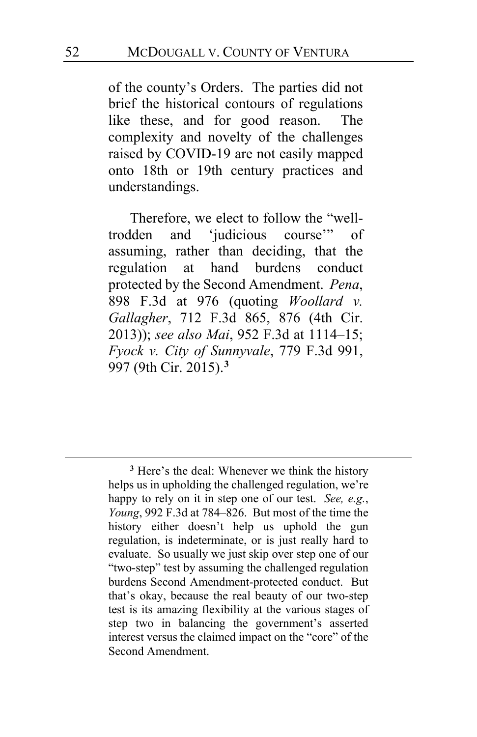of the county's Orders. The parties did not brief the historical contours of regulations like these, and for good reason. The complexity and novelty of the challenges raised by COVID-19 are not easily mapped onto 18th or 19th century practices and understandings.

Therefore, we elect to follow the "well-trodden and 'judicious course'" of assuming, rather than deciding, that the regulation at hand burdens conduct protected by the Second Amendment. *Pena*, 898 F.3d at 976 (quoting *Woollard v. Gallagher*, 712 F.3d 865, 876 (4th Cir. 2013)); *see also Mai*, 952 F.3d at 1114–15; *Fyock v. City of Sunnyvale*, 779 F.3d 991, 997 (9th Cir. 2015).[3]

---

[3] Here's the deal: Whenever we think the history helps us in upholding the challenged regulation, we're happy to rely on it in step one of our test. *See, e.g.*, *Young*, 992 F.3d at 784–826. But most of the time the history either doesn't help us uphold the gun regulation, is indeterminate, or is just really hard to evaluate. So usually we just skip over step one of our "two-step" test by assuming the challenged regulation burdens Second Amendment-protected conduct. But that's okay, because the real beauty of our two-step test is its amazing flexibility at the various stages of step two in balancing the government's asserted interest versus the claimed impact on the "core" of the Second Amendment.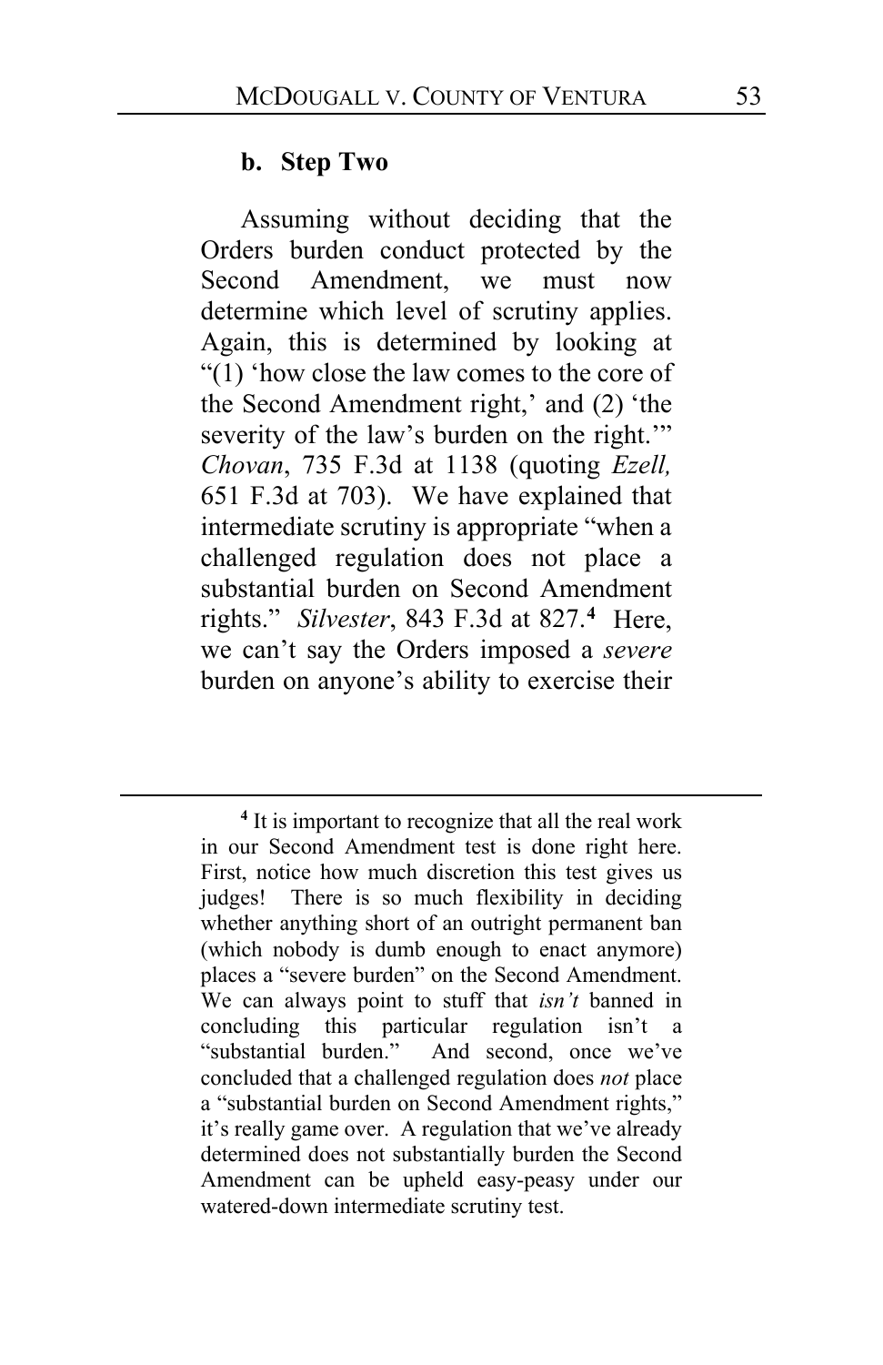**b. Step Two**

Assuming without deciding that the Orders burden conduct protected by the Second Amendment, we must now determine which level of scrutiny applies. Again, this is determined by looking at "(1) 'how close the law comes to the core of the Second Amendment right,' and (2) 'the severity of the law's burden on the right.'" *Chovan*, 735 F.3d at 1138 (quoting *Ezell,* 651 F.3d at 703). We have explained that intermediate scrutiny is appropriate "when a challenged regulation does not place a substantial burden on Second Amendment rights." *Silvester*, 843 F.3d at 827.[4] Here, we can't say the Orders imposed a *severe* burden on anyone's ability to exercise their

---

[4] It is important to recognize that all the real work in our Second Amendment test is done right here. First, notice how much discretion this test gives us judges! There is so much flexibility in deciding whether anything short of an outright permanent ban (which nobody is dumb enough to enact anymore) places a "severe burden" on the Second Amendment. We can always point to stuff that *isn't* banned in concluding this particular regulation isn't a "substantial burden." And second, once we've concluded that a challenged regulation does *not* place a "substantial burden on Second Amendment rights," it's really game over. A regulation that we've already determined does not substantially burden the Second Amendment can be upheld easy-peasy under our watered-down intermediate scrutiny test.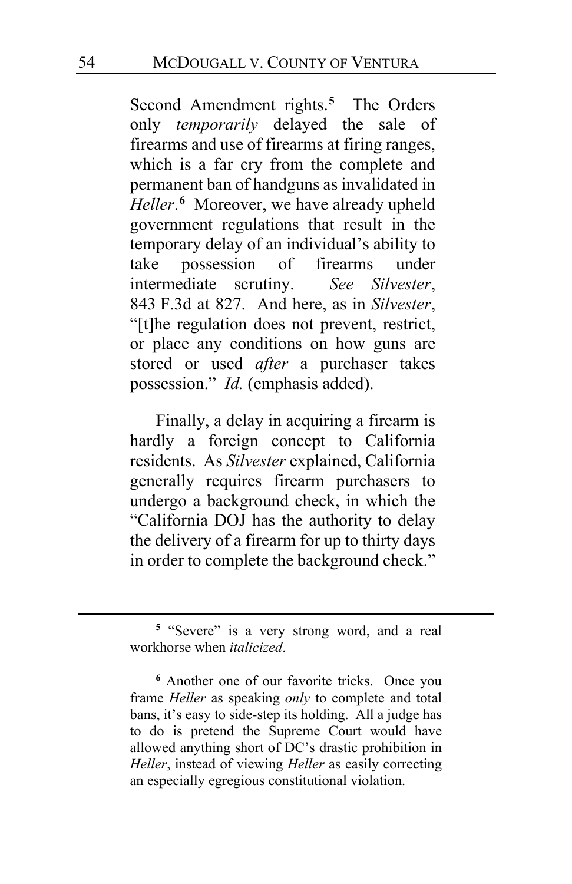Second Amendment rights.[5] The Orders only *temporarily* delayed the sale of firearms and use of firearms at firing ranges, which is a far cry from the complete and permanent ban of handguns as invalidated in *Heller*.[6] Moreover, we have already upheld government regulations that result in the temporary delay of an individual's ability to take possession of firearms under intermediate scrutiny. *See Silvester*, 843 F.3d at 827. And here, as in *Silvester*, "[t]he regulation does not prevent, restrict, or place any conditions on how guns are stored or used *after* a purchaser takes possession." *Id.* (emphasis added).

Finally, a delay in acquiring a firearm is hardly a foreign concept to California residents. As *Silvester* explained, California generally requires firearm purchasers to undergo a background check, in which the "California DOJ has the authority to delay the delivery of a firearm for up to thirty days in order to complete the background check."

---

[5] "Severe" is a very strong word, and a real workhorse when *italicized*.

[6] Another one of our favorite tricks. Once you frame *Heller* as speaking *only* to complete and total bans, it's easy to side-step its holding. All a judge has to do is pretend the Supreme Court would have allowed anything short of DC's drastic prohibition in *Heller*, instead of viewing *Heller* as easily correcting an especially egregious constitutional violation.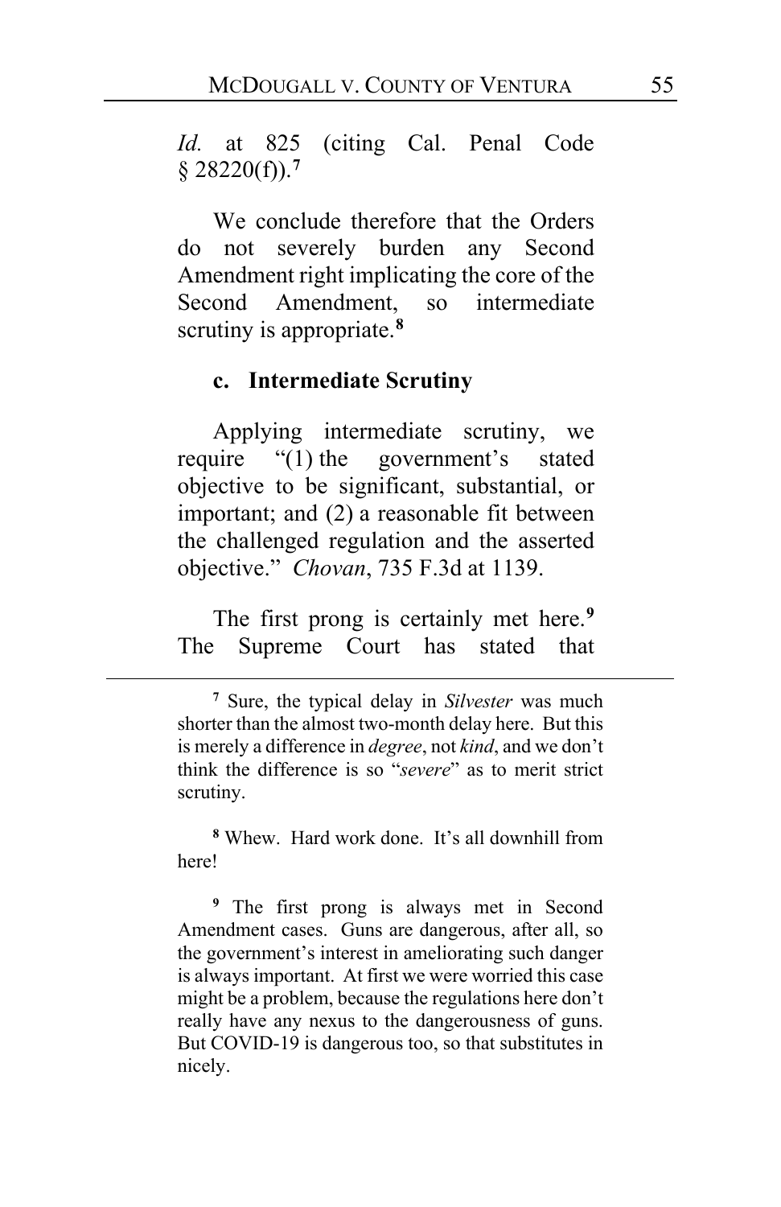*Id.* at 825 (citing Cal. Penal Code § 28220(f)).[7]

We conclude therefore that the Orders do not severely burden any Second Amendment right implicating the core of the Second Amendment, so intermediate scrutiny is appropriate.[8]

#### c. Intermediate Scrutiny

Applying intermediate scrutiny, we require "(1) the government's stated objective to be significant, substantial, or important; and (2) a reasonable fit between the challenged regulation and the asserted objective." *Chovan*, 735 F.3d at 1139.

The first prong is certainly met here.[9] The Supreme Court has stated that

---

[7] Sure, the typical delay in *Silvester* was much shorter than the almost two-month delay here. But this is merely a difference in *degree*, not *kind*, and we don't think the difference is so "*severe*" as to merit strict scrutiny.

[8] Whew. Hard work done. It's all downhill from here!

[9] The first prong is always met in Second Amendment cases. Guns are dangerous, after all, so the government's interest in ameliorating such danger is always important. At first we were worried this case might be a problem, because the regulations here don't really have any nexus to the dangerousness of guns. But COVID-19 is dangerous too, so that substitutes in nicely.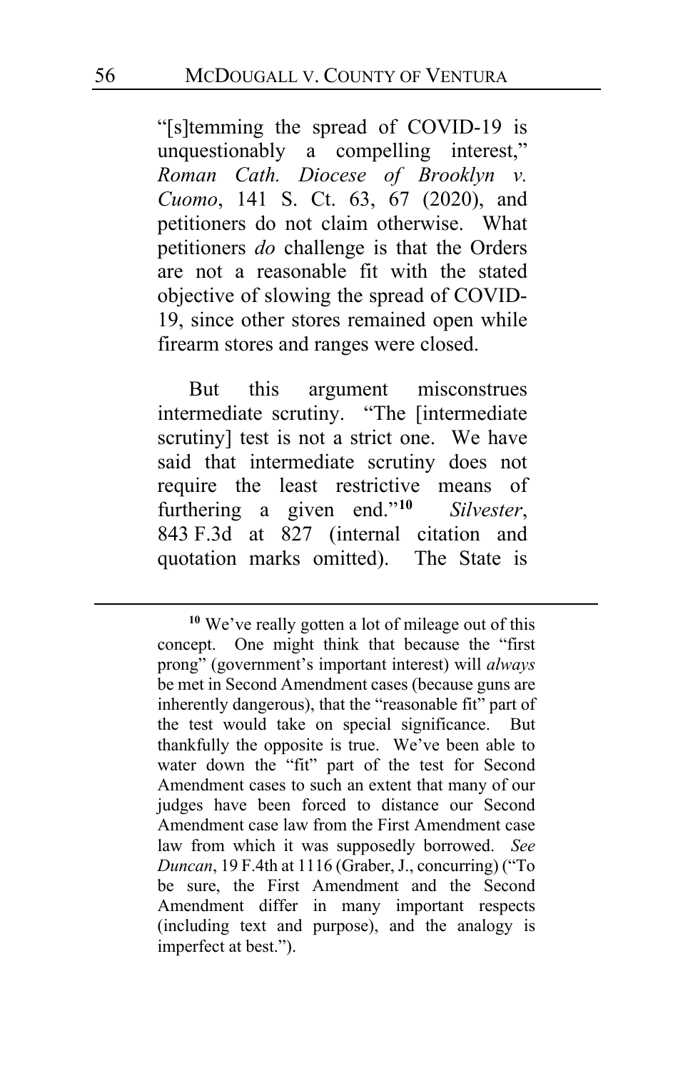"[s]temming the spread of COVID-19 is unquestionably a compelling interest," *Roman Cath. Diocese of Brooklyn v. Cuomo*, 141 S. Ct. 63, 67 (2020), and petitioners do not claim otherwise. What petitioners *do* challenge is that the Orders are not a reasonable fit with the stated objective of slowing the spread of COVID-19, since other stores remained open while firearm stores and ranges were closed.

But this argument misconstrues intermediate scrutiny. "The [intermediate scrutiny] test is not a strict one. We have said that intermediate scrutiny does not require the least restrictive means of furthering a given end."[10] *Silvester*, 843 F.3d at 827 (internal citation and quotation marks omitted). The State is

---

[10] We've really gotten a lot of mileage out of this concept. One might think that because the "first prong" (government's important interest) will *always* be met in Second Amendment cases (because guns are inherently dangerous), that the "reasonable fit" part of the test would take on special significance. But thankfully the opposite is true. We've been able to water down the "fit" part of the test for Second Amendment cases to such an extent that many of our judges have been forced to distance our Second Amendment case law from the First Amendment case law from which it was supposedly borrowed. *See Duncan*, 19 F.4th at 1116 (Graber, J., concurring) ("To be sure, the First Amendment and the Second Amendment differ in many important respects (including text and purpose), and the analogy is imperfect at best.").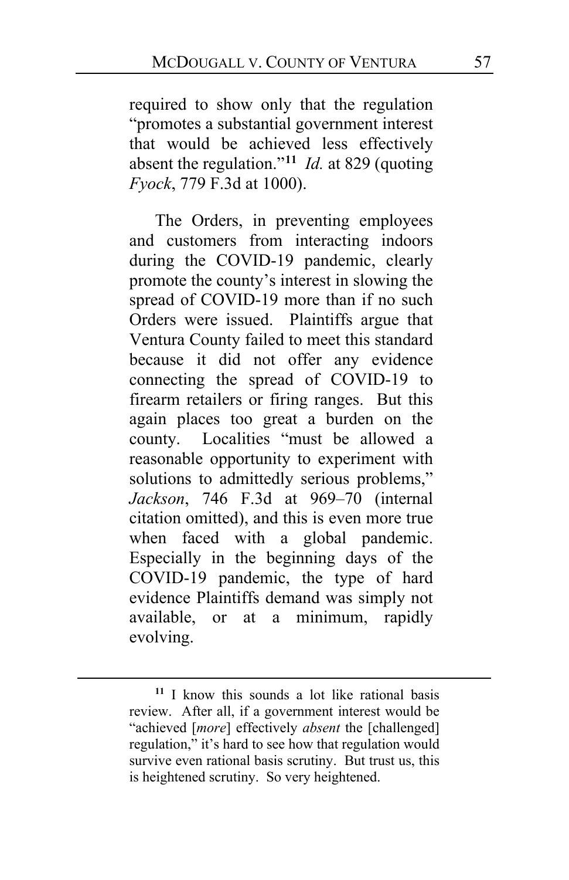required to show only that the regulation "promotes a substantial government interest that would be achieved less effectively absent the regulation."[11] *Id.* at 829 (quoting *Fyock*, 779 F.3d at 1000).

The Orders, in preventing employees and customers from interacting indoors during the COVID-19 pandemic, clearly promote the county's interest in slowing the spread of COVID-19 more than if no such Orders were issued. Plaintiffs argue that Ventura County failed to meet this standard because it did not offer any evidence connecting the spread of COVID-19 to firearm retailers or firing ranges. But this again places too great a burden on the county. Localities "must be allowed a reasonable opportunity to experiment with solutions to admittedly serious problems," *Jackson*, 746 F.3d at 969–70 (internal citation omitted), and this is even more true when faced with a global pandemic. Especially in the beginning days of the COVID-19 pandemic, the type of hard evidence Plaintiffs demand was simply not available, or at a minimum, rapidly evolving.

---

[11] I know this sounds a lot like rational basis review. After all, if a government interest would be "achieved [*more*] effectively *absent* the [challenged] regulation," it's hard to see how that regulation would survive even rational basis scrutiny. But trust us, this is heightened scrutiny. So very heightened.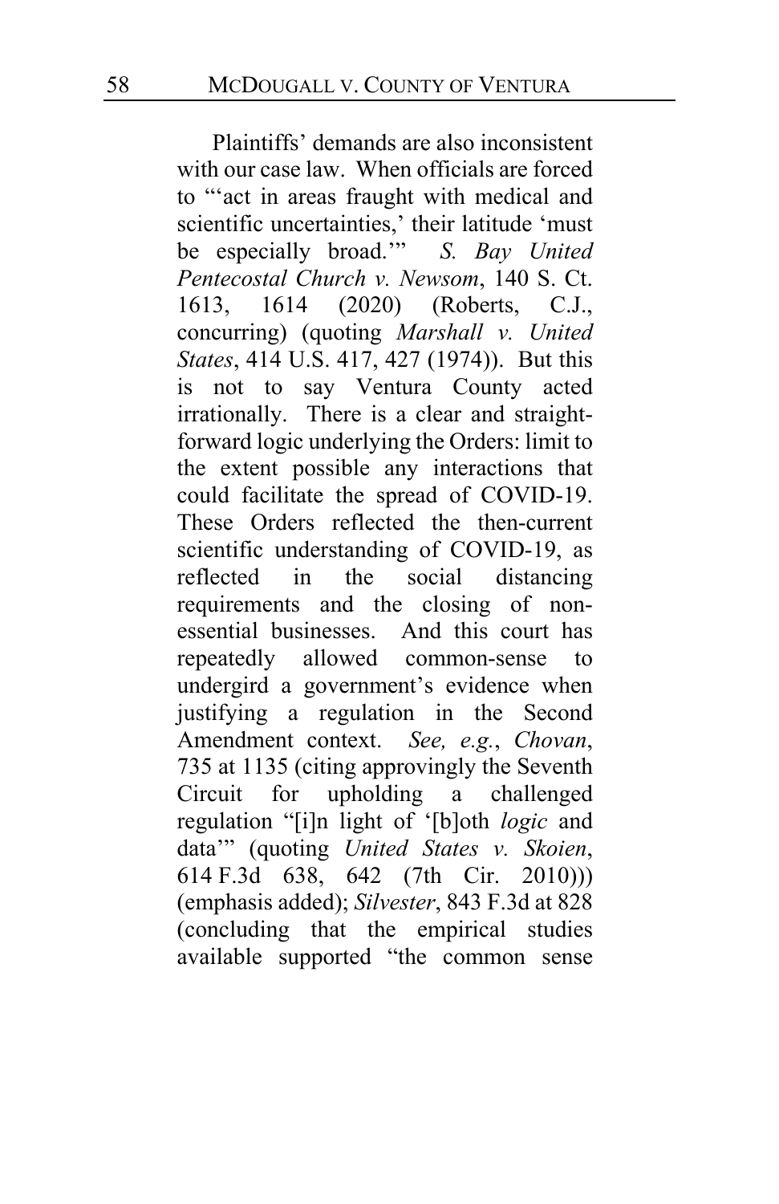Plaintiffs' demands are also inconsistent with our case law. When officials are forced to "'act in areas fraught with medical and scientific uncertainties,' their latitude 'must be especially broad.'" *S. Bay United Pentecostal Church v. Newsom*, 140 S. Ct. 1613, 1614 (2020) (Roberts, C.J., concurring) (quoting *Marshall v. United States*, 414 U.S. 417, 427 (1974)). But this is not to say Ventura County acted irrationally. There is a clear and straight-forward logic underlying the Orders: limit to the extent possible any interactions that could facilitate the spread of COVID-19. These Orders reflected the then-current scientific understanding of COVID-19, as reflected in the social distancing requirements and the closing of non-essential businesses. And this court has repeatedly allowed common-sense to undergird a government's evidence when justifying a regulation in the Second Amendment context. *See, e.g.*, *Chovan*, 735 at 1135 (citing approvingly the Seventh Circuit for upholding a challenged regulation "[i]n light of '[b]oth *logic* and data'" (quoting *United States v. Skoien*, 614 F.3d 638, 642 (7th Cir. 2010))) (emphasis added); *Silvester*, 843 F.3d at 828 (concluding that the empirical studies available supported "the common sense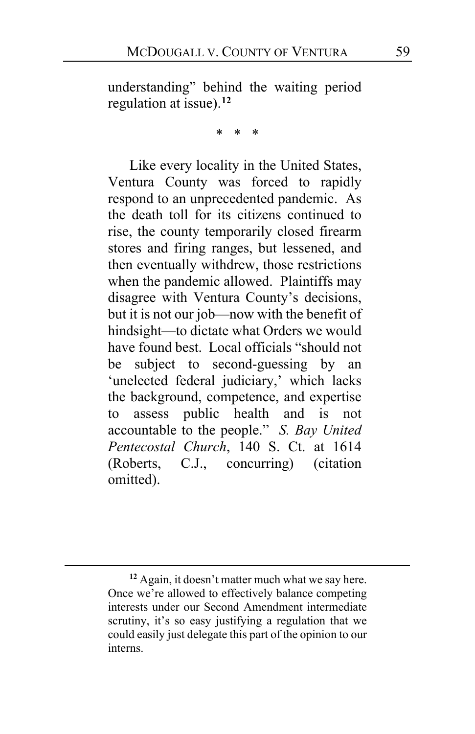understanding" behind the waiting period regulation at issue).[12]

\* \* \*

Like every locality in the United States, Ventura County was forced to rapidly respond to an unprecedented pandemic. As the death toll for its citizens continued to rise, the county temporarily closed firearm stores and firing ranges, but lessened, and then eventually withdrew, those restrictions when the pandemic allowed. Plaintiffs may disagree with Ventura County's decisions, but it is not our job—now with the benefit of hindsight—to dictate what Orders we would have found best. Local officials "should not be subject to second-guessing by an 'unelected federal judiciary,' which lacks the background, competence, and expertise to assess public health and is not accountable to the people." *S. Bay United Pentecostal Church*, 140 S. Ct. at 1614 (Roberts, C.J., concurring) (citation omitted).

---

[12] Again, it doesn't matter much what we say here. Once we're allowed to effectively balance competing interests under our Second Amendment intermediate scrutiny, it's so easy justifying a regulation that we could easily just delegate this part of the opinion to our interns.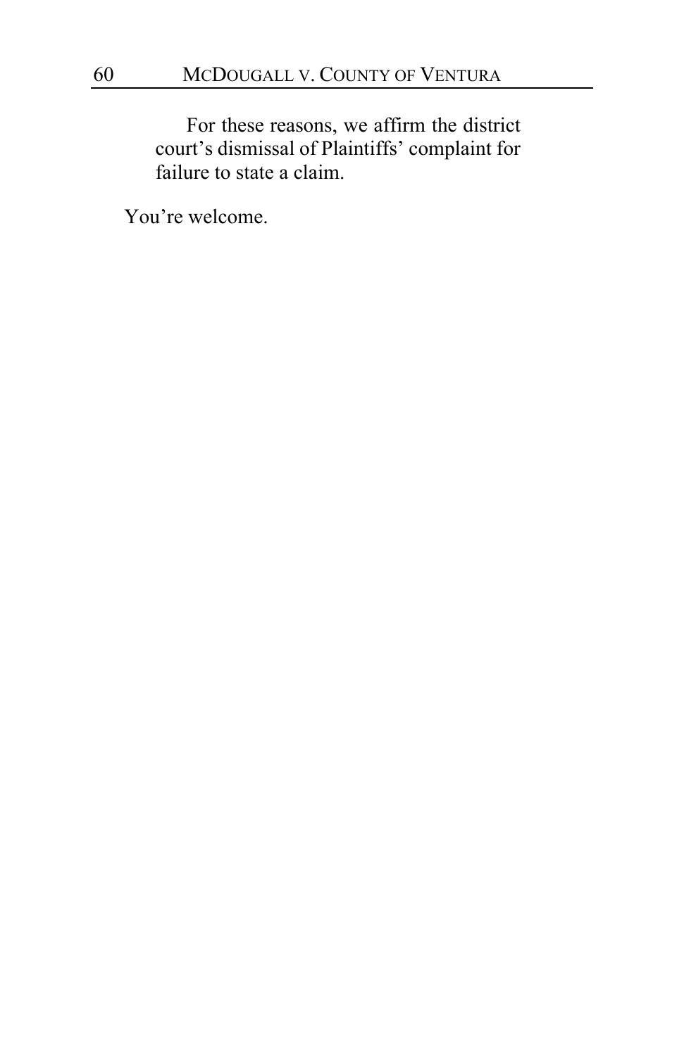> For these reasons, we affirm the district court's dismissal of Plaintiffs' complaint for failure to state a claim.

You're welcome.